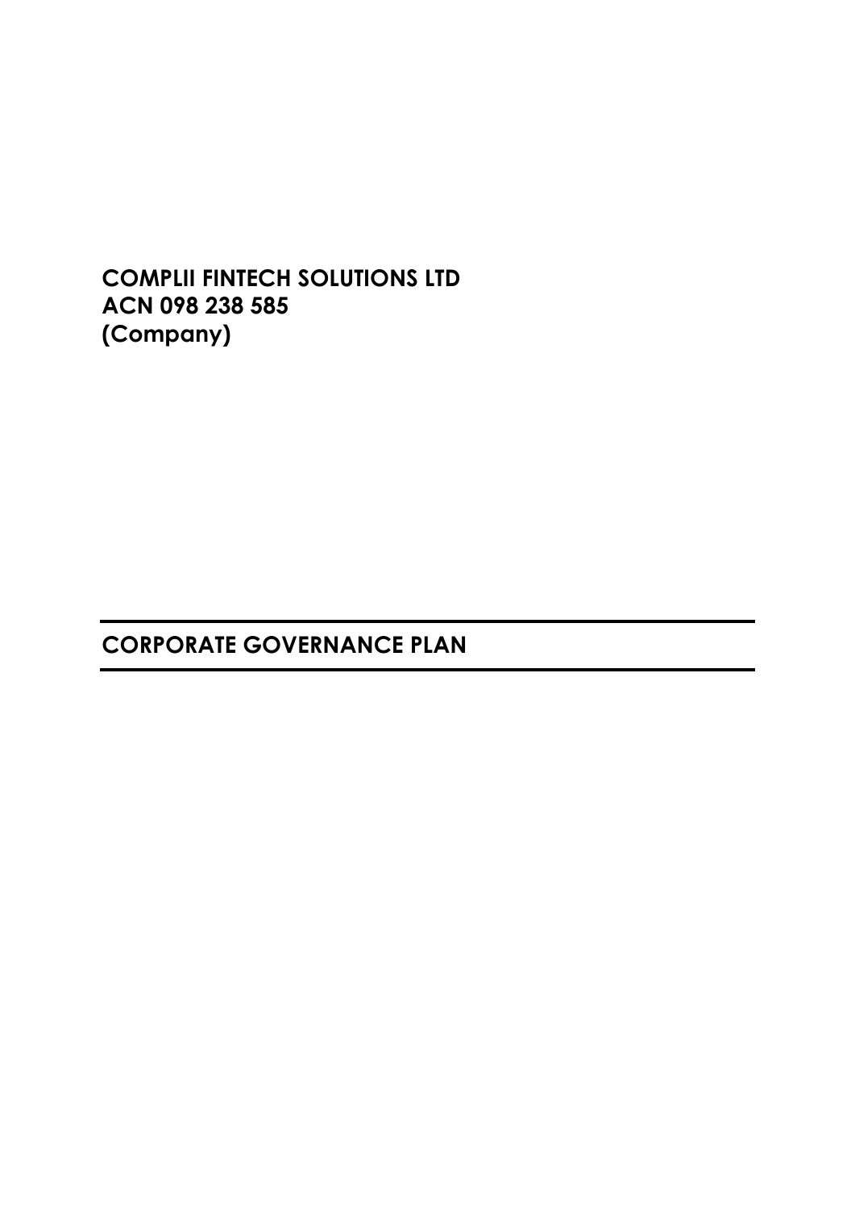**COMPLII FINTECH SOLUTIONS LTD**
**ACN 098 238 585**
**(Company)**

# CORPORATE GOVERNANCE PLAN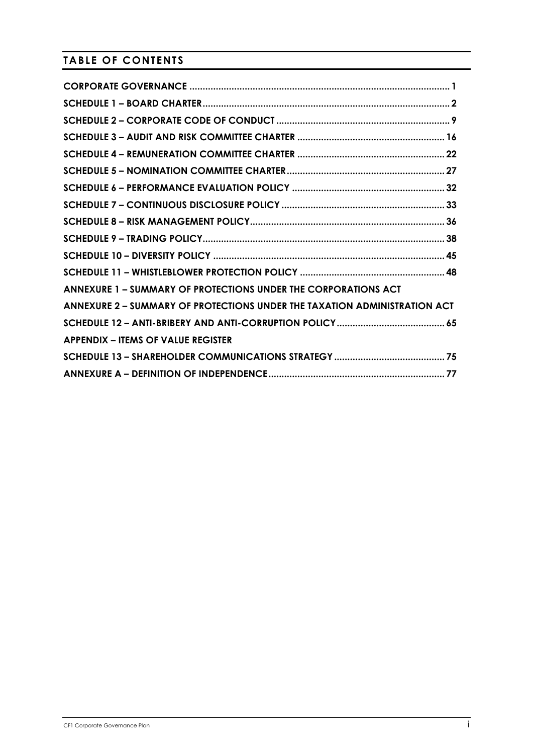## TABLE OF CONTENTS

CORPORATE GOVERNANCE .................................................................................................. 1

SCHEDULE 1 – BOARD CHARTER ........................................................................................... 2

SCHEDULE 2 – CORPORATE CODE OF CONDUCT ................................................................ 9

SCHEDULE 3 – AUDIT AND RISK COMMITTEE CHARTER ...................................................... 16

SCHEDULE 4 – REMUNERATION COMMITTEE CHARTER ...................................................... 22

SCHEDULE 5 – NOMINATION COMMITTEE CHARTER ........................................................... 27

SCHEDULE 6 – PERFORMANCE EVALUATION POLICY ......................................................... 32

SCHEDULE 7 – CONTINUOUS DISCLOSURE POLICY ............................................................ 33

SCHEDULE 8 – RISK MANAGEMENT POLICY ......................................................................... 36

SCHEDULE 9 – TRADING POLICY ........................................................................................... 38

SCHEDULE 10 – DIVERSITY POLICY ....................................................................................... 45

SCHEDULE 11 – WHISTLEBLOWER PROTECTION POLICY ...................................................... 48

ANNEXURE 1 – SUMMARY OF PROTECTIONS UNDER THE CORPORATIONS ACT

ANNEXURE 2 – SUMMARY OF PROTECTIONS UNDER THE TAXATION ADMINISTRATION ACT

SCHEDULE 12 – ANTI-BRIBERY AND ANTI-CORRUPTION POLICY ........................................ 65

APPENDIX – ITEMS OF VALUE REGISTER

SCHEDULE 13 – SHAREHOLDER COMMUNICATIONS STRATEGY .......................................... 75

ANNEXURE A – DEFINITION OF INDEPENDENCE .................................................................. 77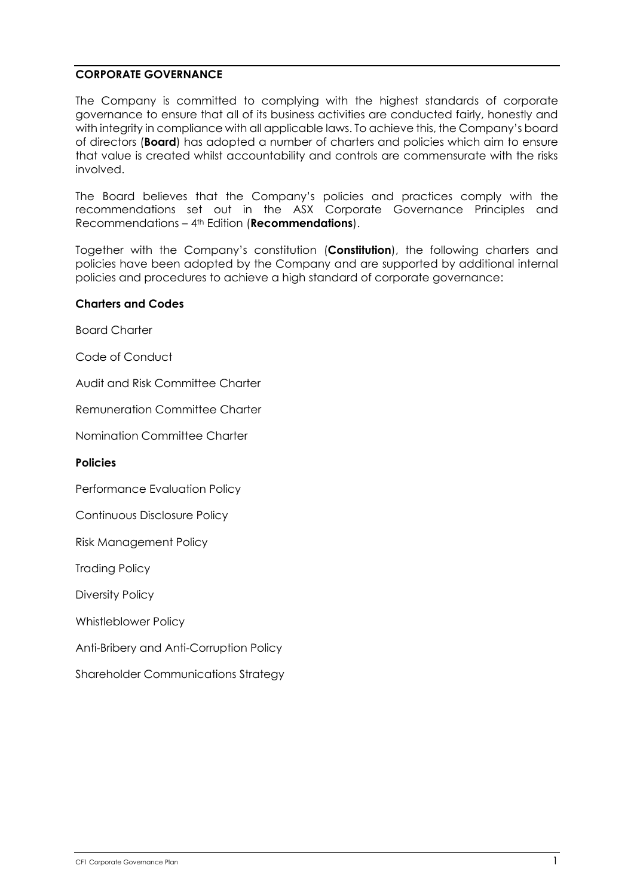## CORPORATE GOVERNANCE

The Company is committed to complying with the highest standards of corporate governance to ensure that all of its business activities are conducted fairly, honestly and with integrity in compliance with all applicable laws. To achieve this, the Company's board of directors (**Board**) has adopted a number of charters and policies which aim to ensure that value is created whilst accountability and controls are commensurate with the risks involved.

The Board believes that the Company's policies and practices comply with the recommendations set out in the ASX Corporate Governance Principles and Recommendations – 4th Edition (**Recommendations**).

Together with the Company's constitution (**Constitution**), the following charters and policies have been adopted by the Company and are supported by additional internal policies and procedures to achieve a high standard of corporate governance:

### Charters and Codes

Board Charter

Code of Conduct

Audit and Risk Committee Charter

Remuneration Committee Charter

Nomination Committee Charter

### Policies

Performance Evaluation Policy

Continuous Disclosure Policy

Risk Management Policy

Trading Policy

Diversity Policy

Whistleblower Policy

Anti-Bribery and Anti-Corruption Policy

Shareholder Communications Strategy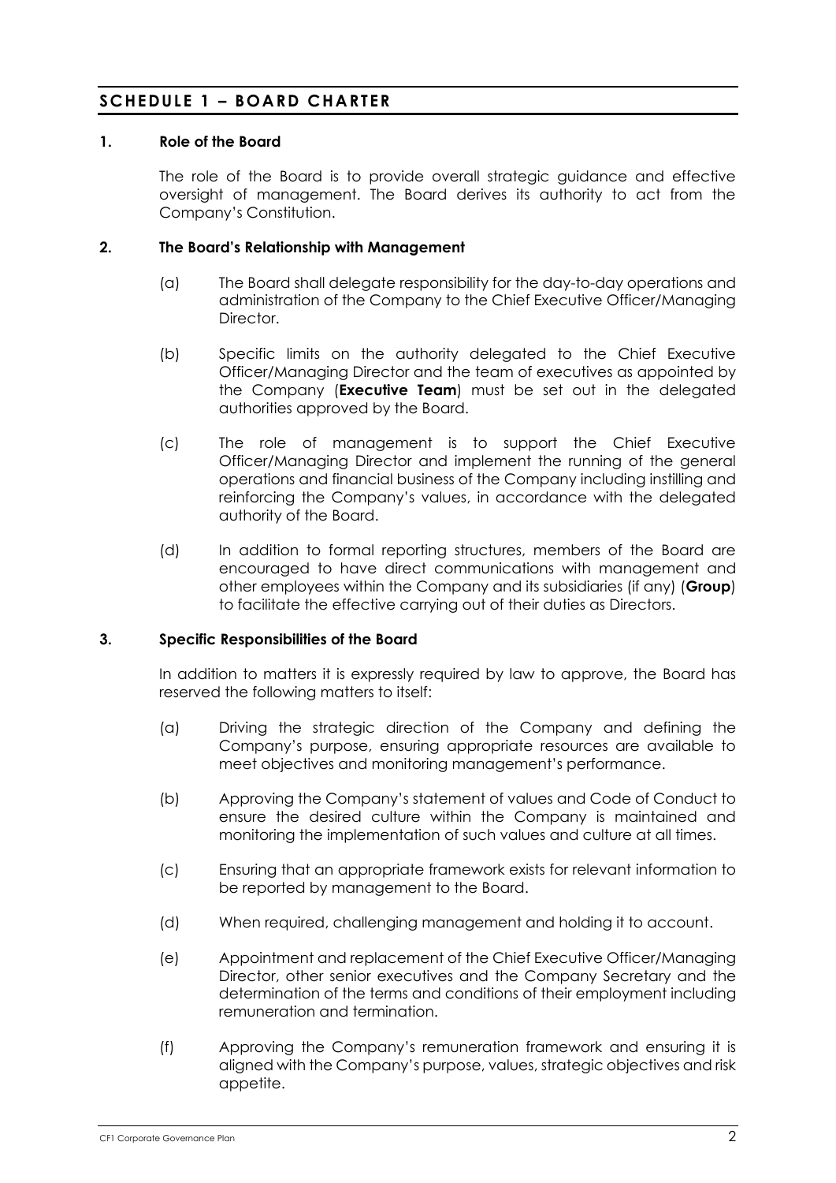## SCHEDULE 1 – BOARD CHARTER

### 1. Role of the Board

The role of the Board is to provide overall strategic guidance and effective oversight of management. The Board derives its authority to act from the Company's Constitution.

### 2. The Board's Relationship with Management

(a) The Board shall delegate responsibility for the day-to-day operations and administration of the Company to the Chief Executive Officer/Managing Director.

(b) Specific limits on the authority delegated to the Chief Executive Officer/Managing Director and the team of executives as appointed by the Company (**Executive Team**) must be set out in the delegated authorities approved by the Board.

(c) The role of management is to support the Chief Executive Officer/Managing Director and implement the running of the general operations and financial business of the Company including instilling and reinforcing the Company's values, in accordance with the delegated authority of the Board.

(d) In addition to formal reporting structures, members of the Board are encouraged to have direct communications with management and other employees within the Company and its subsidiaries (if any) (**Group**) to facilitate the effective carrying out of their duties as Directors.

### 3. Specific Responsibilities of the Board

In addition to matters it is expressly required by law to approve, the Board has reserved the following matters to itself:

(a) Driving the strategic direction of the Company and defining the Company's purpose, ensuring appropriate resources are available to meet objectives and monitoring management's performance.

(b) Approving the Company's statement of values and Code of Conduct to ensure the desired culture within the Company is maintained and monitoring the implementation of such values and culture at all times.

(c) Ensuring that an appropriate framework exists for relevant information to be reported by management to the Board.

(d) When required, challenging management and holding it to account.

(e) Appointment and replacement of the Chief Executive Officer/Managing Director, other senior executives and the Company Secretary and the determination of the terms and conditions of their employment including remuneration and termination.

(f) Approving the Company's remuneration framework and ensuring it is aligned with the Company's purpose, values, strategic objectives and risk appetite.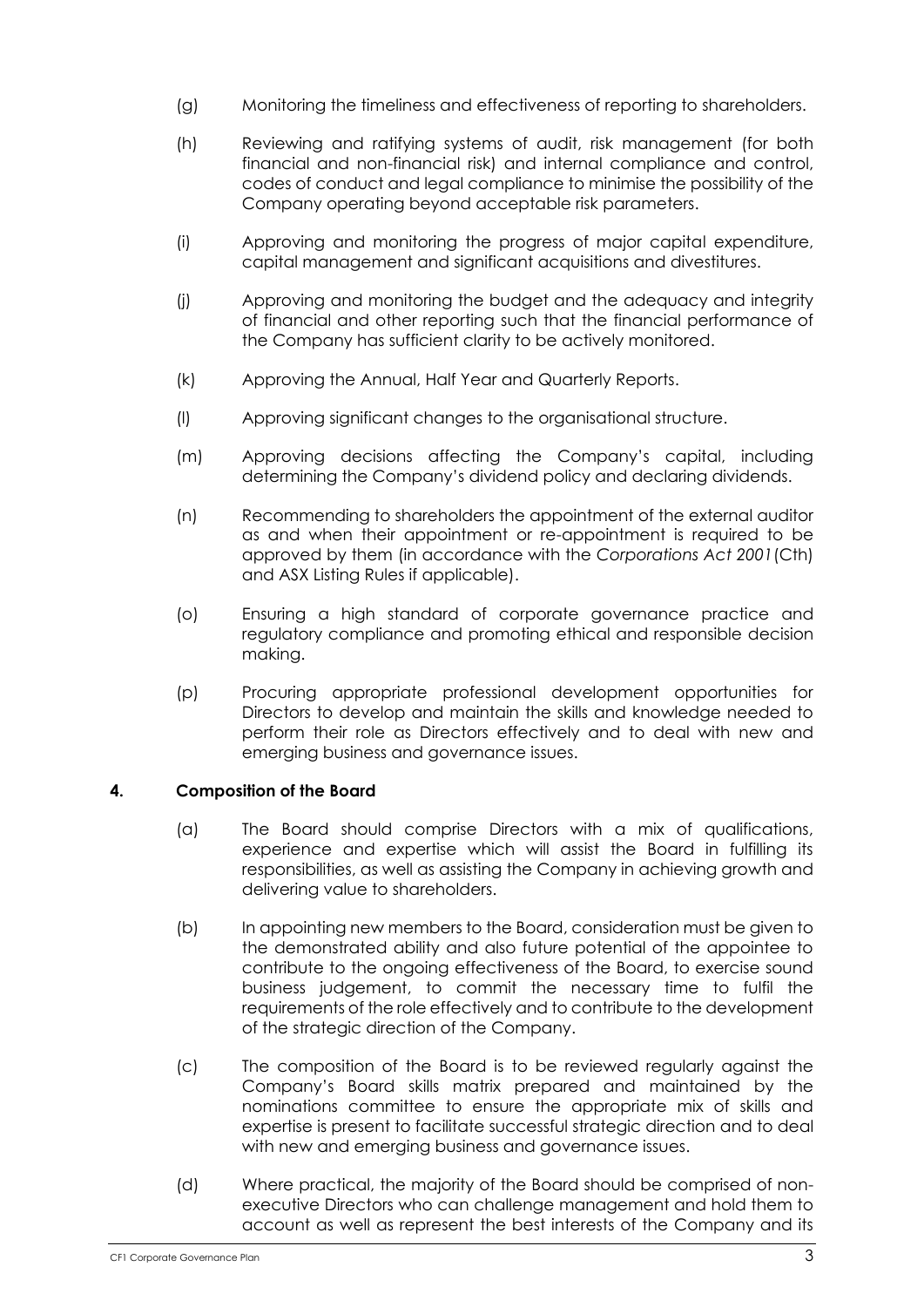(g) Monitoring the timeliness and effectiveness of reporting to shareholders.

(h) Reviewing and ratifying systems of audit, risk management (for both financial and non-financial risk) and internal compliance and control, codes of conduct and legal compliance to minimise the possibility of the Company operating beyond acceptable risk parameters.

(i) Approving and monitoring the progress of major capital expenditure, capital management and significant acquisitions and divestitures.

(j) Approving and monitoring the budget and the adequacy and integrity of financial and other reporting such that the financial performance of the Company has sufficient clarity to be actively monitored.

(k) Approving the Annual, Half Year and Quarterly Reports.

(l) Approving significant changes to the organisational structure.

(m) Approving decisions affecting the Company's capital, including determining the Company's dividend policy and declaring dividends.

(n) Recommending to shareholders the appointment of the external auditor as and when their appointment or re-appointment is required to be approved by them (in accordance with the *Corporations Act 2001* (Cth) and ASX Listing Rules if applicable).

(o) Ensuring a high standard of corporate governance practice and regulatory compliance and promoting ethical and responsible decision making.

(p) Procuring appropriate professional development opportunities for Directors to develop and maintain the skills and knowledge needed to perform their role as Directors effectively and to deal with new and emerging business and governance issues.

## 4. Composition of the Board

(a) The Board should comprise Directors with a mix of qualifications, experience and expertise which will assist the Board in fulfilling its responsibilities, as well as assisting the Company in achieving growth and delivering value to shareholders.

(b) In appointing new members to the Board, consideration must be given to the demonstrated ability and also future potential of the appointee to contribute to the ongoing effectiveness of the Board, to exercise sound business judgement, to commit the necessary time to fulfil the requirements of the role effectively and to contribute to the development of the strategic direction of the Company.

(c) The composition of the Board is to be reviewed regularly against the Company's Board skills matrix prepared and maintained by the nominations committee to ensure the appropriate mix of skills and expertise is present to facilitate successful strategic direction and to deal with new and emerging business and governance issues.

(d) Where practical, the majority of the Board should be comprised of non-executive Directors who can challenge management and hold them to account as well as represent the best interests of the Company and its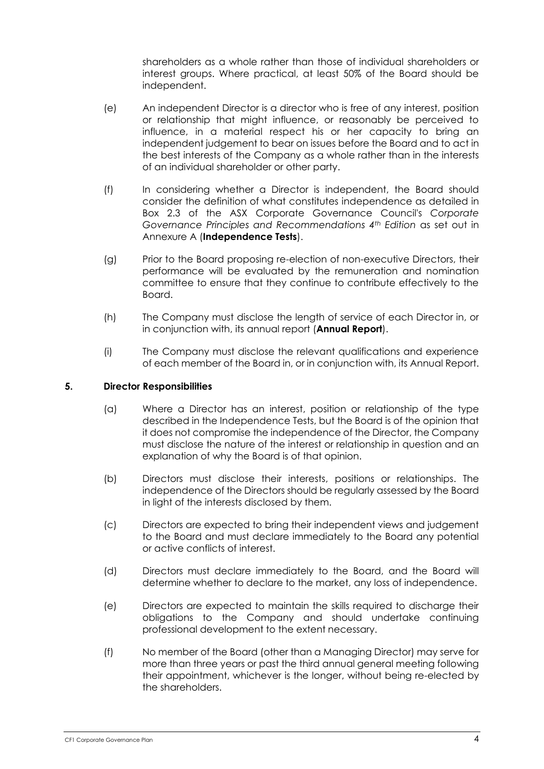shareholders as a whole rather than those of individual shareholders or interest groups. Where practical, at least 50% of the Board should be independent.

(e) An independent Director is a director who is free of any interest, position or relationship that might influence, or reasonably be perceived to influence, in a material respect his or her capacity to bring an independent judgement to bear on issues before the Board and to act in the best interests of the Company as a whole rather than in the interests of an individual shareholder or other party.

(f) In considering whether a Director is independent, the Board should consider the definition of what constitutes independence as detailed in Box 2.3 of the ASX Corporate Governance Council's *Corporate Governance Principles and Recommendations 4th Edition* as set out in Annexure A (**Independence Tests**).

(g) Prior to the Board proposing re-election of non-executive Directors, their performance will be evaluated by the remuneration and nomination committee to ensure that they continue to contribute effectively to the Board.

(h) The Company must disclose the length of service of each Director in, or in conjunction with, its annual report (**Annual Report**).

(i) The Company must disclose the relevant qualifications and experience of each member of the Board in, or in conjunction with, its Annual Report.

### 5. Director Responsibilities

(a) Where a Director has an interest, position or relationship of the type described in the Independence Tests, but the Board is of the opinion that it does not compromise the independence of the Director, the Company must disclose the nature of the interest or relationship in question and an explanation of why the Board is of that opinion.

(b) Directors must disclose their interests, positions or relationships. The independence of the Directors should be regularly assessed by the Board in light of the interests disclosed by them.

(c) Directors are expected to bring their independent views and judgement to the Board and must declare immediately to the Board any potential or active conflicts of interest.

(d) Directors must declare immediately to the Board, and the Board will determine whether to declare to the market, any loss of independence.

(e) Directors are expected to maintain the skills required to discharge their obligations to the Company and should undertake continuing professional development to the extent necessary.

(f) No member of the Board (other than a Managing Director) may serve for more than three years or past the third annual general meeting following their appointment, whichever is the longer, without being re-elected by the shareholders.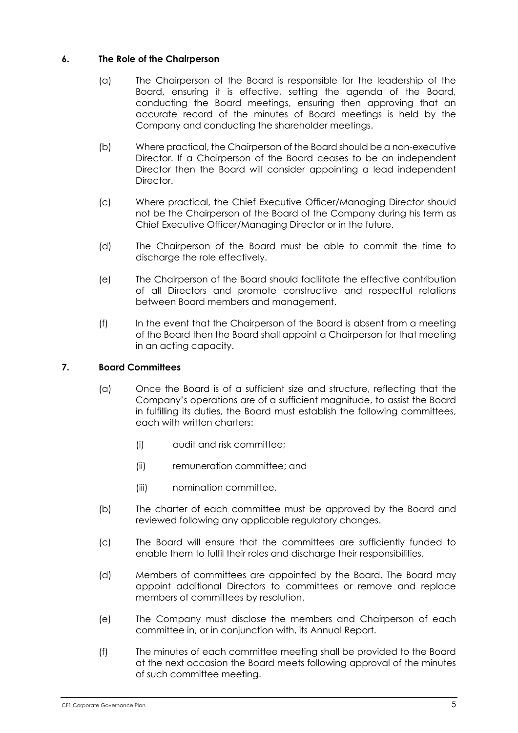### 6. The Role of the Chairperson

(a) The Chairperson of the Board is responsible for the leadership of the Board, ensuring it is effective, setting the agenda of the Board, conducting the Board meetings, ensuring then approving that an accurate record of the minutes of Board meetings is held by the Company and conducting the shareholder meetings.

(b) Where practical, the Chairperson of the Board should be a non-executive Director. If a Chairperson of the Board ceases to be an independent Director then the Board will consider appointing a lead independent Director.

(c) Where practical, the Chief Executive Officer/Managing Director should not be the Chairperson of the Board of the Company during his term as Chief Executive Officer/Managing Director or in the future.

(d) The Chairperson of the Board must be able to commit the time to discharge the role effectively.

(e) The Chairperson of the Board should facilitate the effective contribution of all Directors and promote constructive and respectful relations between Board members and management.

(f) In the event that the Chairperson of the Board is absent from a meeting of the Board then the Board shall appoint a Chairperson for that meeting in an acting capacity.

### 7. Board Committees

(a) Once the Board is of a sufficient size and structure, reflecting that the Company's operations are of a sufficient magnitude, to assist the Board in fulfilling its duties, the Board must establish the following committees, each with written charters:

  (i) audit and risk committee;

  (ii) remuneration committee; and

  (iii) nomination committee.

(b) The charter of each committee must be approved by the Board and reviewed following any applicable regulatory changes.

(c) The Board will ensure that the committees are sufficiently funded to enable them to fulfil their roles and discharge their responsibilities.

(d) Members of committees are appointed by the Board. The Board may appoint additional Directors to committees or remove and replace members of committees by resolution.

(e) The Company must disclose the members and Chairperson of each committee in, or in conjunction with, its Annual Report.

(f) The minutes of each committee meeting shall be provided to the Board at the next occasion the Board meets following approval of the minutes of such committee meeting.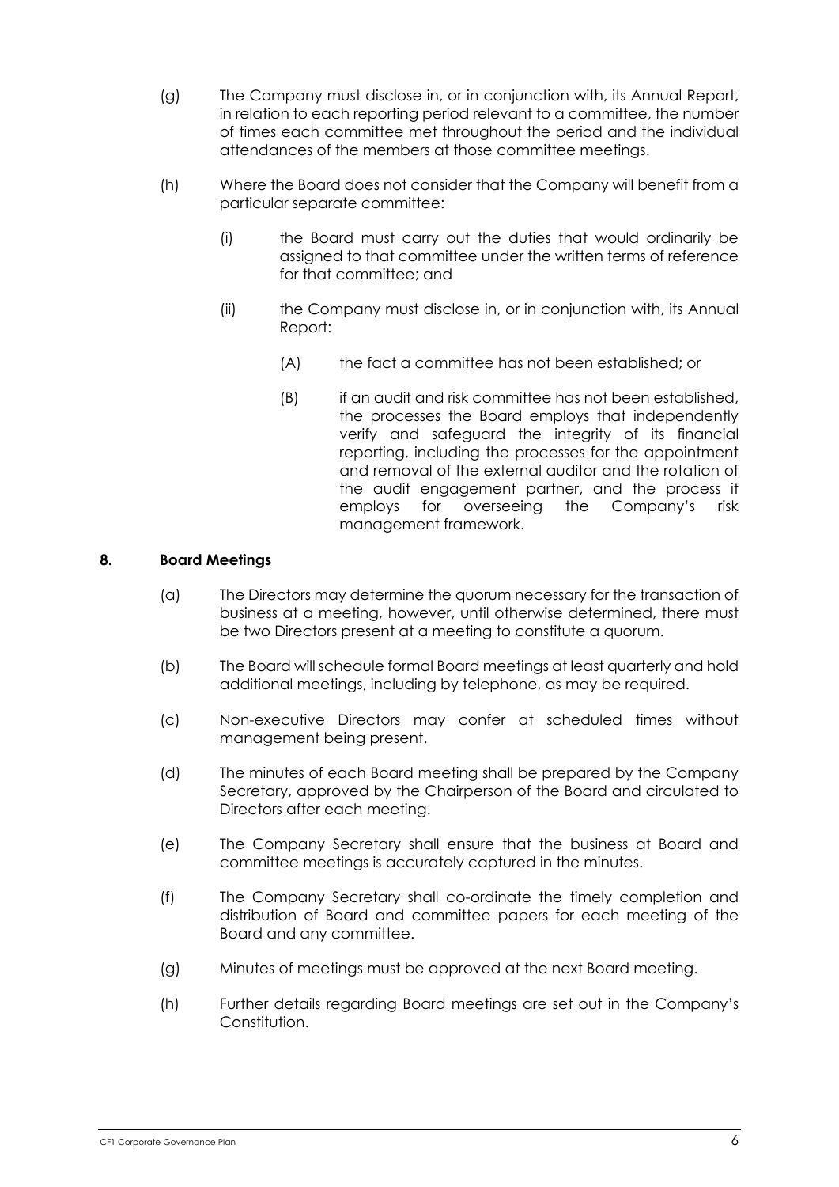(g) The Company must disclose in, or in conjunction with, its Annual Report, in relation to each reporting period relevant to a committee, the number of times each committee met throughout the period and the individual attendances of the members at those committee meetings.

(h) Where the Board does not consider that the Company will benefit from a particular separate committee:

  (i) the Board must carry out the duties that would ordinarily be assigned to that committee under the written terms of reference for that committee; and

  (ii) the Company must disclose in, or in conjunction with, its Annual Report:

    (A) the fact a committee has not been established; or

    (B) if an audit and risk committee has not been established, the processes the Board employs that independently verify and safeguard the integrity of its financial reporting, including the processes for the appointment and removal of the external auditor and the rotation of the audit engagement partner, and the process it employs for overseeing the Company's risk management framework.

## 8. Board Meetings

(a) The Directors may determine the quorum necessary for the transaction of business at a meeting, however, until otherwise determined, there must be two Directors present at a meeting to constitute a quorum.

(b) The Board will schedule formal Board meetings at least quarterly and hold additional meetings, including by telephone, as may be required.

(c) Non-executive Directors may confer at scheduled times without management being present.

(d) The minutes of each Board meeting shall be prepared by the Company Secretary, approved by the Chairperson of the Board and circulated to Directors after each meeting.

(e) The Company Secretary shall ensure that the business at Board and committee meetings is accurately captured in the minutes.

(f) The Company Secretary shall co-ordinate the timely completion and distribution of Board and committee papers for each meeting of the Board and any committee.

(g) Minutes of meetings must be approved at the next Board meeting.

(h) Further details regarding Board meetings are set out in the Company's Constitution.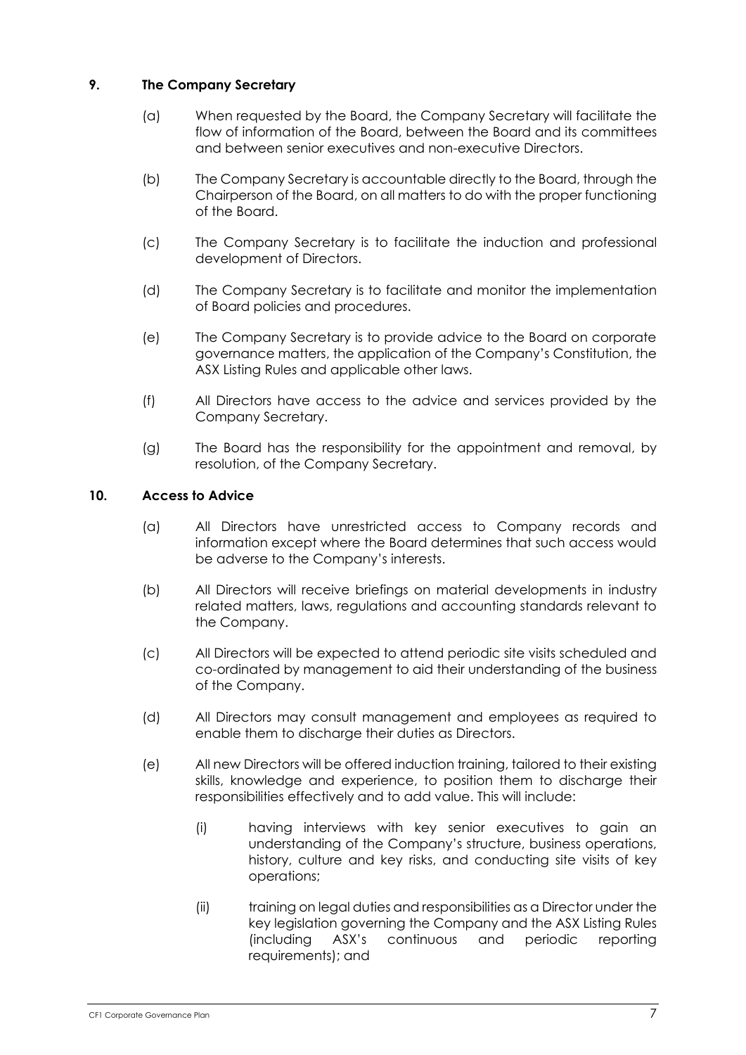## 9. The Company Secretary

(a) When requested by the Board, the Company Secretary will facilitate the flow of information of the Board, between the Board and its committees and between senior executives and non-executive Directors.

(b) The Company Secretary is accountable directly to the Board, through the Chairperson of the Board, on all matters to do with the proper functioning of the Board.

(c) The Company Secretary is to facilitate the induction and professional development of Directors.

(d) The Company Secretary is to facilitate and monitor the implementation of Board policies and procedures.

(e) The Company Secretary is to provide advice to the Board on corporate governance matters, the application of the Company's Constitution, the ASX Listing Rules and applicable other laws.

(f) All Directors have access to the advice and services provided by the Company Secretary.

(g) The Board has the responsibility for the appointment and removal, by resolution, of the Company Secretary.

## 10. Access to Advice

(a) All Directors have unrestricted access to Company records and information except where the Board determines that such access would be adverse to the Company's interests.

(b) All Directors will receive briefings on material developments in industry related matters, laws, regulations and accounting standards relevant to the Company.

(c) All Directors will be expected to attend periodic site visits scheduled and co-ordinated by management to aid their understanding of the business of the Company.

(d) All Directors may consult management and employees as required to enable them to discharge their duties as Directors.

(e) All new Directors will be offered induction training, tailored to their existing skills, knowledge and experience, to position them to discharge their responsibilities effectively and to add value. This will include:

(i) having interviews with key senior executives to gain an understanding of the Company's structure, business operations, history, culture and key risks, and conducting site visits of key operations;

(ii) training on legal duties and responsibilities as a Director under the key legislation governing the Company and the ASX Listing Rules (including ASX's continuous and periodic reporting requirements); and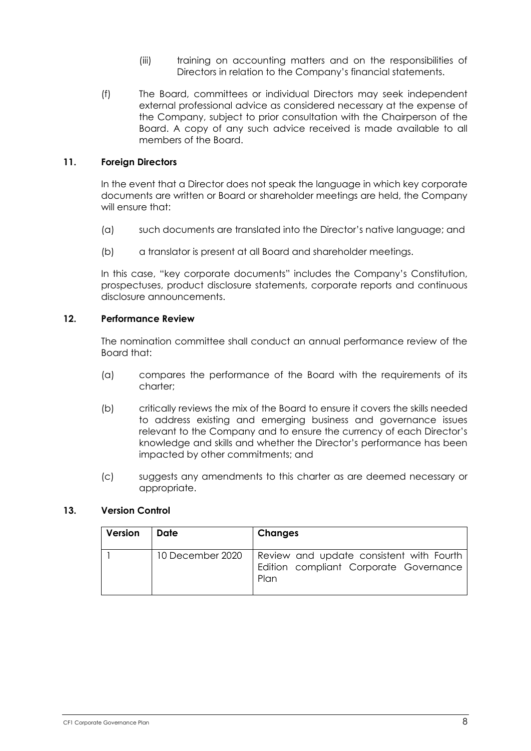(iii) training on accounting matters and on the responsibilities of Directors in relation to the Company's financial statements.

(f) The Board, committees or individual Directors may seek independent external professional advice as considered necessary at the expense of the Company, subject to prior consultation with the Chairperson of the Board. A copy of any such advice received is made available to all members of the Board.

## 11. Foreign Directors

In the event that a Director does not speak the language in which key corporate documents are written or Board or shareholder meetings are held, the Company will ensure that:

(a) such documents are translated into the Director's native language; and

(b) a translator is present at all Board and shareholder meetings.

In this case, "key corporate documents" includes the Company's Constitution, prospectuses, product disclosure statements, corporate reports and continuous disclosure announcements.

## 12. Performance Review

The nomination committee shall conduct an annual performance review of the Board that:

(a) compares the performance of the Board with the requirements of its charter;

(b) critically reviews the mix of the Board to ensure it covers the skills needed to address existing and emerging business and governance issues relevant to the Company and to ensure the currency of each Director's knowledge and skills and whether the Director's performance has been impacted by other commitments; and

(c) suggests any amendments to this charter as are deemed necessary or appropriate.

## 13. Version Control

| Version | Date | Changes |
|---|---|---|
| 1 | 10 December 2020 | Review and update consistent with Fourth Edition compliant Corporate Governance Plan |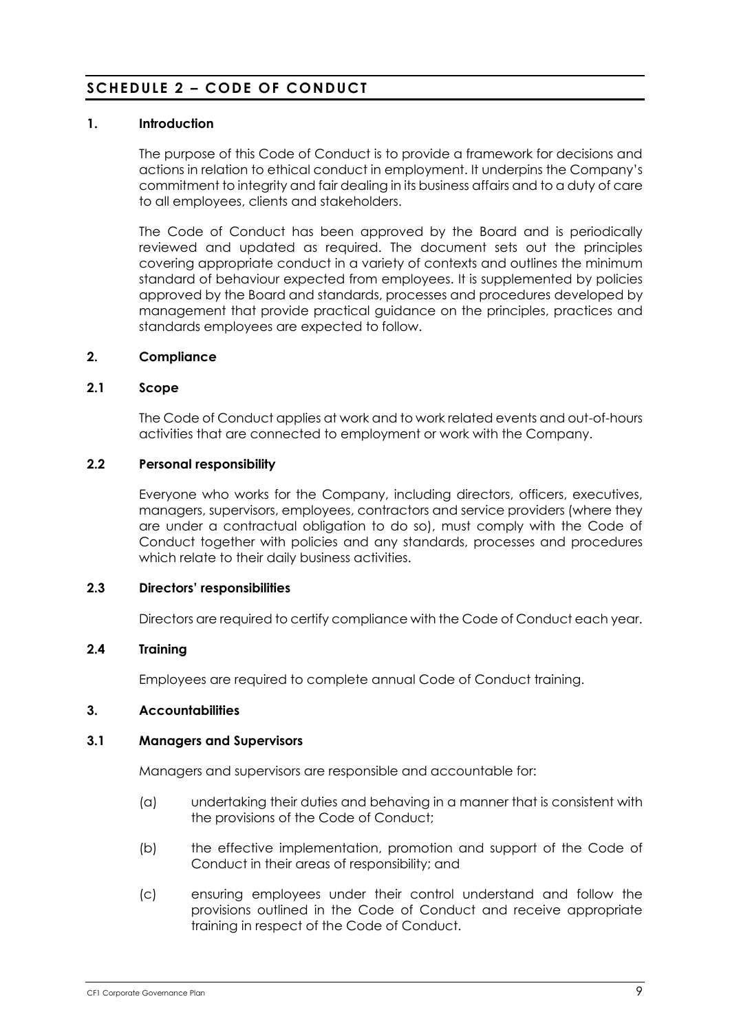# SCHEDULE 2 – CODE OF CONDUCT

## 1. Introduction

The purpose of this Code of Conduct is to provide a framework for decisions and actions in relation to ethical conduct in employment. It underpins the Company's commitment to integrity and fair dealing in its business affairs and to a duty of care to all employees, clients and stakeholders.

The Code of Conduct has been approved by the Board and is periodically reviewed and updated as required. The document sets out the principles covering appropriate conduct in a variety of contexts and outlines the minimum standard of behaviour expected from employees. It is supplemented by policies approved by the Board and standards, processes and procedures developed by management that provide practical guidance on the principles, practices and standards employees are expected to follow.

## 2. Compliance

### 2.1 Scope

The Code of Conduct applies at work and to work related events and out-of-hours activities that are connected to employment or work with the Company.

### 2.2 Personal responsibility

Everyone who works for the Company, including directors, officers, executives, managers, supervisors, employees, contractors and service providers (where they are under a contractual obligation to do so), must comply with the Code of Conduct together with policies and any standards, processes and procedures which relate to their daily business activities.

### 2.3 Directors' responsibilities

Directors are required to certify compliance with the Code of Conduct each year.

### 2.4 Training

Employees are required to complete annual Code of Conduct training.

## 3. Accountabilities

### 3.1 Managers and Supervisors

Managers and supervisors are responsible and accountable for:

(a) undertaking their duties and behaving in a manner that is consistent with the provisions of the Code of Conduct;

(b) the effective implementation, promotion and support of the Code of Conduct in their areas of responsibility; and

(c) ensuring employees under their control understand and follow the provisions outlined in the Code of Conduct and receive appropriate training in respect of the Code of Conduct.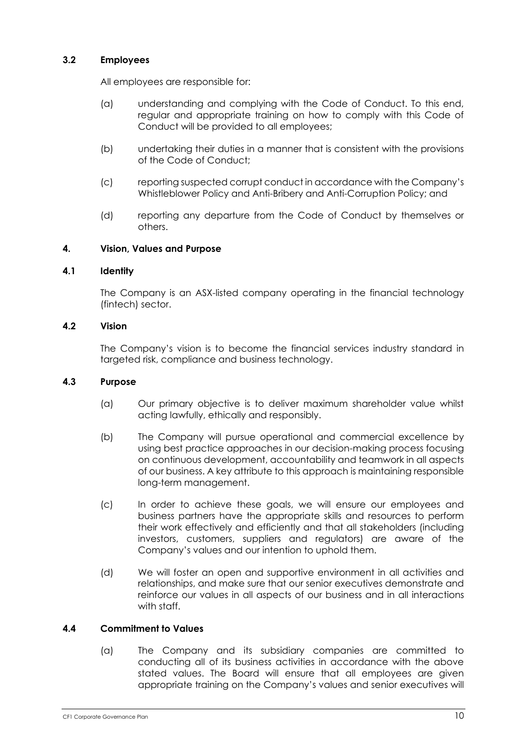### 3.2 Employees

All employees are responsible for:

(a) understanding and complying with the Code of Conduct. To this end, regular and appropriate training on how to comply with this Code of Conduct will be provided to all employees;

(b) undertaking their duties in a manner that is consistent with the provisions of the Code of Conduct;

(c) reporting suspected corrupt conduct in accordance with the Company's Whistleblower Policy and Anti-Bribery and Anti-Corruption Policy; and

(d) reporting any departure from the Code of Conduct by themselves or others.

## 4. Vision, Values and Purpose

### 4.1 Identity

The Company is an ASX-listed company operating in the financial technology (fintech) sector.

### 4.2 Vision

The Company's vision is to become the financial services industry standard in targeted risk, compliance and business technology.

### 4.3 Purpose

(a) Our primary objective is to deliver maximum shareholder value whilst acting lawfully, ethically and responsibly.

(b) The Company will pursue operational and commercial excellence by using best practice approaches in our decision-making process focusing on continuous development, accountability and teamwork in all aspects of our business. A key attribute to this approach is maintaining responsible long-term management.

(c) In order to achieve these goals, we will ensure our employees and business partners have the appropriate skills and resources to perform their work effectively and efficiently and that all stakeholders (including investors, customers, suppliers and regulators) are aware of the Company's values and our intention to uphold them.

(d) We will foster an open and supportive environment in all activities and relationships, and make sure that our senior executives demonstrate and reinforce our values in all aspects of our business and in all interactions with staff.

### 4.4 Commitment to Values

(a) The Company and its subsidiary companies are committed to conducting all of its business activities in accordance with the above stated values. The Board will ensure that all employees are given appropriate training on the Company's values and senior executives will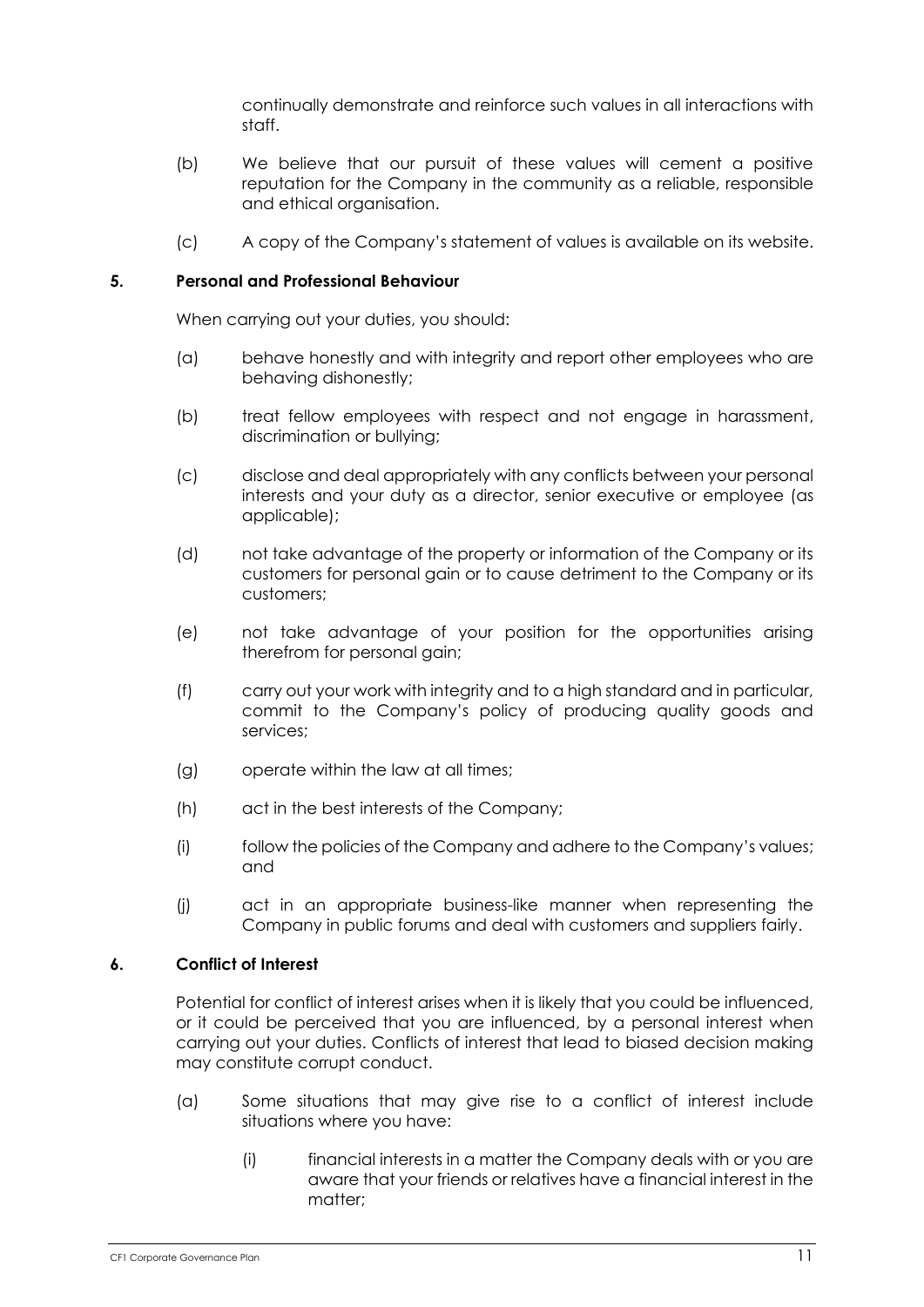continually demonstrate and reinforce such values in all interactions with staff.

(b) We believe that our pursuit of these values will cement a positive reputation for the Company in the community as a reliable, responsible and ethical organisation.

(c) A copy of the Company's statement of values is available on its website.

## 5. Personal and Professional Behaviour

When carrying out your duties, you should:

(a) behave honestly and with integrity and report other employees who are behaving dishonestly;

(b) treat fellow employees with respect and not engage in harassment, discrimination or bullying;

(c) disclose and deal appropriately with any conflicts between your personal interests and your duty as a director, senior executive or employee (as applicable);

(d) not take advantage of the property or information of the Company or its customers for personal gain or to cause detriment to the Company or its customers;

(e) not take advantage of your position for the opportunities arising therefrom for personal gain;

(f) carry out your work with integrity and to a high standard and in particular, commit to the Company's policy of producing quality goods and services;

(g) operate within the law at all times;

(h) act in the best interests of the Company;

(i) follow the policies of the Company and adhere to the Company's values; and

(j) act in an appropriate business-like manner when representing the Company in public forums and deal with customers and suppliers fairly.

## 6. Conflict of Interest

Potential for conflict of interest arises when it is likely that you could be influenced, or it could be perceived that you are influenced, by a personal interest when carrying out your duties. Conflicts of interest that lead to biased decision making may constitute corrupt conduct.

(a) Some situations that may give rise to a conflict of interest include situations where you have:

(i) financial interests in a matter the Company deals with or you are aware that your friends or relatives have a financial interest in the matter;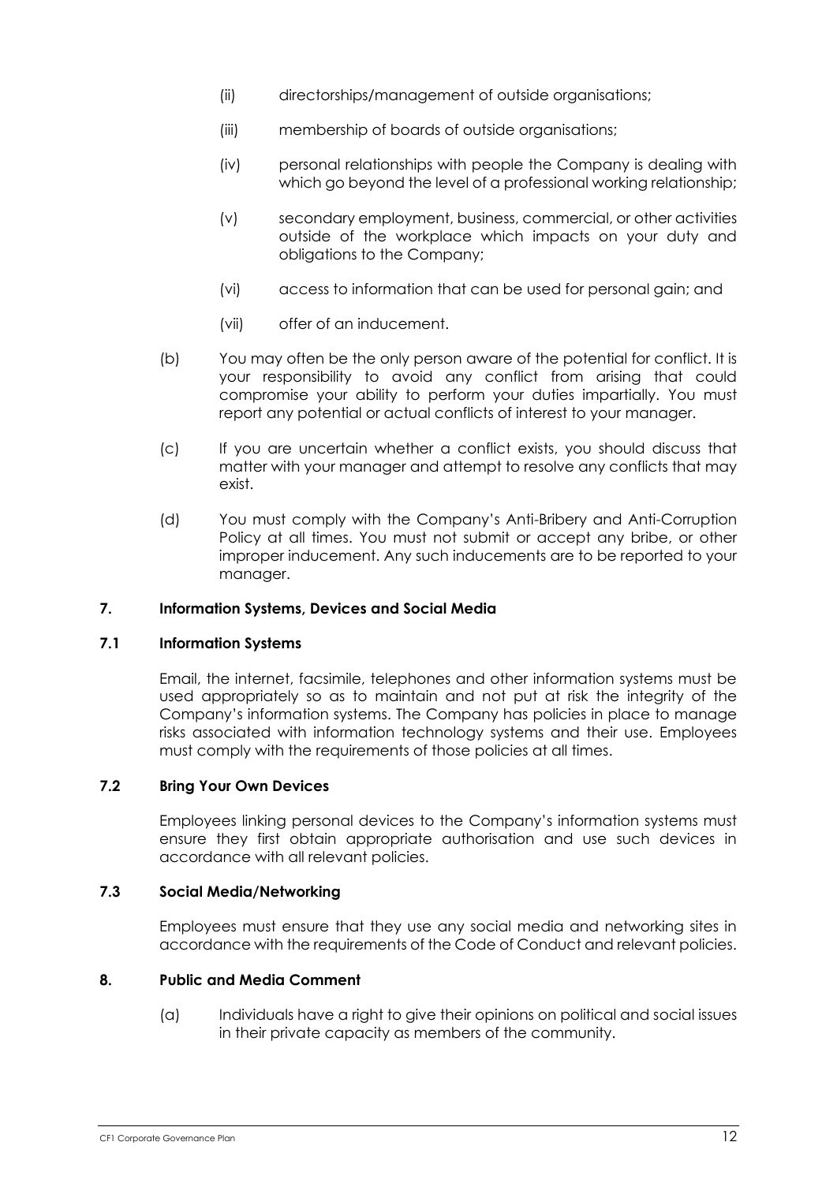(ii) directorships/management of outside organisations;

(iii) membership of boards of outside organisations;

(iv) personal relationships with people the Company is dealing with which go beyond the level of a professional working relationship;

(v) secondary employment, business, commercial, or other activities outside of the workplace which impacts on your duty and obligations to the Company;

(vi) access to information that can be used for personal gain; and

(vii) offer of an inducement.

(b) You may often be the only person aware of the potential for conflict. It is your responsibility to avoid any conflict from arising that could compromise your ability to perform your duties impartially. You must report any potential or actual conflicts of interest to your manager.

(c) If you are uncertain whether a conflict exists, you should discuss that matter with your manager and attempt to resolve any conflicts that may exist.

(d) You must comply with the Company's Anti-Bribery and Anti-Corruption Policy at all times. You must not submit or accept any bribe, or other improper inducement. Any such inducements are to be reported to your manager.

## 7. Information Systems, Devices and Social Media

### 7.1 Information Systems

Email, the internet, facsimile, telephones and other information systems must be used appropriately so as to maintain and not put at risk the integrity of the Company's information systems. The Company has policies in place to manage risks associated with information technology systems and their use. Employees must comply with the requirements of those policies at all times.

### 7.2 Bring Your Own Devices

Employees linking personal devices to the Company's information systems must ensure they first obtain appropriate authorisation and use such devices in accordance with all relevant policies.

### 7.3 Social Media/Networking

Employees must ensure that they use any social media and networking sites in accordance with the requirements of the Code of Conduct and relevant policies.

## 8. Public and Media Comment

(a) Individuals have a right to give their opinions on political and social issues in their private capacity as members of the community.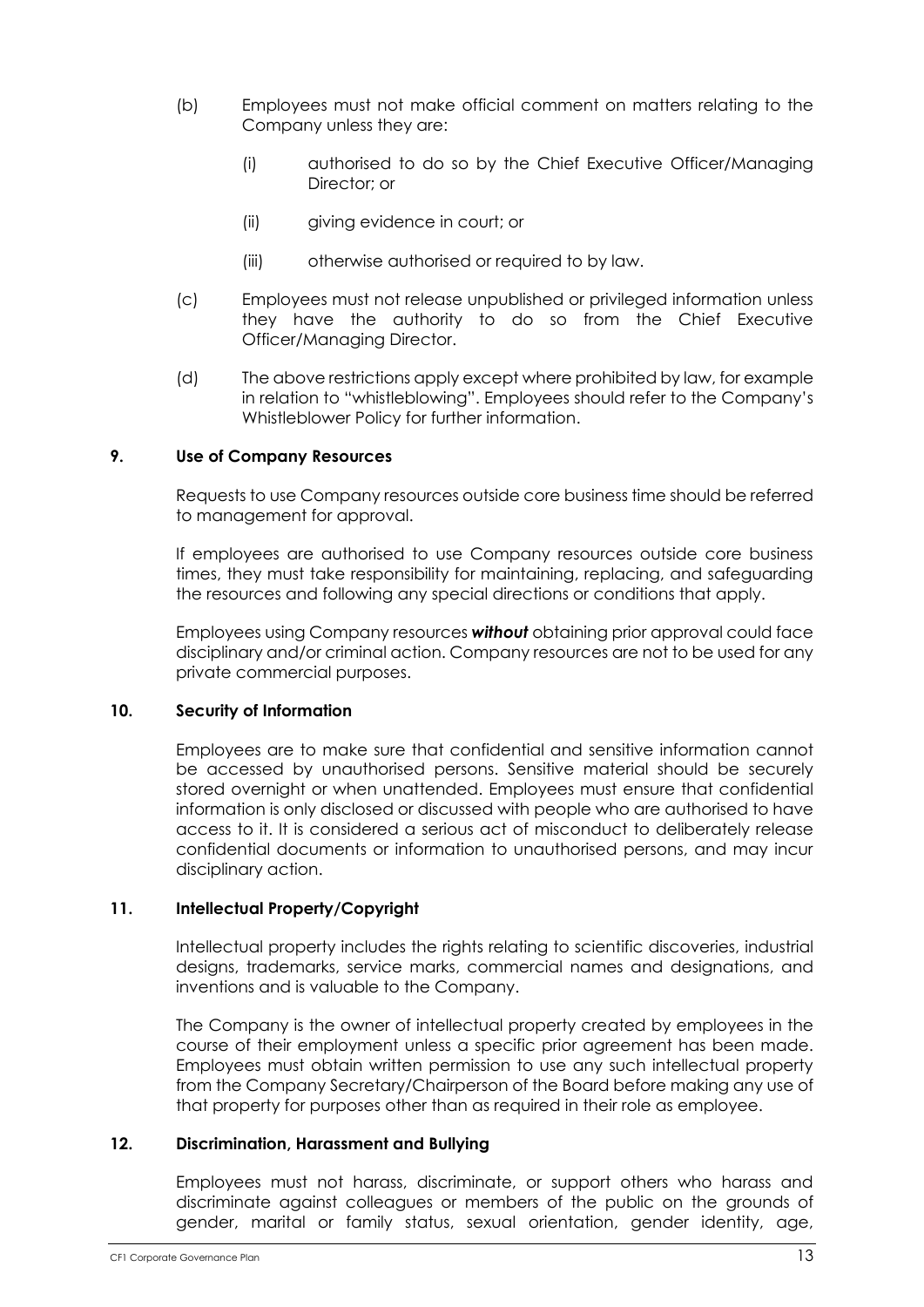(b) Employees must not make official comment on matters relating to the Company unless they are:

  (i) authorised to do so by the Chief Executive Officer/Managing Director; or

  (ii) giving evidence in court; or

  (iii) otherwise authorised or required to by law.

(c) Employees must not release unpublished or privileged information unless they have the authority to do so from the Chief Executive Officer/Managing Director.

(d) The above restrictions apply except where prohibited by law, for example in relation to "whistleblowing". Employees should refer to the Company's Whistleblower Policy for further information.

### 9. Use of Company Resources

Requests to use Company resources outside core business time should be referred to management for approval.

If employees are authorised to use Company resources outside core business times, they must take responsibility for maintaining, replacing, and safeguarding the resources and following any special directions or conditions that apply.

Employees using Company resources ***without*** obtaining prior approval could face disciplinary and/or criminal action. Company resources are not to be used for any private commercial purposes.

### 10. Security of Information

Employees are to make sure that confidential and sensitive information cannot be accessed by unauthorised persons. Sensitive material should be securely stored overnight or when unattended. Employees must ensure that confidential information is only disclosed or discussed with people who are authorised to have access to it. It is considered a serious act of misconduct to deliberately release confidential documents or information to unauthorised persons, and may incur disciplinary action.

### 11. Intellectual Property/Copyright

Intellectual property includes the rights relating to scientific discoveries, industrial designs, trademarks, service marks, commercial names and designations, and inventions and is valuable to the Company.

The Company is the owner of intellectual property created by employees in the course of their employment unless a specific prior agreement has been made. Employees must obtain written permission to use any such intellectual property from the Company Secretary/Chairperson of the Board before making any use of that property for purposes other than as required in their role as employee.

### 12. Discrimination, Harassment and Bullying

Employees must not harass, discriminate, or support others who harass and discriminate against colleagues or members of the public on the grounds of gender, marital or family status, sexual orientation, gender identity, age,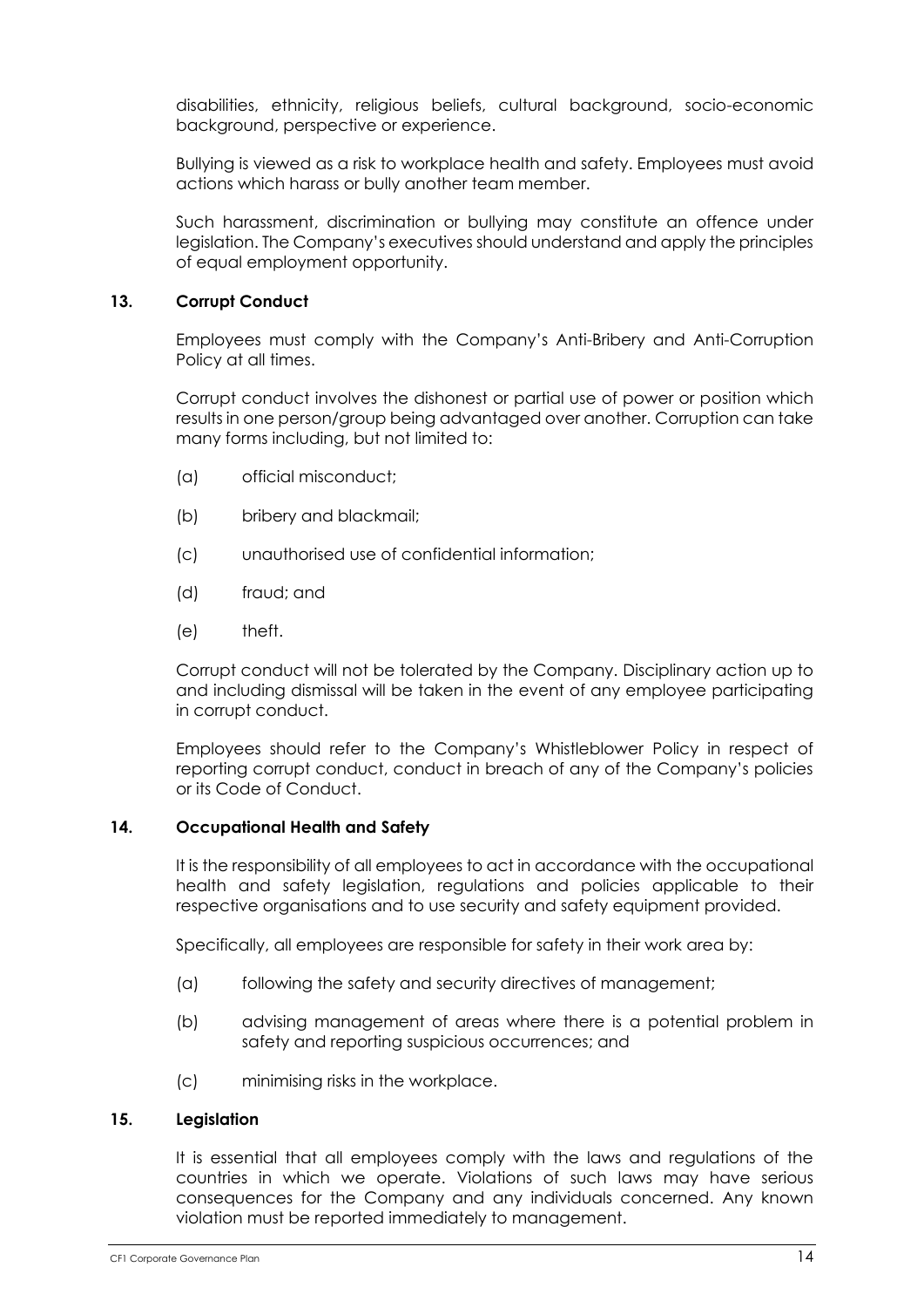disabilities, ethnicity, religious beliefs, cultural background, socio-economic background, perspective or experience.

Bullying is viewed as a risk to workplace health and safety. Employees must avoid actions which harass or bully another team member.

Such harassment, discrimination or bullying may constitute an offence under legislation. The Company's executives should understand and apply the principles of equal employment opportunity.

### 13. Corrupt Conduct

Employees must comply with the Company's Anti-Bribery and Anti-Corruption Policy at all times.

Corrupt conduct involves the dishonest or partial use of power or position which results in one person/group being advantaged over another. Corruption can take many forms including, but not limited to:

(a) official misconduct;

(b) bribery and blackmail;

(c) unauthorised use of confidential information;

(d) fraud; and

(e) theft.

Corrupt conduct will not be tolerated by the Company. Disciplinary action up to and including dismissal will be taken in the event of any employee participating in corrupt conduct.

Employees should refer to the Company's Whistleblower Policy in respect of reporting corrupt conduct, conduct in breach of any of the Company's policies or its Code of Conduct.

### 14. Occupational Health and Safety

It is the responsibility of all employees to act in accordance with the occupational health and safety legislation, regulations and policies applicable to their respective organisations and to use security and safety equipment provided.

Specifically, all employees are responsible for safety in their work area by:

(a) following the safety and security directives of management;

(b) advising management of areas where there is a potential problem in safety and reporting suspicious occurrences; and

(c) minimising risks in the workplace.

### 15. Legislation

It is essential that all employees comply with the laws and regulations of the countries in which we operate. Violations of such laws may have serious consequences for the Company and any individuals concerned. Any known violation must be reported immediately to management.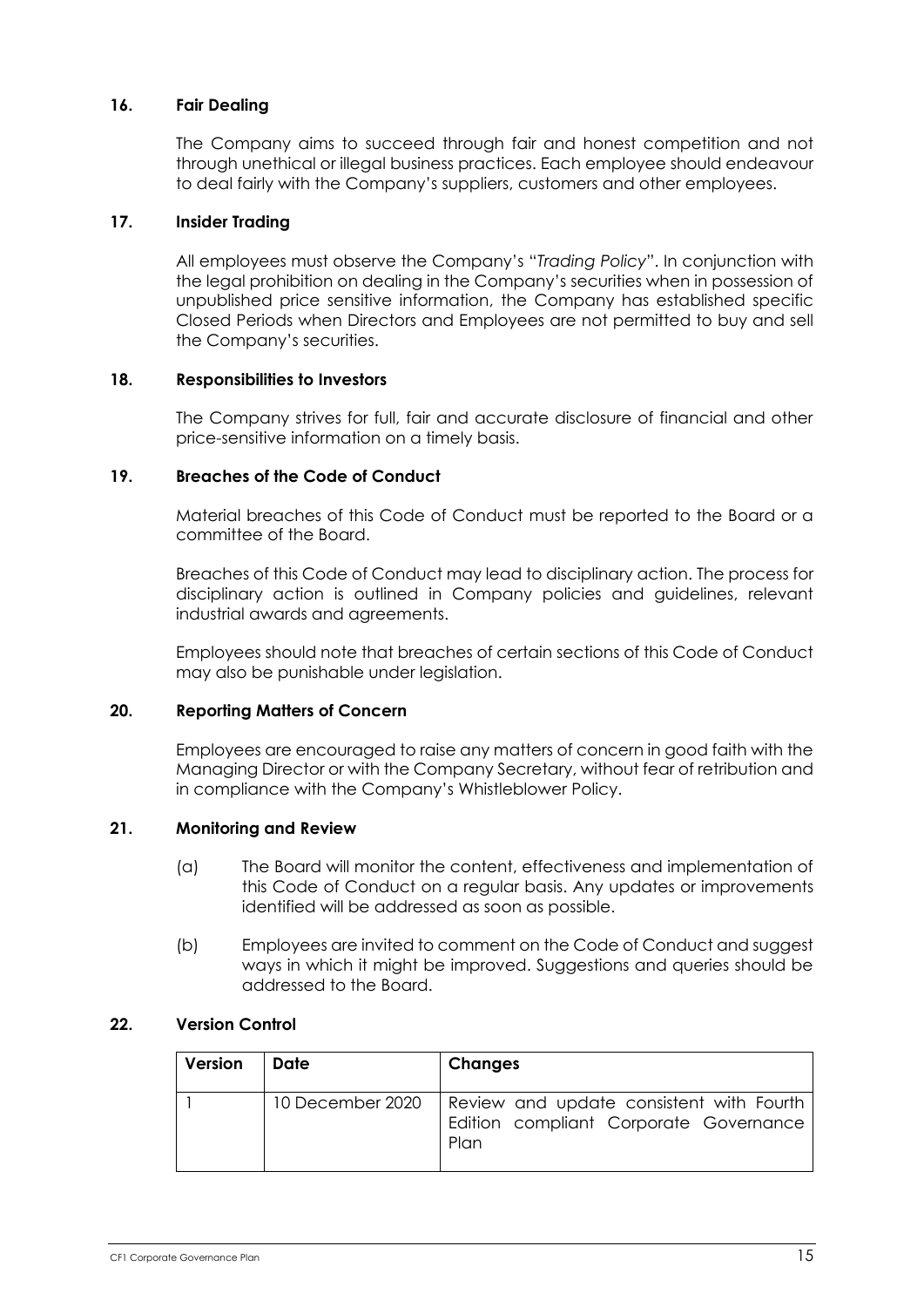## 16. Fair Dealing

The Company aims to succeed through fair and honest competition and not through unethical or illegal business practices. Each employee should endeavour to deal fairly with the Company's suppliers, customers and other employees.

## 17. Insider Trading

All employees must observe the Company's "*Trading Policy*". In conjunction with the legal prohibition on dealing in the Company's securities when in possession of unpublished price sensitive information, the Company has established specific Closed Periods when Directors and Employees are not permitted to buy and sell the Company's securities.

## 18. Responsibilities to Investors

The Company strives for full, fair and accurate disclosure of financial and other price-sensitive information on a timely basis.

## 19. Breaches of the Code of Conduct

Material breaches of this Code of Conduct must be reported to the Board or a committee of the Board.

Breaches of this Code of Conduct may lead to disciplinary action. The process for disciplinary action is outlined in Company policies and guidelines, relevant industrial awards and agreements.

Employees should note that breaches of certain sections of this Code of Conduct may also be punishable under legislation.

## 20. Reporting Matters of Concern

Employees are encouraged to raise any matters of concern in good faith with the Managing Director or with the Company Secretary, without fear of retribution and in compliance with the Company's Whistleblower Policy.

## 21. Monitoring and Review

(a) The Board will monitor the content, effectiveness and implementation of this Code of Conduct on a regular basis. Any updates or improvements identified will be addressed as soon as possible.

(b) Employees are invited to comment on the Code of Conduct and suggest ways in which it might be improved. Suggestions and queries should be addressed to the Board.

## 22. Version Control

| Version | Date | Changes |
| --- | --- | --- |
| 1 | 10 December 2020 | Review and update consistent with Fourth Edition compliant Corporate Governance Plan |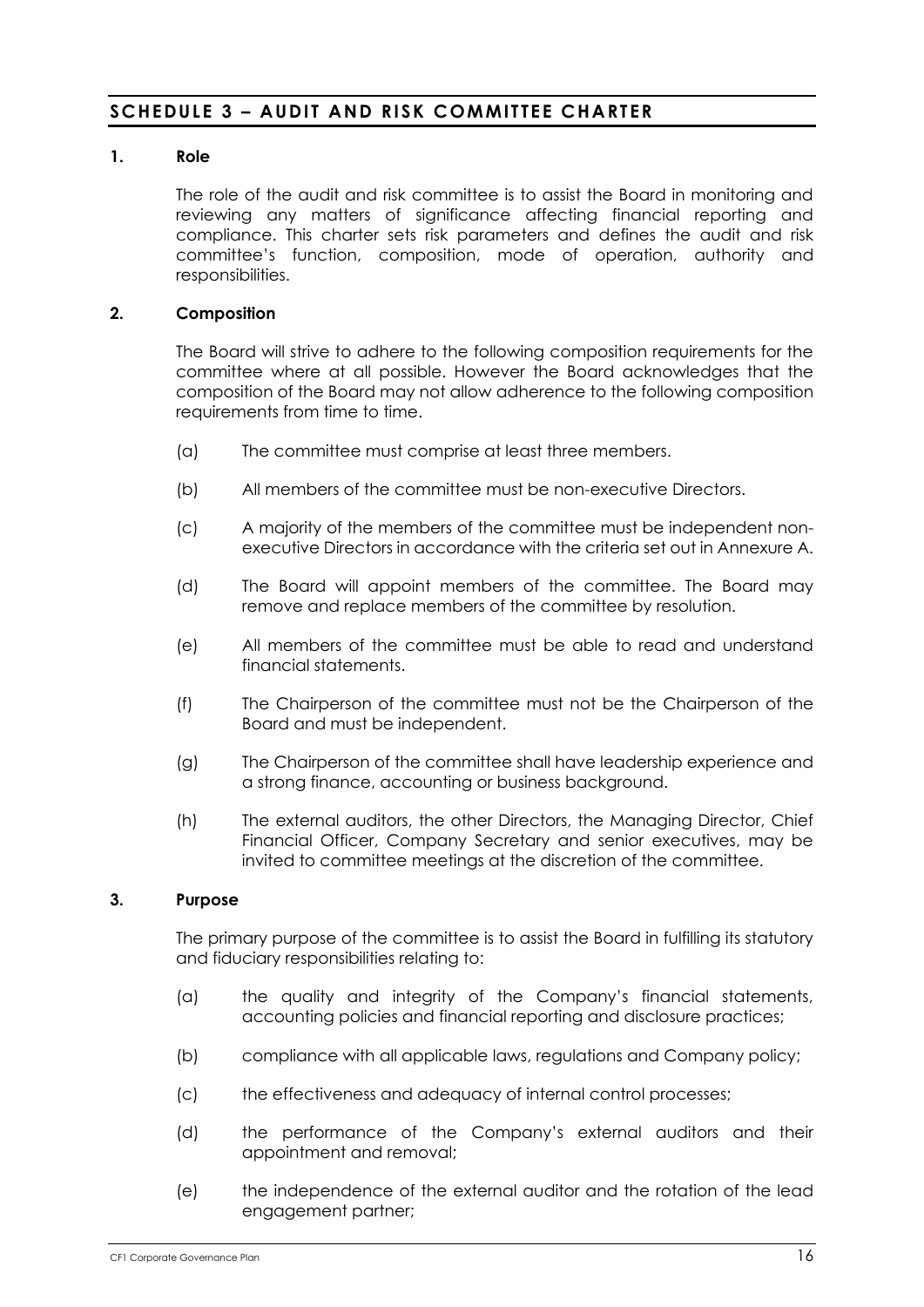## SCHEDULE 3 – AUDIT AND RISK COMMITTEE CHARTER

### 1. Role

The role of the audit and risk committee is to assist the Board in monitoring and reviewing any matters of significance affecting financial reporting and compliance. This charter sets risk parameters and defines the audit and risk committee's function, composition, mode of operation, authority and responsibilities.

### 2. Composition

The Board will strive to adhere to the following composition requirements for the committee where at all possible. However the Board acknowledges that the composition of the Board may not allow adherence to the following composition requirements from time to time.

(a) The committee must comprise at least three members.

(b) All members of the committee must be non-executive Directors.

(c) A majority of the members of the committee must be independent non-executive Directors in accordance with the criteria set out in Annexure A.

(d) The Board will appoint members of the committee. The Board may remove and replace members of the committee by resolution.

(e) All members of the committee must be able to read and understand financial statements.

(f) The Chairperson of the committee must not be the Chairperson of the Board and must be independent.

(g) The Chairperson of the committee shall have leadership experience and a strong finance, accounting or business background.

(h) The external auditors, the other Directors, the Managing Director, Chief Financial Officer, Company Secretary and senior executives, may be invited to committee meetings at the discretion of the committee.

### 3. Purpose

The primary purpose of the committee is to assist the Board in fulfilling its statutory and fiduciary responsibilities relating to:

(a) the quality and integrity of the Company's financial statements, accounting policies and financial reporting and disclosure practices;

(b) compliance with all applicable laws, regulations and Company policy;

(c) the effectiveness and adequacy of internal control processes;

(d) the performance of the Company's external auditors and their appointment and removal;

(e) the independence of the external auditor and the rotation of the lead engagement partner;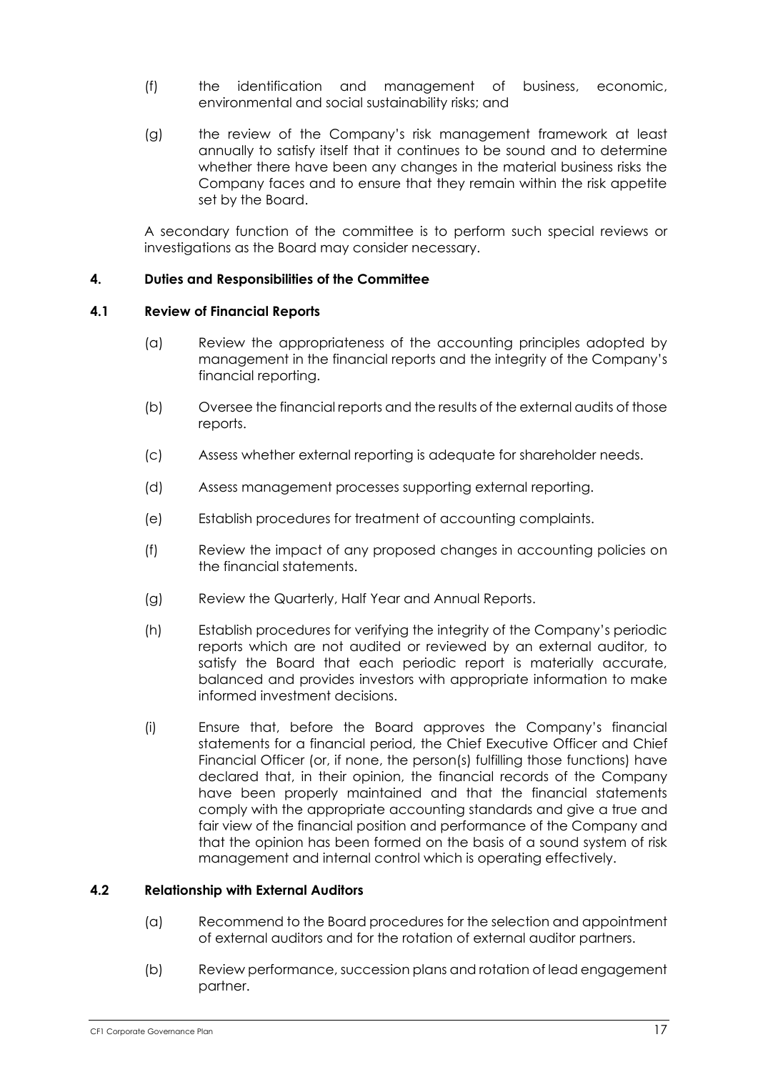(f) the identification and management of business, economic, environmental and social sustainability risks; and

(g) the review of the Company's risk management framework at least annually to satisfy itself that it continues to be sound and to determine whether there have been any changes in the material business risks the Company faces and to ensure that they remain within the risk appetite set by the Board.

A secondary function of the committee is to perform such special reviews or investigations as the Board may consider necessary.

### 4. Duties and Responsibilities of the Committee

#### 4.1 Review of Financial Reports

(a) Review the appropriateness of the accounting principles adopted by management in the financial reports and the integrity of the Company's financial reporting.

(b) Oversee the financial reports and the results of the external audits of those reports.

(c) Assess whether external reporting is adequate for shareholder needs.

(d) Assess management processes supporting external reporting.

(e) Establish procedures for treatment of accounting complaints.

(f) Review the impact of any proposed changes in accounting policies on the financial statements.

(g) Review the Quarterly, Half Year and Annual Reports.

(h) Establish procedures for verifying the integrity of the Company's periodic reports which are not audited or reviewed by an external auditor, to satisfy the Board that each periodic report is materially accurate, balanced and provides investors with appropriate information to make informed investment decisions.

(i) Ensure that, before the Board approves the Company's financial statements for a financial period, the Chief Executive Officer and Chief Financial Officer (or, if none, the person(s) fulfilling those functions) have declared that, in their opinion, the financial records of the Company have been properly maintained and that the financial statements comply with the appropriate accounting standards and give a true and fair view of the financial position and performance of the Company and that the opinion has been formed on the basis of a sound system of risk management and internal control which is operating effectively.

#### 4.2 Relationship with External Auditors

(a) Recommend to the Board procedures for the selection and appointment of external auditors and for the rotation of external auditor partners.

(b) Review performance, succession plans and rotation of lead engagement partner.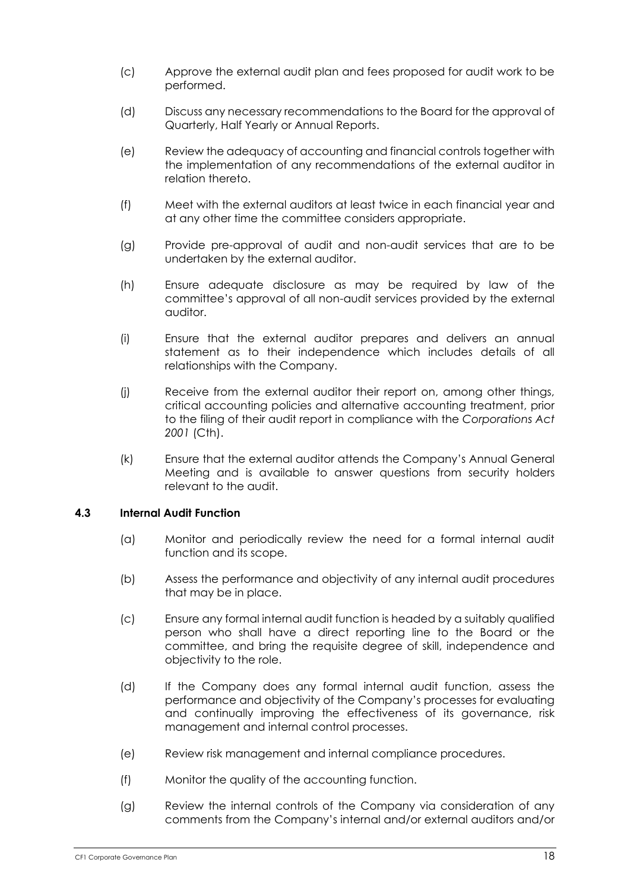(c) Approve the external audit plan and fees proposed for audit work to be performed.

(d) Discuss any necessary recommendations to the Board for the approval of Quarterly, Half Yearly or Annual Reports.

(e) Review the adequacy of accounting and financial controls together with the implementation of any recommendations of the external auditor in relation thereto.

(f) Meet with the external auditors at least twice in each financial year and at any other time the committee considers appropriate.

(g) Provide pre-approval of audit and non-audit services that are to be undertaken by the external auditor.

(h) Ensure adequate disclosure as may be required by law of the committee's approval of all non-audit services provided by the external auditor.

(i) Ensure that the external auditor prepares and delivers an annual statement as to their independence which includes details of all relationships with the Company.

(j) Receive from the external auditor their report on, among other things, critical accounting policies and alternative accounting treatment, prior to the filing of their audit report in compliance with the *Corporations Act 2001* (Cth).

(k) Ensure that the external auditor attends the Company's Annual General Meeting and is available to answer questions from security holders relevant to the audit.

### 4.3 Internal Audit Function

(a) Monitor and periodically review the need for a formal internal audit function and its scope.

(b) Assess the performance and objectivity of any internal audit procedures that may be in place.

(c) Ensure any formal internal audit function is headed by a suitably qualified person who shall have a direct reporting line to the Board or the committee, and bring the requisite degree of skill, independence and objectivity to the role.

(d) If the Company does any formal internal audit function, assess the performance and objectivity of the Company's processes for evaluating and continually improving the effectiveness of its governance, risk management and internal control processes.

(e) Review risk management and internal compliance procedures.

(f) Monitor the quality of the accounting function.

(g) Review the internal controls of the Company via consideration of any comments from the Company's internal and/or external auditors and/or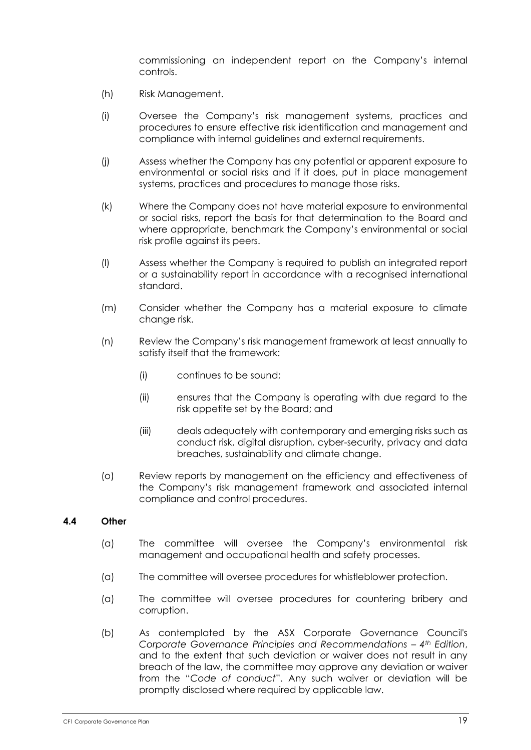commissioning an independent report on the Company's internal controls.

(h) Risk Management.

(i) Oversee the Company's risk management systems, practices and procedures to ensure effective risk identification and management and compliance with internal guidelines and external requirements.

(j) Assess whether the Company has any potential or apparent exposure to environmental or social risks and if it does, put in place management systems, practices and procedures to manage those risks.

(k) Where the Company does not have material exposure to environmental or social risks, report the basis for that determination to the Board and where appropriate, benchmark the Company's environmental or social risk profile against its peers.

(l) Assess whether the Company is required to publish an integrated report or a sustainability report in accordance with a recognised international standard.

(m) Consider whether the Company has a material exposure to climate change risk.

(n) Review the Company's risk management framework at least annually to satisfy itself that the framework:

(i) continues to be sound;

(ii) ensures that the Company is operating with due regard to the risk appetite set by the Board; and

(iii) deals adequately with contemporary and emerging risks such as conduct risk, digital disruption, cyber-security, privacy and data breaches, sustainability and climate change.

(o) Review reports by management on the efficiency and effectiveness of the Company's risk management framework and associated internal compliance and control procedures.

### 4.4 Other

(a) The committee will oversee the Company's environmental risk management and occupational health and safety processes.

(a) The committee will oversee procedures for whistleblower protection.

(a) The committee will oversee procedures for countering bribery and corruption.

(b) As contemplated by the ASX Corporate Governance Council's *Corporate Governance Principles and Recommendations – 4th Edition*, and to the extent that such deviation or waiver does not result in any breach of the law, the committee may approve any deviation or waiver from the "*Code of conduct*". Any such waiver or deviation will be promptly disclosed where required by applicable law.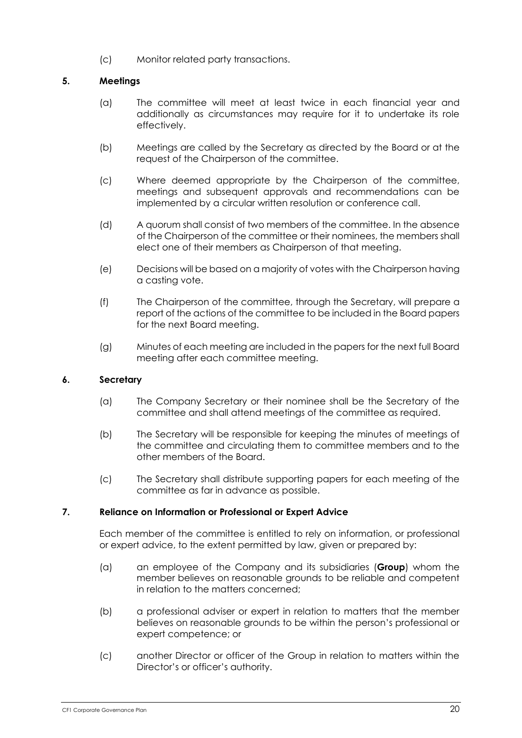(c) Monitor related party transactions.

## 5. Meetings

(a) The committee will meet at least twice in each financial year and additionally as circumstances may require for it to undertake its role effectively.

(b) Meetings are called by the Secretary as directed by the Board or at the request of the Chairperson of the committee.

(c) Where deemed appropriate by the Chairperson of the committee, meetings and subsequent approvals and recommendations can be implemented by a circular written resolution or conference call.

(d) A quorum shall consist of two members of the committee. In the absence of the Chairperson of the committee or their nominees, the members shall elect one of their members as Chairperson of that meeting.

(e) Decisions will be based on a majority of votes with the Chairperson having a casting vote.

(f) The Chairperson of the committee, through the Secretary, will prepare a report of the actions of the committee to be included in the Board papers for the next Board meeting.

(g) Minutes of each meeting are included in the papers for the next full Board meeting after each committee meeting.

## 6. Secretary

(a) The Company Secretary or their nominee shall be the Secretary of the committee and shall attend meetings of the committee as required.

(b) The Secretary will be responsible for keeping the minutes of meetings of the committee and circulating them to committee members and to the other members of the Board.

(c) The Secretary shall distribute supporting papers for each meeting of the committee as far in advance as possible.

## 7. Reliance on Information or Professional or Expert Advice

Each member of the committee is entitled to rely on information, or professional or expert advice, to the extent permitted by law, given or prepared by:

(a) an employee of the Company and its subsidiaries (**Group**) whom the member believes on reasonable grounds to be reliable and competent in relation to the matters concerned;

(b) a professional adviser or expert in relation to matters that the member believes on reasonable grounds to be within the person's professional or expert competence; or

(c) another Director or officer of the Group in relation to matters within the Director's or officer's authority.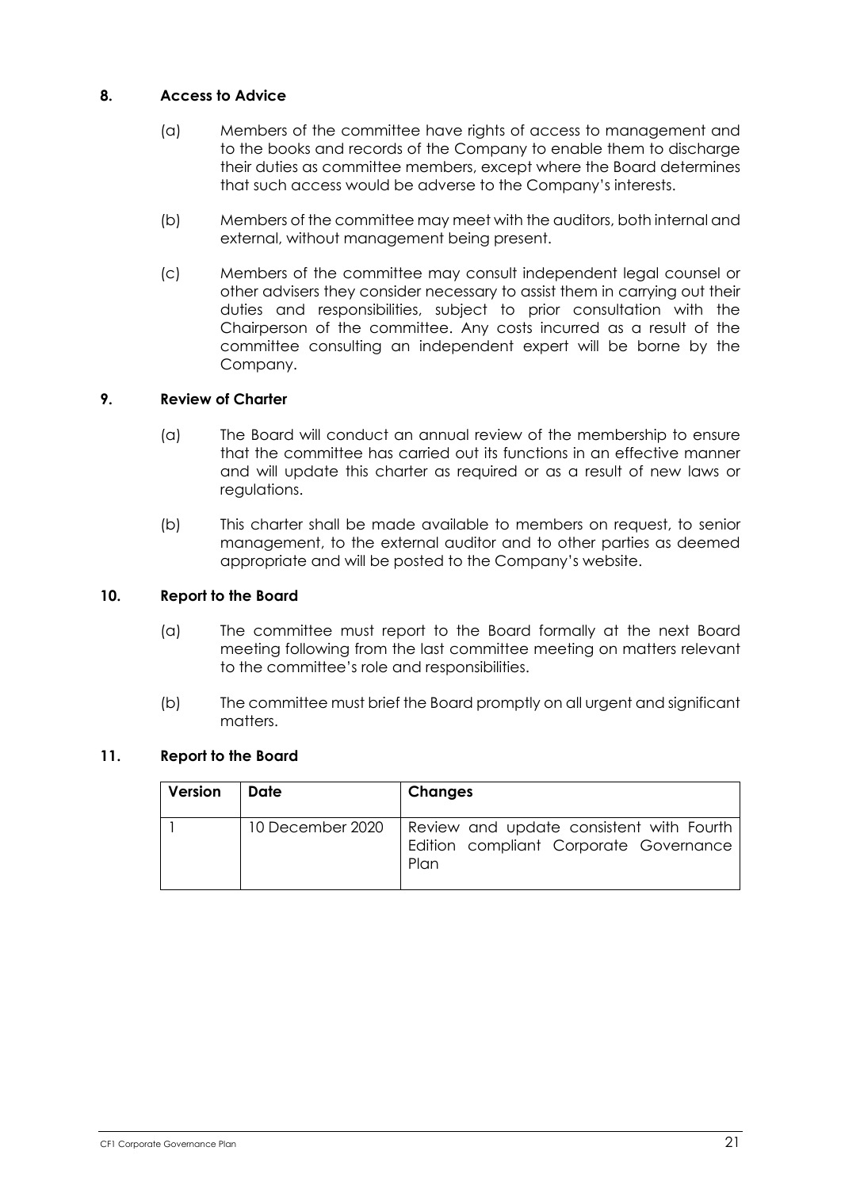## 8. Access to Advice

(a) Members of the committee have rights of access to management and to the books and records of the Company to enable them to discharge their duties as committee members, except where the Board determines that such access would be adverse to the Company's interests.

(b) Members of the committee may meet with the auditors, both internal and external, without management being present.

(c) Members of the committee may consult independent legal counsel or other advisers they consider necessary to assist them in carrying out their duties and responsibilities, subject to prior consultation with the Chairperson of the committee. Any costs incurred as a result of the committee consulting an independent expert will be borne by the Company.

## 9. Review of Charter

(a) The Board will conduct an annual review of the membership to ensure that the committee has carried out its functions in an effective manner and will update this charter as required or as a result of new laws or regulations.

(b) This charter shall be made available to members on request, to senior management, to the external auditor and to other parties as deemed appropriate and will be posted to the Company's website.

## 10. Report to the Board

(a) The committee must report to the Board formally at the next Board meeting following from the last committee meeting on matters relevant to the committee's role and responsibilities.

(b) The committee must brief the Board promptly on all urgent and significant matters.

## 11. Report to the Board

| Version | Date | Changes |
|---|---|---|
| 1 | 10 December 2020 | Review and update consistent with Fourth Edition compliant Corporate Governance Plan |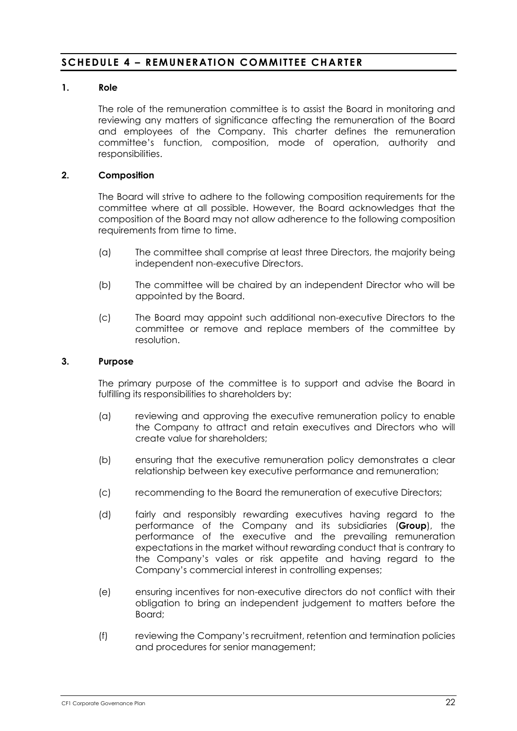## SCHEDULE 4 – REMUNERATION COMMITTEE CHARTER

### 1. Role

The role of the remuneration committee is to assist the Board in monitoring and reviewing any matters of significance affecting the remuneration of the Board and employees of the Company. This charter defines the remuneration committee's function, composition, mode of operation, authority and responsibilities.

### 2. Composition

The Board will strive to adhere to the following composition requirements for the committee where at all possible. However, the Board acknowledges that the composition of the Board may not allow adherence to the following composition requirements from time to time.

(a) The committee shall comprise at least three Directors, the majority being independent non-executive Directors.

(b) The committee will be chaired by an independent Director who will be appointed by the Board.

(c) The Board may appoint such additional non-executive Directors to the committee or remove and replace members of the committee by resolution.

### 3. Purpose

The primary purpose of the committee is to support and advise the Board in fulfilling its responsibilities to shareholders by:

(a) reviewing and approving the executive remuneration policy to enable the Company to attract and retain executives and Directors who will create value for shareholders;

(b) ensuring that the executive remuneration policy demonstrates a clear relationship between key executive performance and remuneration;

(c) recommending to the Board the remuneration of executive Directors;

(d) fairly and responsibly rewarding executives having regard to the performance of the Company and its subsidiaries (**Group**), the performance of the executive and the prevailing remuneration expectations in the market without rewarding conduct that is contrary to the Company's vales or risk appetite and having regard to the Company's commercial interest in controlling expenses;

(e) ensuring incentives for non-executive directors do not conflict with their obligation to bring an independent judgement to matters before the Board;

(f) reviewing the Company's recruitment, retention and termination policies and procedures for senior management;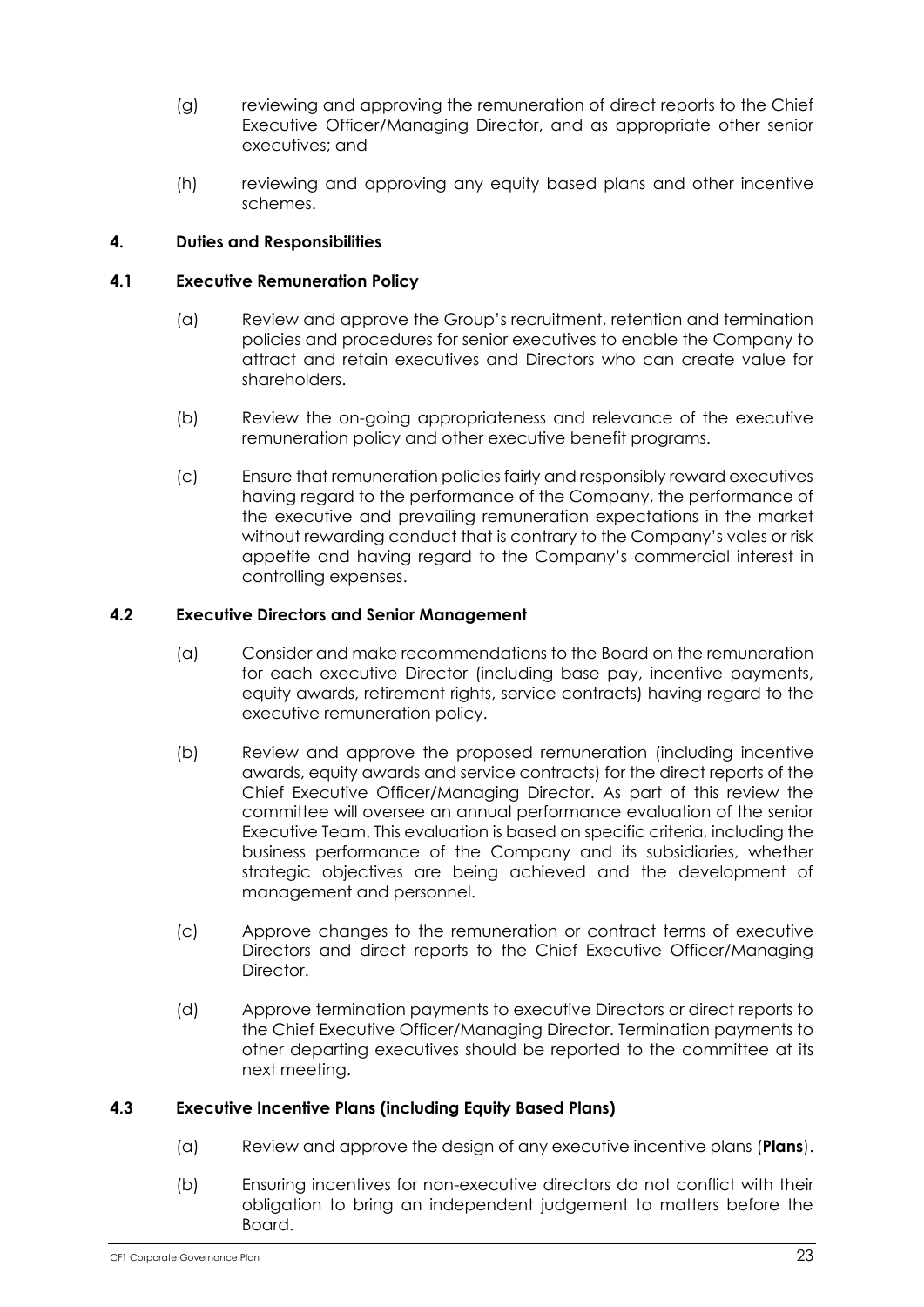(g) reviewing and approving the remuneration of direct reports to the Chief Executive Officer/Managing Director, and as appropriate other senior executives; and

(h) reviewing and approving any equity based plans and other incentive schemes.

## 4. Duties and Responsibilities

### 4.1 Executive Remuneration Policy

(a) Review and approve the Group's recruitment, retention and termination policies and procedures for senior executives to enable the Company to attract and retain executives and Directors who can create value for shareholders.

(b) Review the on-going appropriateness and relevance of the executive remuneration policy and other executive benefit programs.

(c) Ensure that remuneration policies fairly and responsibly reward executives having regard to the performance of the Company, the performance of the executive and prevailing remuneration expectations in the market without rewarding conduct that is contrary to the Company's vales or risk appetite and having regard to the Company's commercial interest in controlling expenses.

### 4.2 Executive Directors and Senior Management

(a) Consider and make recommendations to the Board on the remuneration for each executive Director (including base pay, incentive payments, equity awards, retirement rights, service contracts) having regard to the executive remuneration policy.

(b) Review and approve the proposed remuneration (including incentive awards, equity awards and service contracts) for the direct reports of the Chief Executive Officer/Managing Director. As part of this review the committee will oversee an annual performance evaluation of the senior Executive Team. This evaluation is based on specific criteria, including the business performance of the Company and its subsidiaries, whether strategic objectives are being achieved and the development of management and personnel.

(c) Approve changes to the remuneration or contract terms of executive Directors and direct reports to the Chief Executive Officer/Managing Director.

(d) Approve termination payments to executive Directors or direct reports to the Chief Executive Officer/Managing Director. Termination payments to other departing executives should be reported to the committee at its next meeting.

### 4.3 Executive Incentive Plans (including Equity Based Plans)

(a) Review and approve the design of any executive incentive plans (**Plans**).

(b) Ensuring incentives for non-executive directors do not conflict with their obligation to bring an independent judgement to matters before the Board.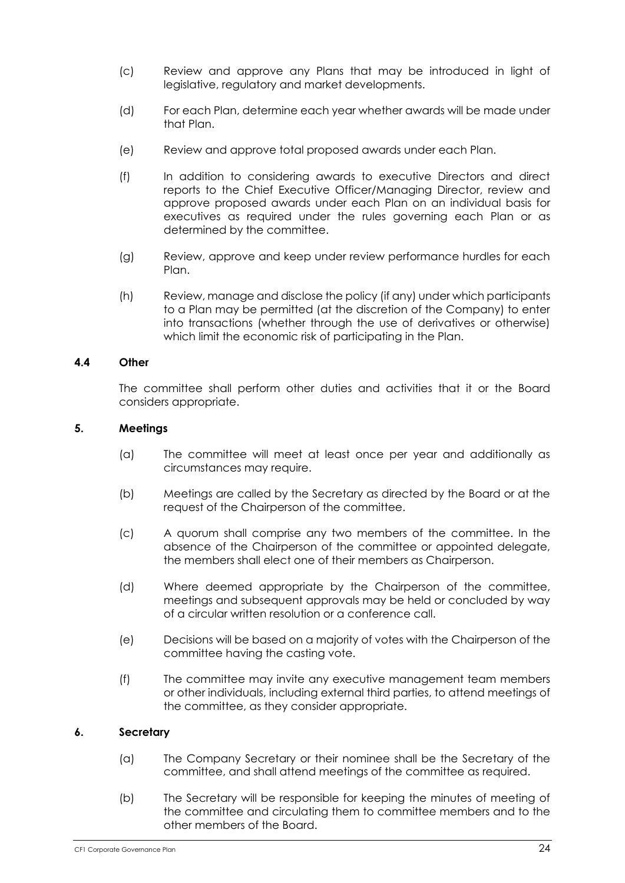(c) Review and approve any Plans that may be introduced in light of legislative, regulatory and market developments.

(d) For each Plan, determine each year whether awards will be made under that Plan.

(e) Review and approve total proposed awards under each Plan.

(f) In addition to considering awards to executive Directors and direct reports to the Chief Executive Officer/Managing Director, review and approve proposed awards under each Plan on an individual basis for executives as required under the rules governing each Plan or as determined by the committee.

(g) Review, approve and keep under review performance hurdles for each Plan.

(h) Review, manage and disclose the policy (if any) under which participants to a Plan may be permitted (at the discretion of the Company) to enter into transactions (whether through the use of derivatives or otherwise) which limit the economic risk of participating in the Plan.

### 4.4 Other

The committee shall perform other duties and activities that it or the Board considers appropriate.

## 5. Meetings

(a) The committee will meet at least once per year and additionally as circumstances may require.

(b) Meetings are called by the Secretary as directed by the Board or at the request of the Chairperson of the committee.

(c) A quorum shall comprise any two members of the committee. In the absence of the Chairperson of the committee or appointed delegate, the members shall elect one of their members as Chairperson.

(d) Where deemed appropriate by the Chairperson of the committee, meetings and subsequent approvals may be held or concluded by way of a circular written resolution or a conference call.

(e) Decisions will be based on a majority of votes with the Chairperson of the committee having the casting vote.

(f) The committee may invite any executive management team members or other individuals, including external third parties, to attend meetings of the committee, as they consider appropriate.

## 6. Secretary

(a) The Company Secretary or their nominee shall be the Secretary of the committee, and shall attend meetings of the committee as required.

(b) The Secretary will be responsible for keeping the minutes of meeting of the committee and circulating them to committee members and to the other members of the Board.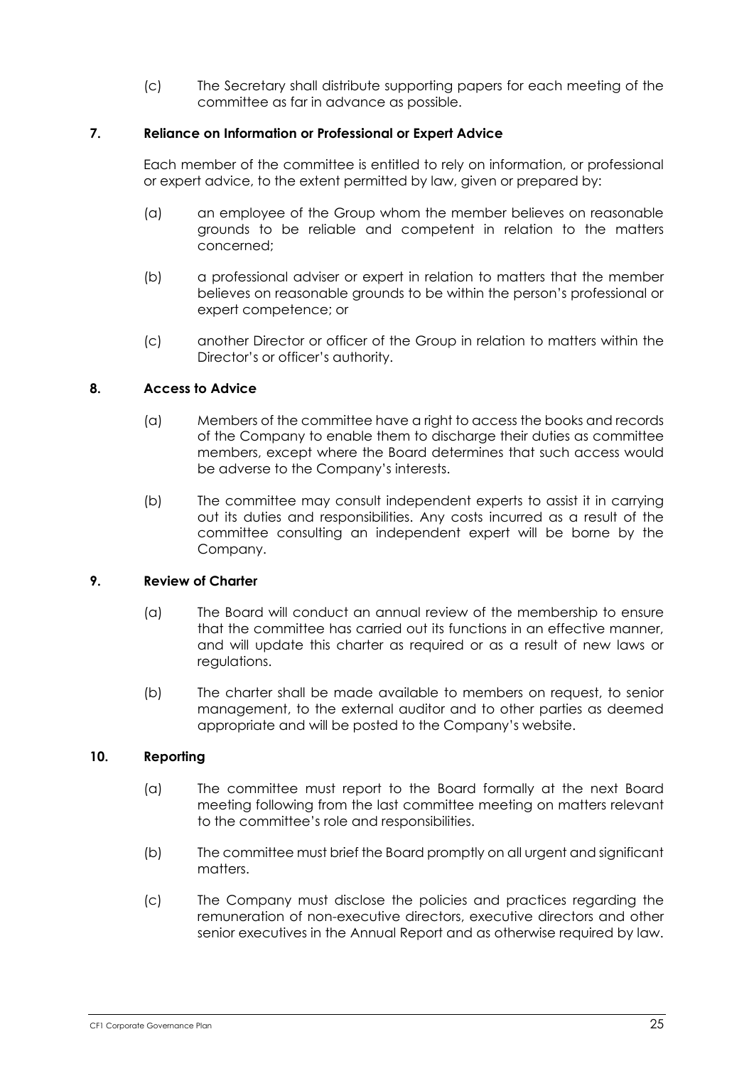(c) The Secretary shall distribute supporting papers for each meeting of the committee as far in advance as possible.

## 7. Reliance on Information or Professional or Expert Advice

Each member of the committee is entitled to rely on information, or professional or expert advice, to the extent permitted by law, given or prepared by:

(a) an employee of the Group whom the member believes on reasonable grounds to be reliable and competent in relation to the matters concerned;

(b) a professional adviser or expert in relation to matters that the member believes on reasonable grounds to be within the person's professional or expert competence; or

(c) another Director or officer of the Group in relation to matters within the Director's or officer's authority.

## 8. Access to Advice

(a) Members of the committee have a right to access the books and records of the Company to enable them to discharge their duties as committee members, except where the Board determines that such access would be adverse to the Company's interests.

(b) The committee may consult independent experts to assist it in carrying out its duties and responsibilities. Any costs incurred as a result of the committee consulting an independent expert will be borne by the Company.

## 9. Review of Charter

(a) The Board will conduct an annual review of the membership to ensure that the committee has carried out its functions in an effective manner, and will update this charter as required or as a result of new laws or regulations.

(b) The charter shall be made available to members on request, to senior management, to the external auditor and to other parties as deemed appropriate and will be posted to the Company's website.

## 10. Reporting

(a) The committee must report to the Board formally at the next Board meeting following from the last committee meeting on matters relevant to the committee's role and responsibilities.

(b) The committee must brief the Board promptly on all urgent and significant matters.

(c) The Company must disclose the policies and practices regarding the remuneration of non-executive directors, executive directors and other senior executives in the Annual Report and as otherwise required by law.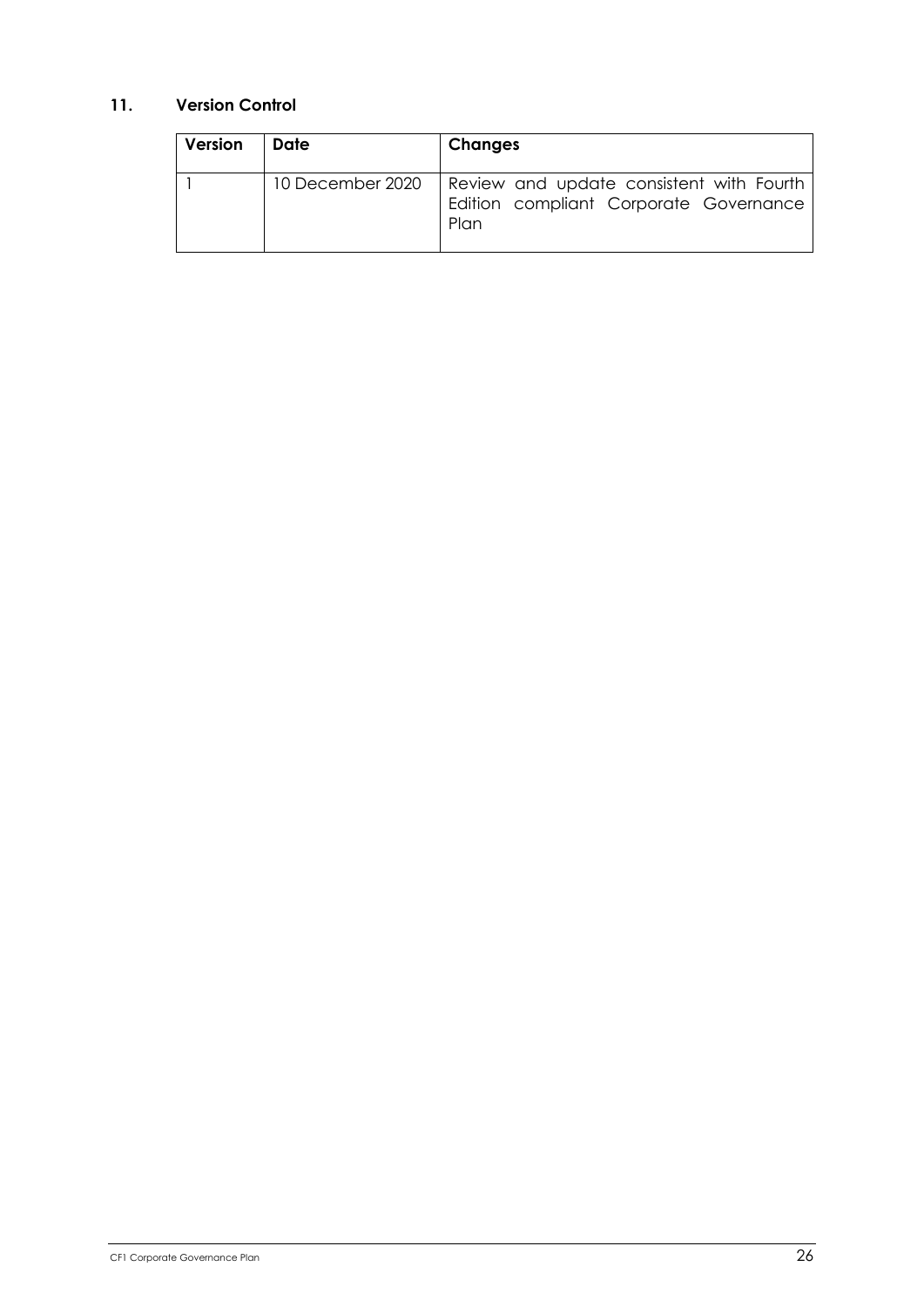## 11. Version Control

| Version | Date | Changes |
|---|---|---|
| 1 | 10 December 2020 | Review and update consistent with Fourth Edition compliant Corporate Governance Plan |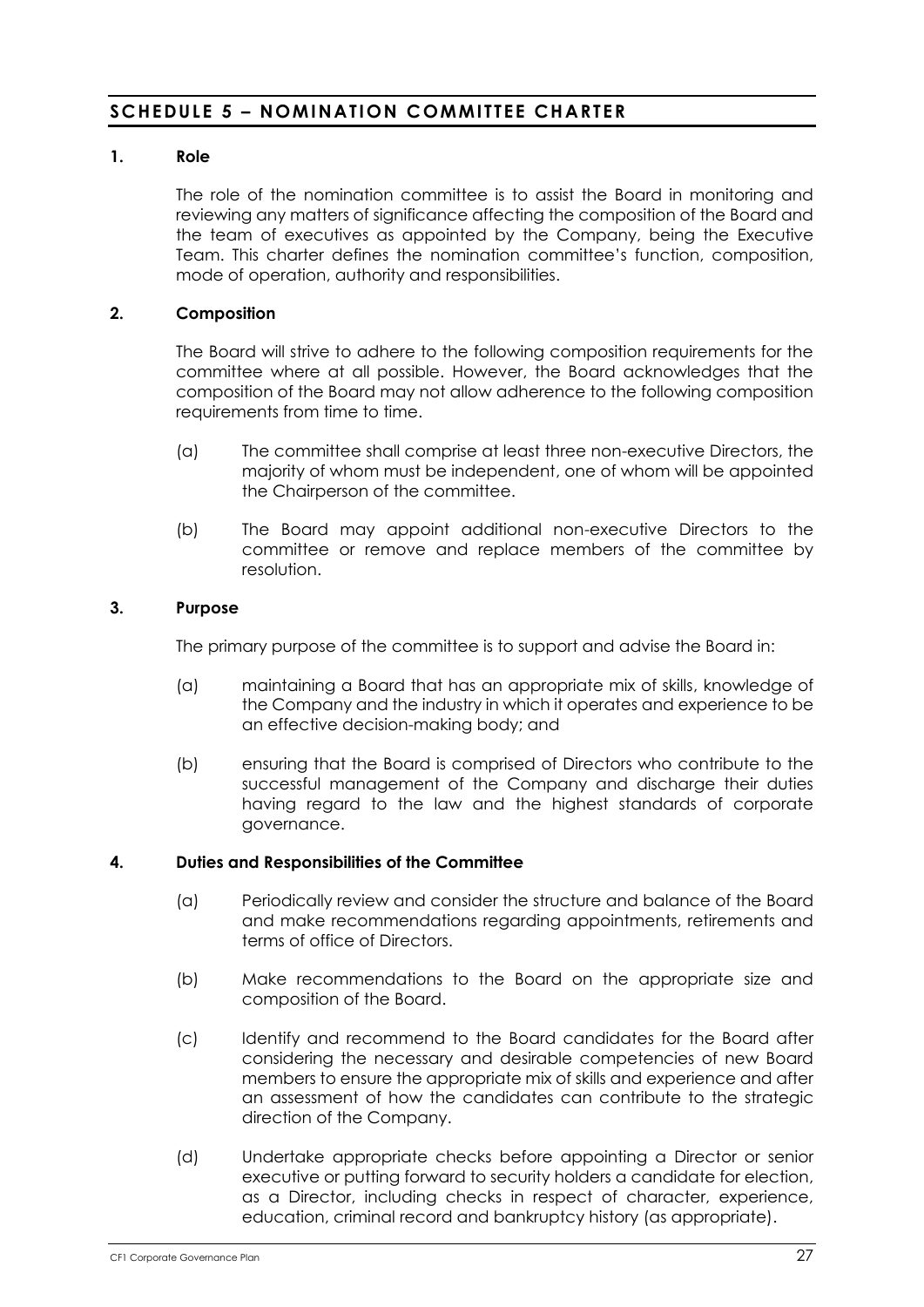## SCHEDULE 5 – NOMINATION COMMITTEE CHARTER

### 1. Role

The role of the nomination committee is to assist the Board in monitoring and reviewing any matters of significance affecting the composition of the Board and the team of executives as appointed by the Company, being the Executive Team. This charter defines the nomination committee's function, composition, mode of operation, authority and responsibilities.

### 2. Composition

The Board will strive to adhere to the following composition requirements for the committee where at all possible. However, the Board acknowledges that the composition of the Board may not allow adherence to the following composition requirements from time to time.

(a) The committee shall comprise at least three non-executive Directors, the majority of whom must be independent, one of whom will be appointed the Chairperson of the committee.

(b) The Board may appoint additional non-executive Directors to the committee or remove and replace members of the committee by resolution.

### 3. Purpose

The primary purpose of the committee is to support and advise the Board in:

(a) maintaining a Board that has an appropriate mix of skills, knowledge of the Company and the industry in which it operates and experience to be an effective decision-making body; and

(b) ensuring that the Board is comprised of Directors who contribute to the successful management of the Company and discharge their duties having regard to the law and the highest standards of corporate governance.

### 4. Duties and Responsibilities of the Committee

(a) Periodically review and consider the structure and balance of the Board and make recommendations regarding appointments, retirements and terms of office of Directors.

(b) Make recommendations to the Board on the appropriate size and composition of the Board.

(c) Identify and recommend to the Board candidates for the Board after considering the necessary and desirable competencies of new Board members to ensure the appropriate mix of skills and experience and after an assessment of how the candidates can contribute to the strategic direction of the Company.

(d) Undertake appropriate checks before appointing a Director or senior executive or putting forward to security holders a candidate for election, as a Director, including checks in respect of character, experience, education, criminal record and bankruptcy history (as appropriate).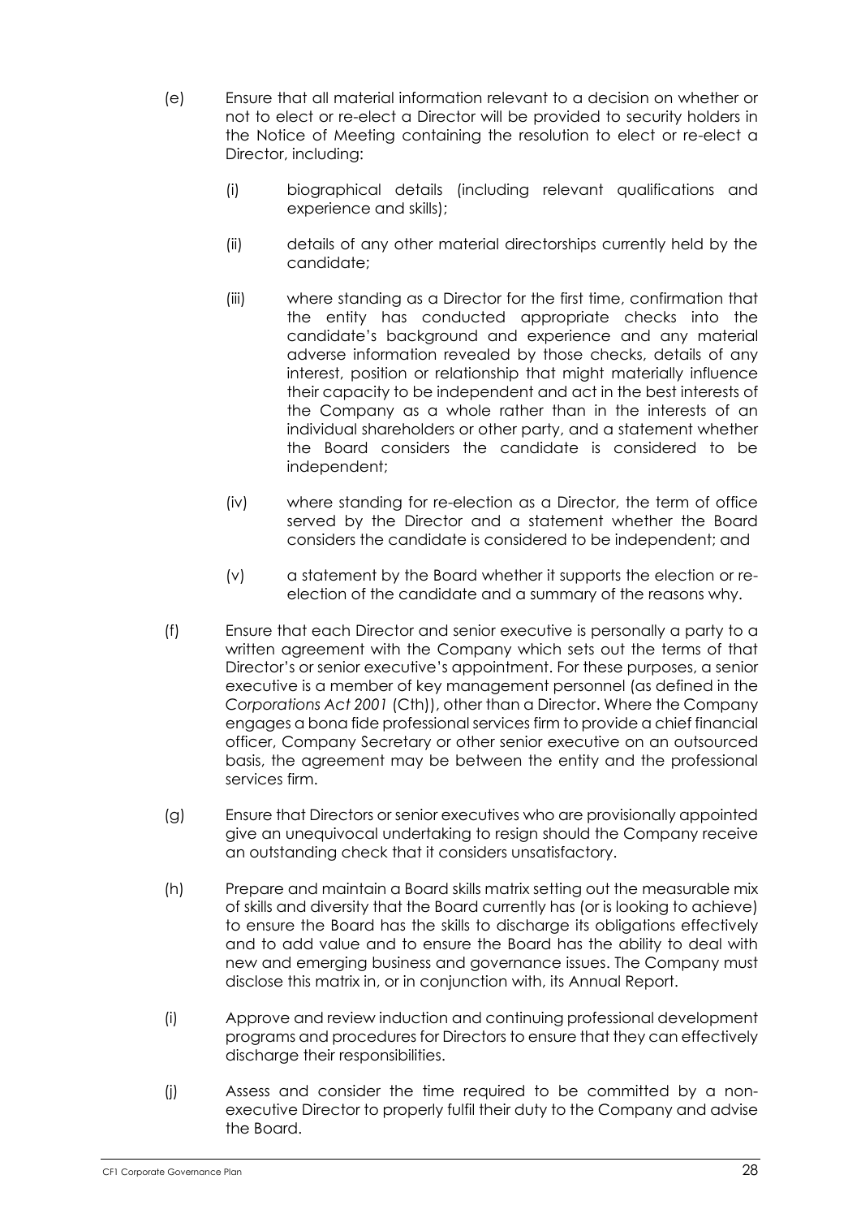(e) Ensure that all material information relevant to a decision on whether or not to elect or re-elect a Director will be provided to security holders in the Notice of Meeting containing the resolution to elect or re-elect a Director, including:

   (i) biographical details (including relevant qualifications and experience and skills);

   (ii) details of any other material directorships currently held by the candidate;

   (iii) where standing as a Director for the first time, confirmation that the entity has conducted appropriate checks into the candidate's background and experience and any material adverse information revealed by those checks, details of any interest, position or relationship that might materially influence their capacity to be independent and act in the best interests of the Company as a whole rather than in the interests of an individual shareholders or other party, and a statement whether the Board considers the candidate is considered to be independent;

   (iv) where standing for re-election as a Director, the term of office served by the Director and a statement whether the Board considers the candidate is considered to be independent; and

   (v) a statement by the Board whether it supports the election or re-election of the candidate and a summary of the reasons why.

(f) Ensure that each Director and senior executive is personally a party to a written agreement with the Company which sets out the terms of that Director's or senior executive's appointment. For these purposes, a senior executive is a member of key management personnel (as defined in the *Corporations Act 2001* (Cth)), other than a Director. Where the Company engages a bona fide professional services firm to provide a chief financial officer, Company Secretary or other senior executive on an outsourced basis, the agreement may be between the entity and the professional services firm.

(g) Ensure that Directors or senior executives who are provisionally appointed give an unequivocal undertaking to resign should the Company receive an outstanding check that it considers unsatisfactory.

(h) Prepare and maintain a Board skills matrix setting out the measurable mix of skills and diversity that the Board currently has (or is looking to achieve) to ensure the Board has the skills to discharge its obligations effectively and to add value and to ensure the Board has the ability to deal with new and emerging business and governance issues. The Company must disclose this matrix in, or in conjunction with, its Annual Report.

(i) Approve and review induction and continuing professional development programs and procedures for Directors to ensure that they can effectively discharge their responsibilities.

(j) Assess and consider the time required to be committed by a non-executive Director to properly fulfil their duty to the Company and advise the Board.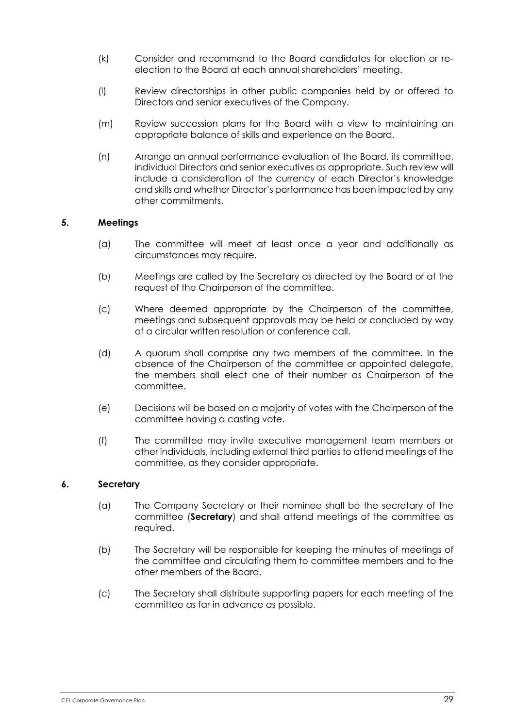(k) Consider and recommend to the Board candidates for election or re-election to the Board at each annual shareholders' meeting.

(l) Review directorships in other public companies held by or offered to Directors and senior executives of the Company.

(m) Review succession plans for the Board with a view to maintaining an appropriate balance of skills and experience on the Board.

(n) Arrange an annual performance evaluation of the Board, its committee, individual Directors and senior executives as appropriate. Such review will include a consideration of the currency of each Director's knowledge and skills and whether Director's performance has been impacted by any other commitments.

## 5. Meetings

(a) The committee will meet at least once a year and additionally as circumstances may require.

(b) Meetings are called by the Secretary as directed by the Board or at the request of the Chairperson of the committee.

(c) Where deemed appropriate by the Chairperson of the committee, meetings and subsequent approvals may be held or concluded by way of a circular written resolution or conference call.

(d) A quorum shall comprise any two members of the committee. In the absence of the Chairperson of the committee or appointed delegate, the members shall elect one of their number as Chairperson of the committee.

(e) Decisions will be based on a majority of votes with the Chairperson of the committee having a casting vote.

(f) The committee may invite executive management team members or other individuals, including external third parties to attend meetings of the committee, as they consider appropriate.

## 6. Secretary

(a) The Company Secretary or their nominee shall be the secretary of the committee (**Secretary**) and shall attend meetings of the committee as required.

(b) The Secretary will be responsible for keeping the minutes of meetings of the committee and circulating them to committee members and to the other members of the Board.

(c) The Secretary shall distribute supporting papers for each meeting of the committee as far in advance as possible.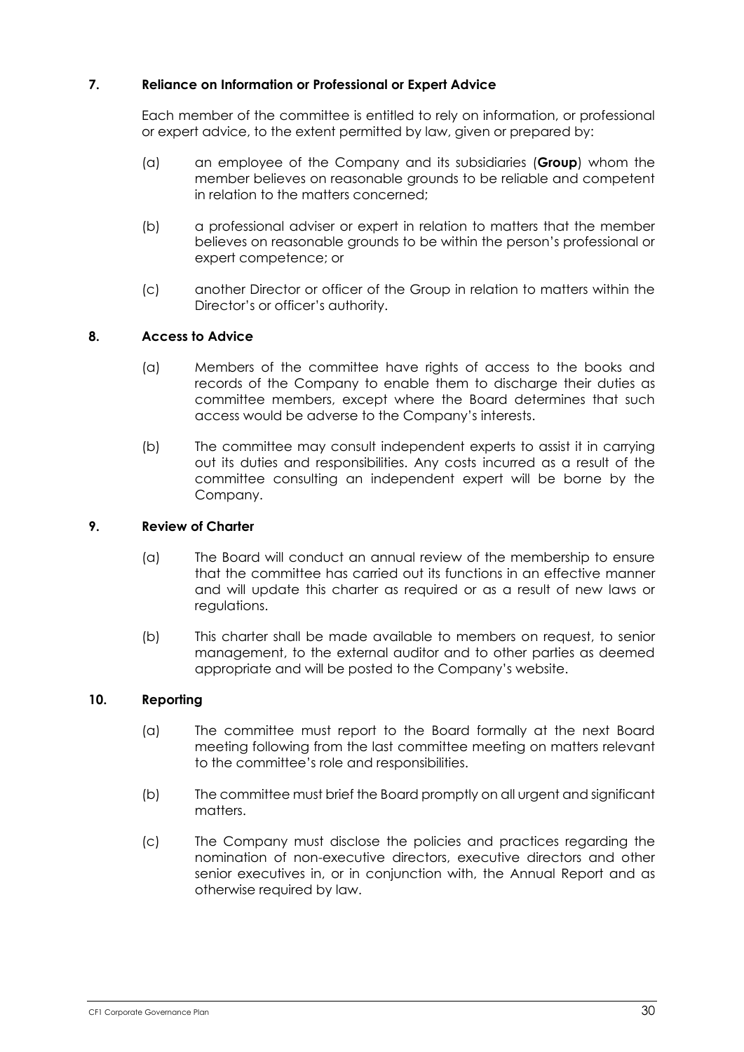## 7. Reliance on Information or Professional or Expert Advice

Each member of the committee is entitled to rely on information, or professional or expert advice, to the extent permitted by law, given or prepared by:

(a) an employee of the Company and its subsidiaries (**Group**) whom the member believes on reasonable grounds to be reliable and competent in relation to the matters concerned;

(b) a professional adviser or expert in relation to matters that the member believes on reasonable grounds to be within the person's professional or expert competence; or

(c) another Director or officer of the Group in relation to matters within the Director's or officer's authority.

## 8. Access to Advice

(a) Members of the committee have rights of access to the books and records of the Company to enable them to discharge their duties as committee members, except where the Board determines that such access would be adverse to the Company's interests.

(b) The committee may consult independent experts to assist it in carrying out its duties and responsibilities. Any costs incurred as a result of the committee consulting an independent expert will be borne by the Company.

## 9. Review of Charter

(a) The Board will conduct an annual review of the membership to ensure that the committee has carried out its functions in an effective manner and will update this charter as required or as a result of new laws or regulations.

(b) This charter shall be made available to members on request, to senior management, to the external auditor and to other parties as deemed appropriate and will be posted to the Company's website.

## 10. Reporting

(a) The committee must report to the Board formally at the next Board meeting following from the last committee meeting on matters relevant to the committee's role and responsibilities.

(b) The committee must brief the Board promptly on all urgent and significant matters.

(c) The Company must disclose the policies and practices regarding the nomination of non-executive directors, executive directors and other senior executives in, or in conjunction with, the Annual Report and as otherwise required by law.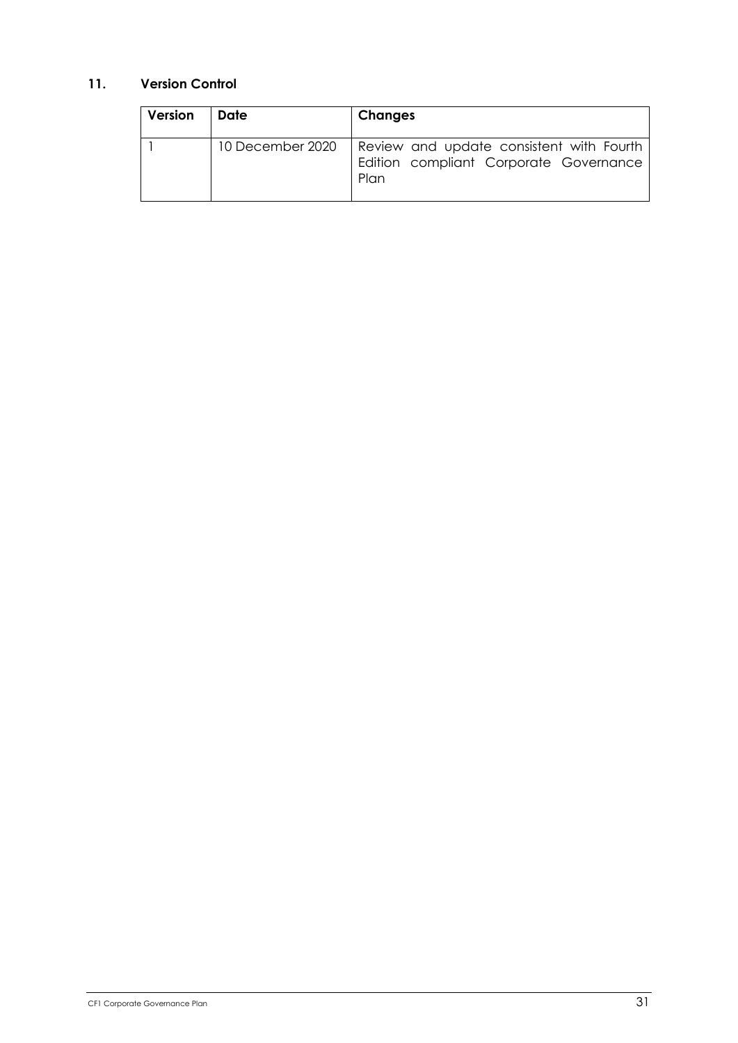## 11. Version Control

| Version | Date | Changes |
| --- | --- | --- |
| 1 | 10 December 2020 | Review and update consistent with Fourth Edition compliant Corporate Governance Plan |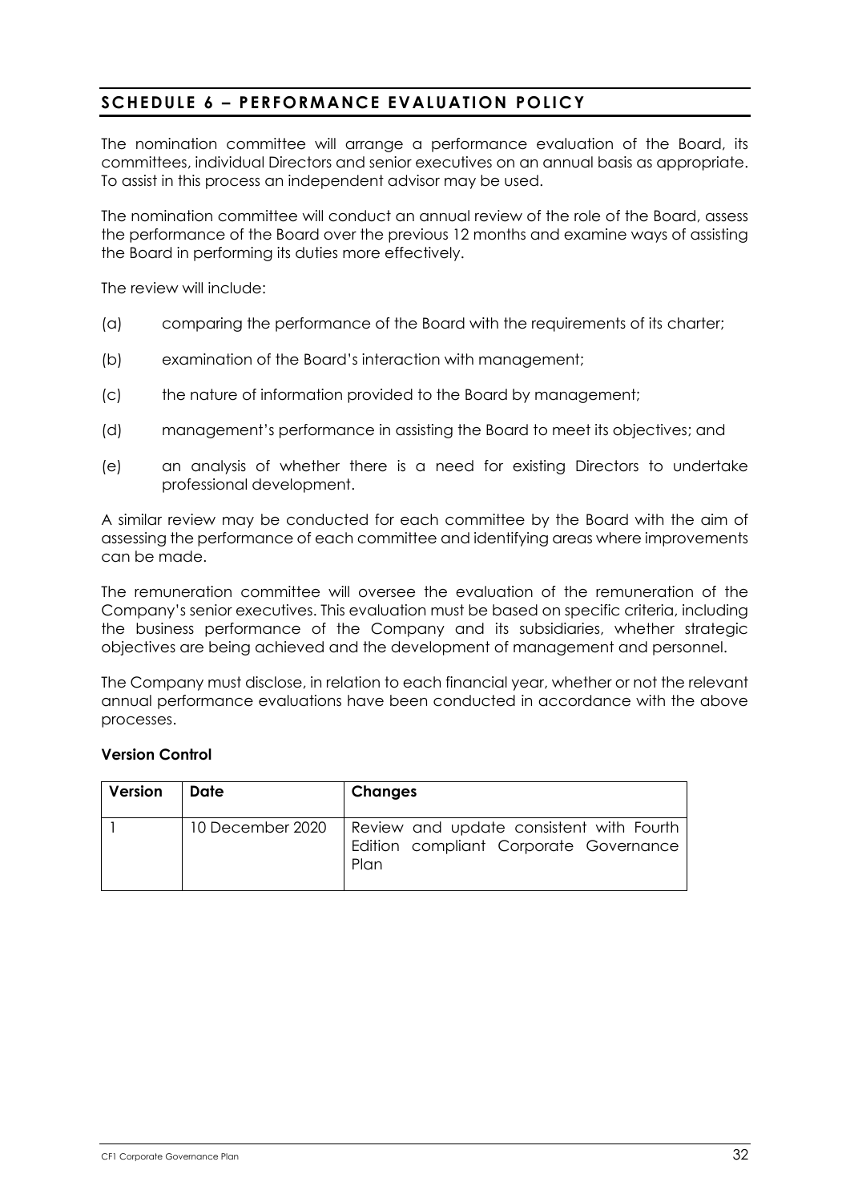## SCHEDULE 6 – PERFORMANCE EVALUATION POLICY

The nomination committee will arrange a performance evaluation of the Board, its committees, individual Directors and senior executives on an annual basis as appropriate. To assist in this process an independent advisor may be used.

The nomination committee will conduct an annual review of the role of the Board, assess the performance of the Board over the previous 12 months and examine ways of assisting the Board in performing its duties more effectively.

The review will include:

(a) comparing the performance of the Board with the requirements of its charter;

(b) examination of the Board's interaction with management;

(c) the nature of information provided to the Board by management;

(d) management's performance in assisting the Board to meet its objectives; and

(e) an analysis of whether there is a need for existing Directors to undertake professional development.

A similar review may be conducted for each committee by the Board with the aim of assessing the performance of each committee and identifying areas where improvements can be made.

The remuneration committee will oversee the evaluation of the remuneration of the Company's senior executives. This evaluation must be based on specific criteria, including the business performance of the Company and its subsidiaries, whether strategic objectives are being achieved and the development of management and personnel.

The Company must disclose, in relation to each financial year, whether or not the relevant annual performance evaluations have been conducted in accordance with the above processes.

**Version Control**

| Version | Date | Changes |
|---|---|---|
| 1 | 10 December 2020 | Review and update consistent with Fourth Edition compliant Corporate Governance Plan |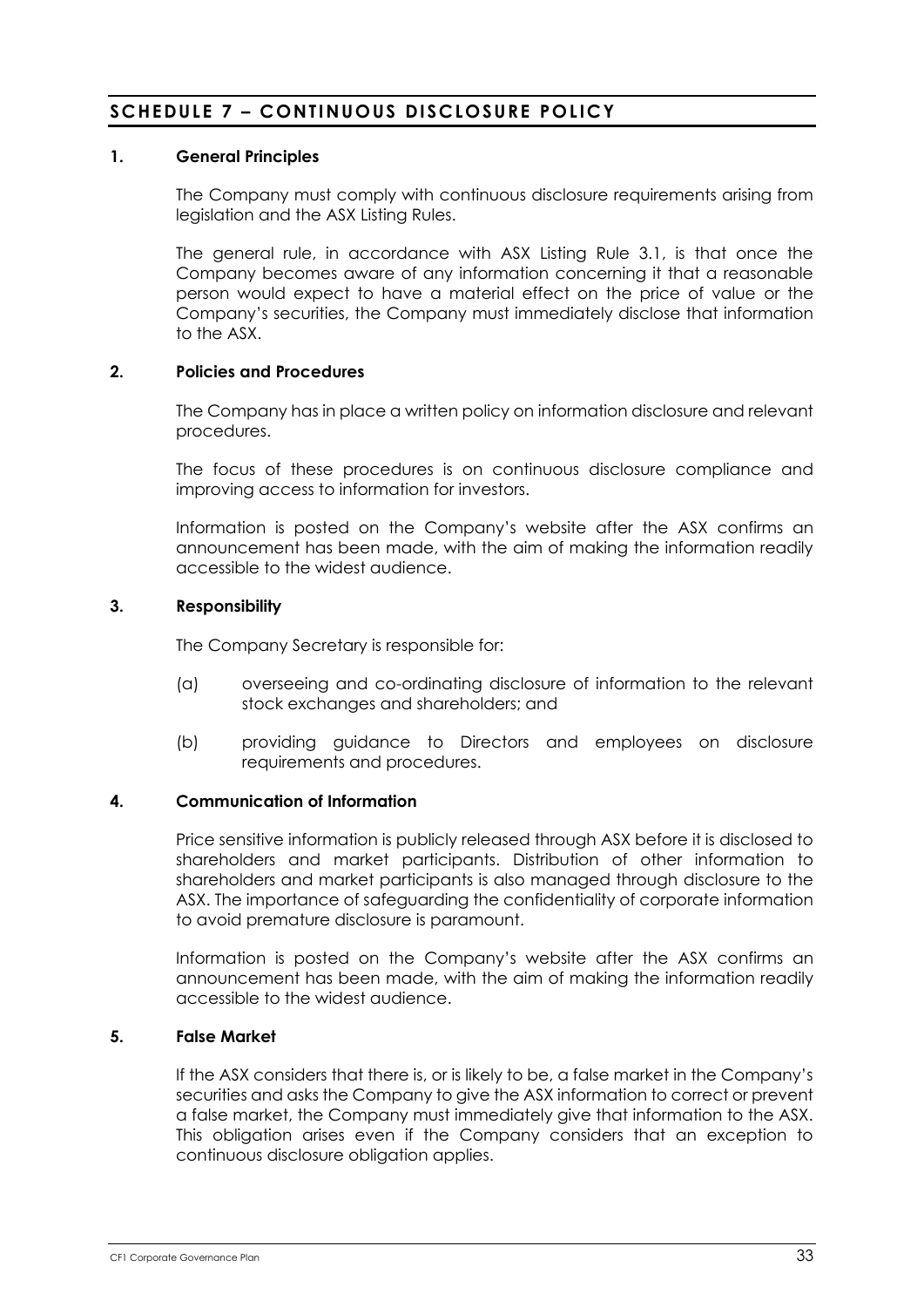# SCHEDULE 7 – CONTINUOUS DISCLOSURE POLICY

## 1. General Principles

The Company must comply with continuous disclosure requirements arising from legislation and the ASX Listing Rules.

The general rule, in accordance with ASX Listing Rule 3.1, is that once the Company becomes aware of any information concerning it that a reasonable person would expect to have a material effect on the price of value or the Company's securities, the Company must immediately disclose that information to the ASX.

## 2. Policies and Procedures

The Company has in place a written policy on information disclosure and relevant procedures.

The focus of these procedures is on continuous disclosure compliance and improving access to information for investors.

Information is posted on the Company's website after the ASX confirms an announcement has been made, with the aim of making the information readily accessible to the widest audience.

## 3. Responsibility

The Company Secretary is responsible for:

(a) overseeing and co-ordinating disclosure of information to the relevant stock exchanges and shareholders; and

(b) providing guidance to Directors and employees on disclosure requirements and procedures.

## 4. Communication of Information

Price sensitive information is publicly released through ASX before it is disclosed to shareholders and market participants. Distribution of other information to shareholders and market participants is also managed through disclosure to the ASX. The importance of safeguarding the confidentiality of corporate information to avoid premature disclosure is paramount.

Information is posted on the Company's website after the ASX confirms an announcement has been made, with the aim of making the information readily accessible to the widest audience.

## 5. False Market

If the ASX considers that there is, or is likely to be, a false market in the Company's securities and asks the Company to give the ASX information to correct or prevent a false market, the Company must immediately give that information to the ASX. This obligation arises even if the Company considers that an exception to continuous disclosure obligation applies.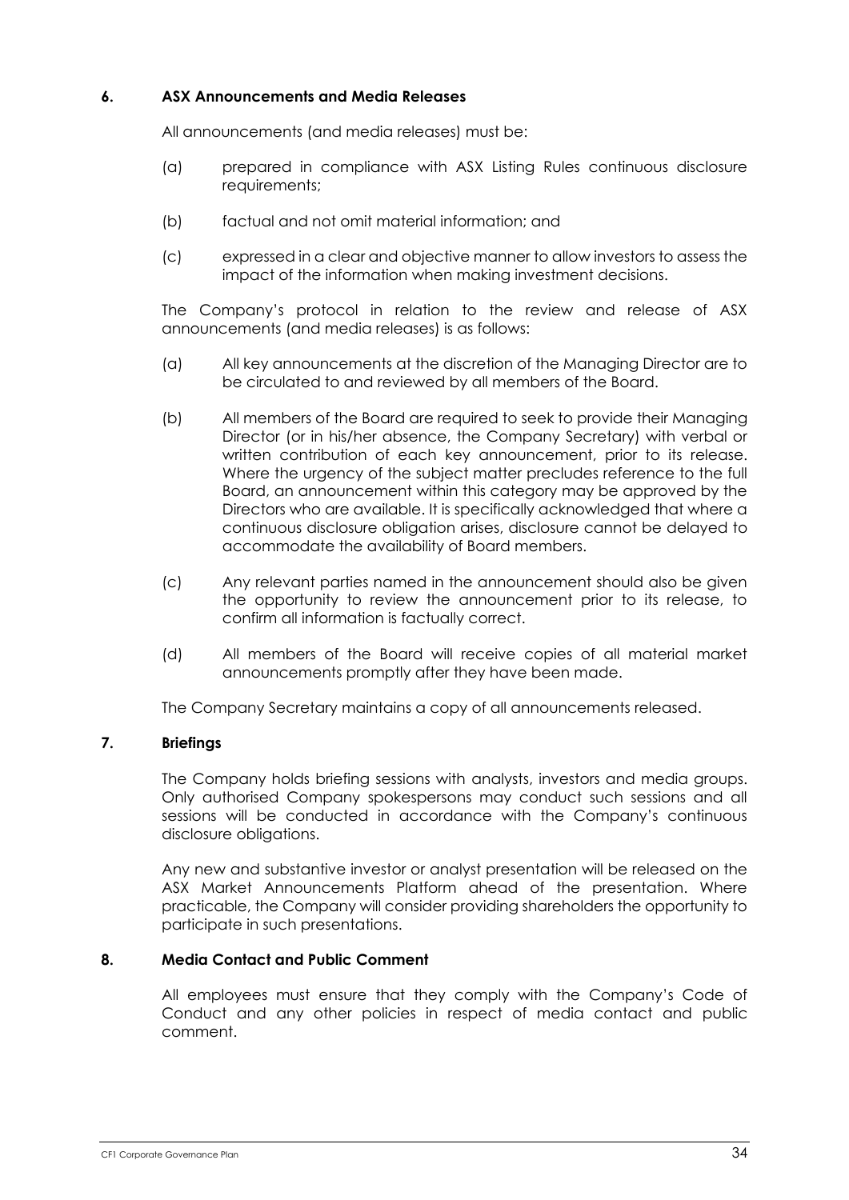## 6. ASX Announcements and Media Releases

All announcements (and media releases) must be:

(a) prepared in compliance with ASX Listing Rules continuous disclosure requirements;

(b) factual and not omit material information; and

(c) expressed in a clear and objective manner to allow investors to assess the impact of the information when making investment decisions.

The Company's protocol in relation to the review and release of ASX announcements (and media releases) is as follows:

(a) All key announcements at the discretion of the Managing Director are to be circulated to and reviewed by all members of the Board.

(b) All members of the Board are required to seek to provide their Managing Director (or in his/her absence, the Company Secretary) with verbal or written contribution of each key announcement, prior to its release. Where the urgency of the subject matter precludes reference to the full Board, an announcement within this category may be approved by the Directors who are available. It is specifically acknowledged that where a continuous disclosure obligation arises, disclosure cannot be delayed to accommodate the availability of Board members.

(c) Any relevant parties named in the announcement should also be given the opportunity to review the announcement prior to its release, to confirm all information is factually correct.

(d) All members of the Board will receive copies of all material market announcements promptly after they have been made.

The Company Secretary maintains a copy of all announcements released.

## 7. Briefings

The Company holds briefing sessions with analysts, investors and media groups. Only authorised Company spokespersons may conduct such sessions and all sessions will be conducted in accordance with the Company's continuous disclosure obligations.

Any new and substantive investor or analyst presentation will be released on the ASX Market Announcements Platform ahead of the presentation. Where practicable, the Company will consider providing shareholders the opportunity to participate in such presentations.

## 8. Media Contact and Public Comment

All employees must ensure that they comply with the Company's Code of Conduct and any other policies in respect of media contact and public comment.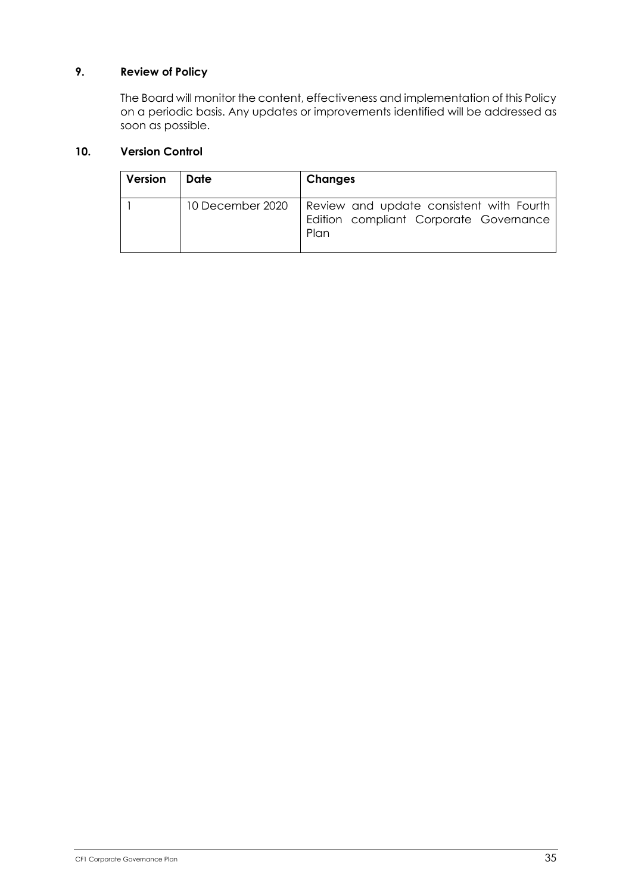## 9. Review of Policy

The Board will monitor the content, effectiveness and implementation of this Policy on a periodic basis. Any updates or improvements identified will be addressed as soon as possible.

## 10. Version Control

| Version | Date | Changes |
| --- | --- | --- |
| 1 | 10 December 2020 | Review and update consistent with Fourth Edition compliant Corporate Governance Plan |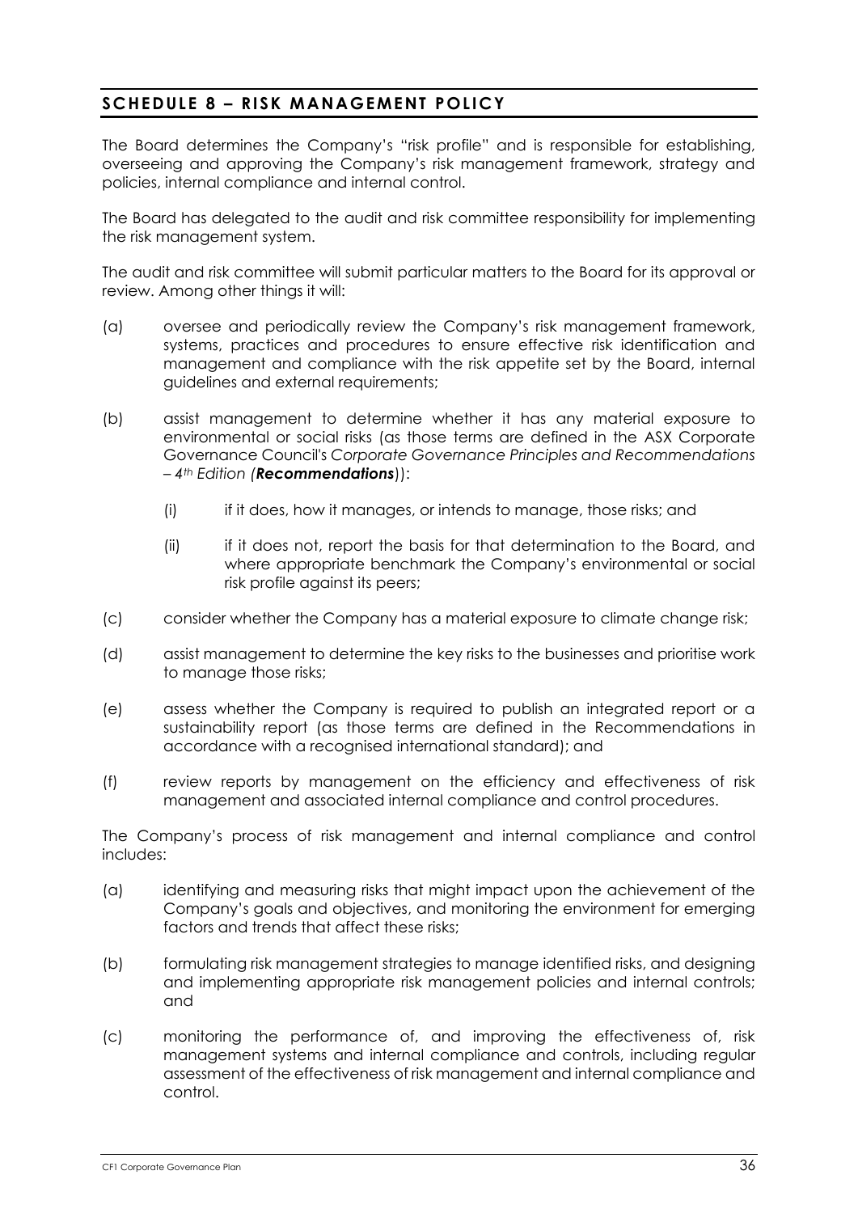## SCHEDULE 8 – RISK MANAGEMENT POLICY

The Board determines the Company's "risk profile" and is responsible for establishing, overseeing and approving the Company's risk management framework, strategy and policies, internal compliance and internal control.

The Board has delegated to the audit and risk committee responsibility for implementing the risk management system.

The audit and risk committee will submit particular matters to the Board for its approval or review. Among other things it will:

(a) oversee and periodically review the Company's risk management framework, systems, practices and procedures to ensure effective risk identification and management and compliance with the risk appetite set by the Board, internal guidelines and external requirements;

(b) assist management to determine whether it has any material exposure to environmental or social risks (as those terms are defined in the ASX Corporate Governance Council's *Corporate Governance Principles and Recommendations – 4th Edition (**Recommendations**)*):

  (i) if it does, how it manages, or intends to manage, those risks; and

  (ii) if it does not, report the basis for that determination to the Board, and where appropriate benchmark the Company's environmental or social risk profile against its peers;

(c) consider whether the Company has a material exposure to climate change risk;

(d) assist management to determine the key risks to the businesses and prioritise work to manage those risks;

(e) assess whether the Company is required to publish an integrated report or a sustainability report (as those terms are defined in the Recommendations in accordance with a recognised international standard); and

(f) review reports by management on the efficiency and effectiveness of risk management and associated internal compliance and control procedures.

The Company's process of risk management and internal compliance and control includes:

(a) identifying and measuring risks that might impact upon the achievement of the Company's goals and objectives, and monitoring the environment for emerging factors and trends that affect these risks;

(b) formulating risk management strategies to manage identified risks, and designing and implementing appropriate risk management policies and internal controls; and

(c) monitoring the performance of, and improving the effectiveness of, risk management systems and internal compliance and controls, including regular assessment of the effectiveness of risk management and internal compliance and control.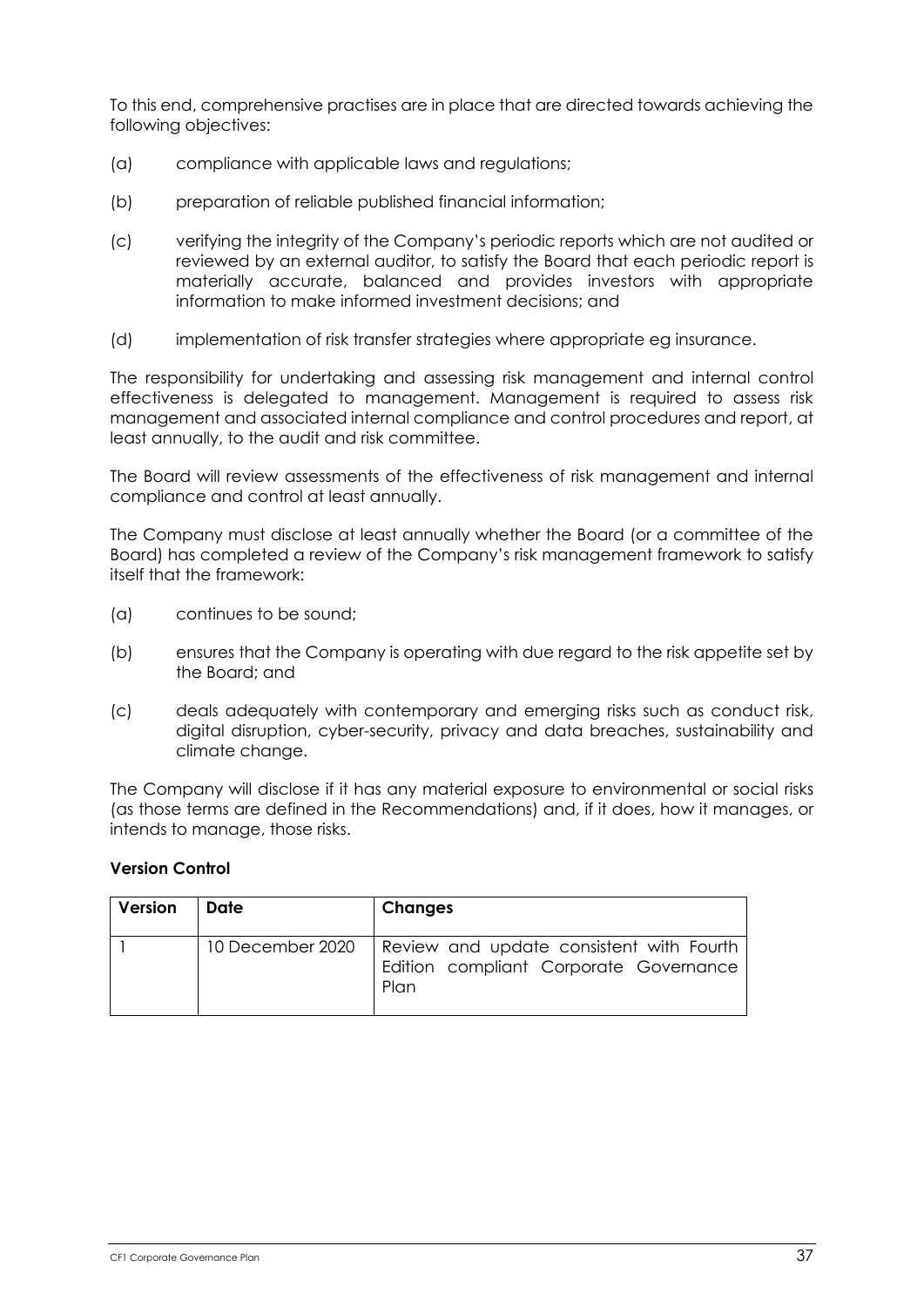To this end, comprehensive practises are in place that are directed towards achieving the following objectives:

(a) compliance with applicable laws and regulations;

(b) preparation of reliable published financial information;

(c) verifying the integrity of the Company's periodic reports which are not audited or reviewed by an external auditor, to satisfy the Board that each periodic report is materially accurate, balanced and provides investors with appropriate information to make informed investment decisions; and

(d) implementation of risk transfer strategies where appropriate eg insurance.

The responsibility for undertaking and assessing risk management and internal control effectiveness is delegated to management. Management is required to assess risk management and associated internal compliance and control procedures and report, at least annually, to the audit and risk committee.

The Board will review assessments of the effectiveness of risk management and internal compliance and control at least annually.

The Company must disclose at least annually whether the Board (or a committee of the Board) has completed a review of the Company's risk management framework to satisfy itself that the framework:

(a) continues to be sound;

(b) ensures that the Company is operating with due regard to the risk appetite set by the Board; and

(c) deals adequately with contemporary and emerging risks such as conduct risk, digital disruption, cyber-security, privacy and data breaches, sustainability and climate change.

The Company will disclose if it has any material exposure to environmental or social risks (as those terms are defined in the Recommendations) and, if it does, how it manages, or intends to manage, those risks.

**Version Control**

| Version | Date | Changes |
|---|---|---|
| 1 | 10 December 2020 | Review and update consistent with Fourth Edition compliant Corporate Governance Plan |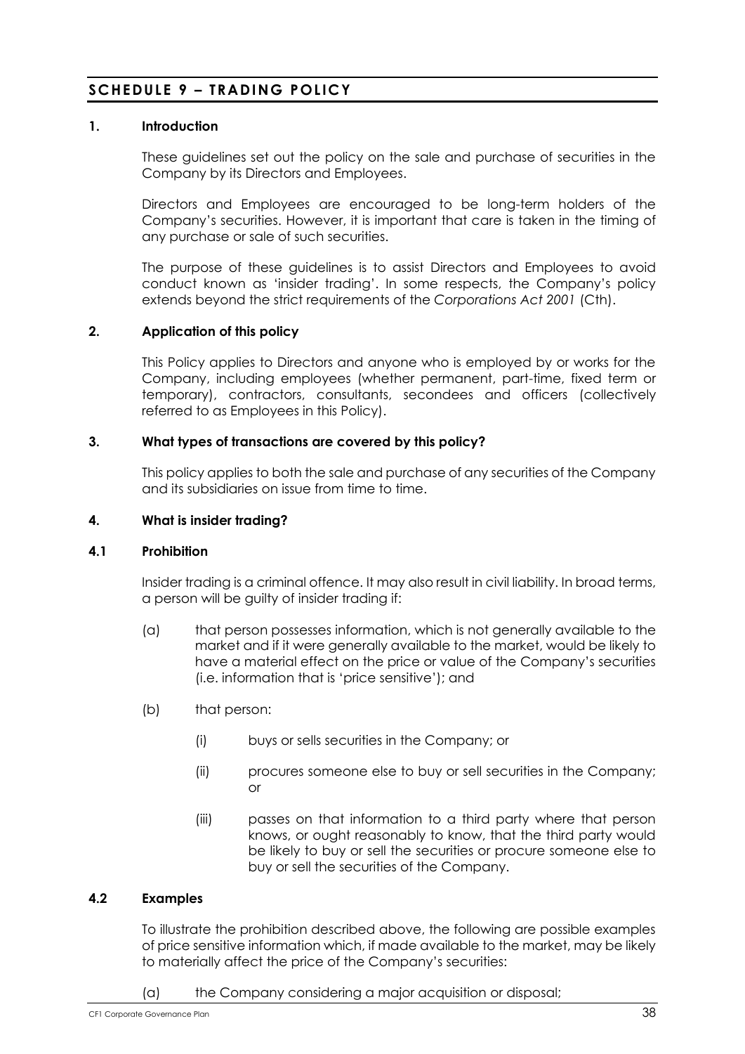# SCHEDULE 9 – TRADING POLICY

## 1. Introduction

These guidelines set out the policy on the sale and purchase of securities in the Company by its Directors and Employees.

Directors and Employees are encouraged to be long-term holders of the Company's securities. However, it is important that care is taken in the timing of any purchase or sale of such securities.

The purpose of these guidelines is to assist Directors and Employees to avoid conduct known as 'insider trading'. In some respects, the Company's policy extends beyond the strict requirements of the *Corporations Act 2001* (Cth).

## 2. Application of this policy

This Policy applies to Directors and anyone who is employed by or works for the Company, including employees (whether permanent, part-time, fixed term or temporary), contractors, consultants, secondees and officers (collectively referred to as Employees in this Policy).

## 3. What types of transactions are covered by this policy?

This policy applies to both the sale and purchase of any securities of the Company and its subsidiaries on issue from time to time.

## 4. What is insider trading?

### 4.1 Prohibition

Insider trading is a criminal offence. It may also result in civil liability. In broad terms, a person will be guilty of insider trading if:

(a) that person possesses information, which is not generally available to the market and if it were generally available to the market, would be likely to have a material effect on the price or value of the Company's securities (i.e. information that is 'price sensitive'); and

(b) that person:

(i) buys or sells securities in the Company; or

(ii) procures someone else to buy or sell securities in the Company; or

(iii) passes on that information to a third party where that person knows, or ought reasonably to know, that the third party would be likely to buy or sell the securities or procure someone else to buy or sell the securities of the Company.

### 4.2 Examples

To illustrate the prohibition described above, the following are possible examples of price sensitive information which, if made available to the market, may be likely to materially affect the price of the Company's securities:

(a) the Company considering a major acquisition or disposal;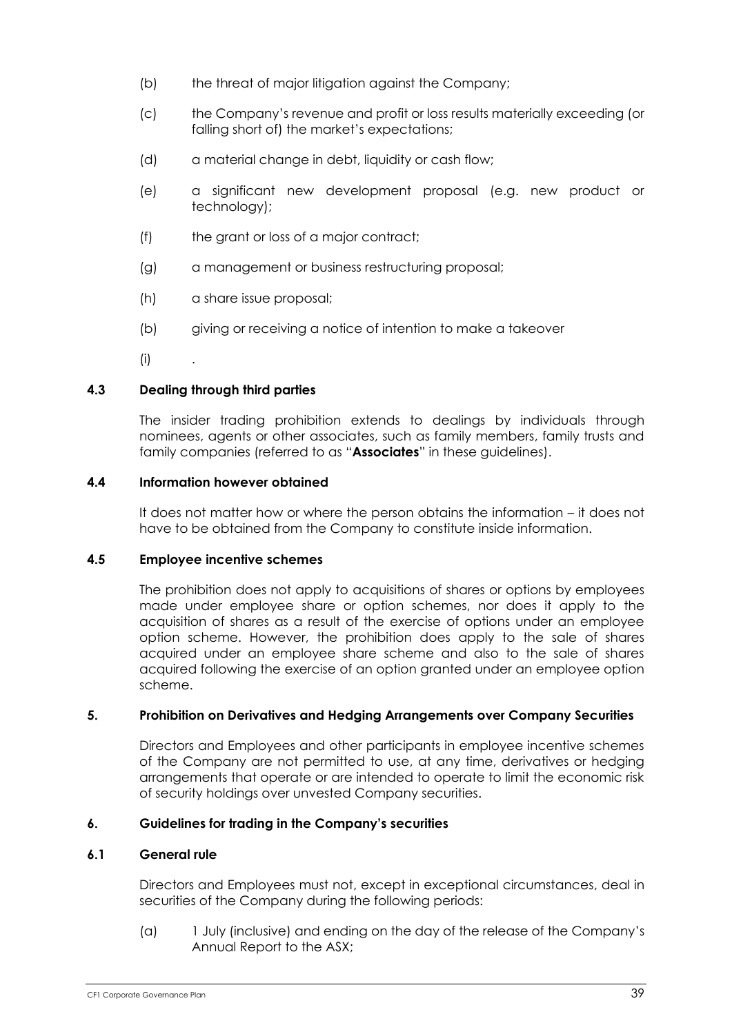(b) the threat of major litigation against the Company;

(c) the Company's revenue and profit or loss results materially exceeding (or falling short of) the market's expectations;

(d) a material change in debt, liquidity or cash flow;

(e) a significant new development proposal (e.g. new product or technology);

(f) the grant or loss of a major contract;

(g) a management or business restructuring proposal;

(h) a share issue proposal;

(b) giving or receiving a notice of intention to make a takeover

(i) .

### 4.3 Dealing through third parties

The insider trading prohibition extends to dealings by individuals through nominees, agents or other associates, such as family members, family trusts and family companies (referred to as "**Associates**" in these guidelines).

### 4.4 Information however obtained

It does not matter how or where the person obtains the information – it does not have to be obtained from the Company to constitute inside information.

### 4.5 Employee incentive schemes

The prohibition does not apply to acquisitions of shares or options by employees made under employee share or option schemes, nor does it apply to the acquisition of shares as a result of the exercise of options under an employee option scheme. However, the prohibition does apply to the sale of shares acquired under an employee share scheme and also to the sale of shares acquired following the exercise of an option granted under an employee option scheme.

## 5. Prohibition on Derivatives and Hedging Arrangements over Company Securities

Directors and Employees and other participants in employee incentive schemes of the Company are not permitted to use, at any time, derivatives or hedging arrangements that operate or are intended to operate to limit the economic risk of security holdings over unvested Company securities.

## 6. Guidelines for trading in the Company's securities

### 6.1 General rule

Directors and Employees must not, except in exceptional circumstances, deal in securities of the Company during the following periods:

(a) 1 July (inclusive) and ending on the day of the release of the Company's Annual Report to the ASX;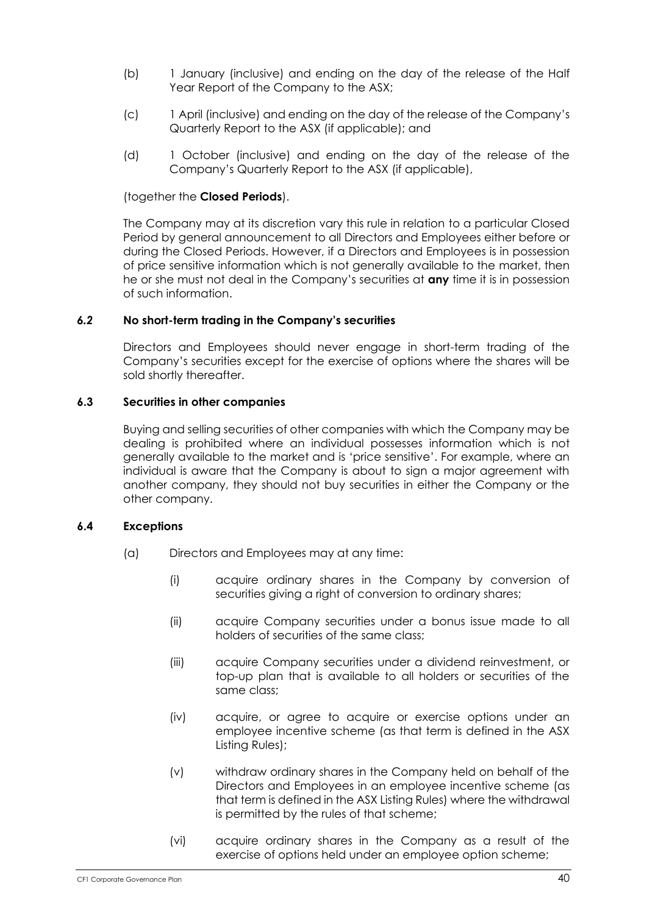(b) 1 January (inclusive) and ending on the day of the release of the Half Year Report of the Company to the ASX;

(c) 1 April (inclusive) and ending on the day of the release of the Company's Quarterly Report to the ASX (if applicable); and

(d) 1 October (inclusive) and ending on the day of the release of the Company's Quarterly Report to the ASX (if applicable),

(together the **Closed Periods**).

The Company may at its discretion vary this rule in relation to a particular Closed Period by general announcement to all Directors and Employees either before or during the Closed Periods. However, if a Directors and Employees is in possession of price sensitive information which is not generally available to the market, then he or she must not deal in the Company's securities at **any** time it is in possession of such information.

### 6.2 No short-term trading in the Company's securities

Directors and Employees should never engage in short-term trading of the Company's securities except for the exercise of options where the shares will be sold shortly thereafter.

### 6.3 Securities in other companies

Buying and selling securities of other companies with which the Company may be dealing is prohibited where an individual possesses information which is not generally available to the market and is 'price sensitive'. For example, where an individual is aware that the Company is about to sign a major agreement with another company, they should not buy securities in either the Company or the other company.

### 6.4 Exceptions

(a) Directors and Employees may at any time:

   (i) acquire ordinary shares in the Company by conversion of securities giving a right of conversion to ordinary shares;

   (ii) acquire Company securities under a bonus issue made to all holders of securities of the same class;

   (iii) acquire Company securities under a dividend reinvestment, or top-up plan that is available to all holders or securities of the same class;

   (iv) acquire, or agree to acquire or exercise options under an employee incentive scheme (as that term is defined in the ASX Listing Rules);

   (v) withdraw ordinary shares in the Company held on behalf of the Directors and Employees in an employee incentive scheme (as that term is defined in the ASX Listing Rules) where the withdrawal is permitted by the rules of that scheme;

   (vi) acquire ordinary shares in the Company as a result of the exercise of options held under an employee option scheme;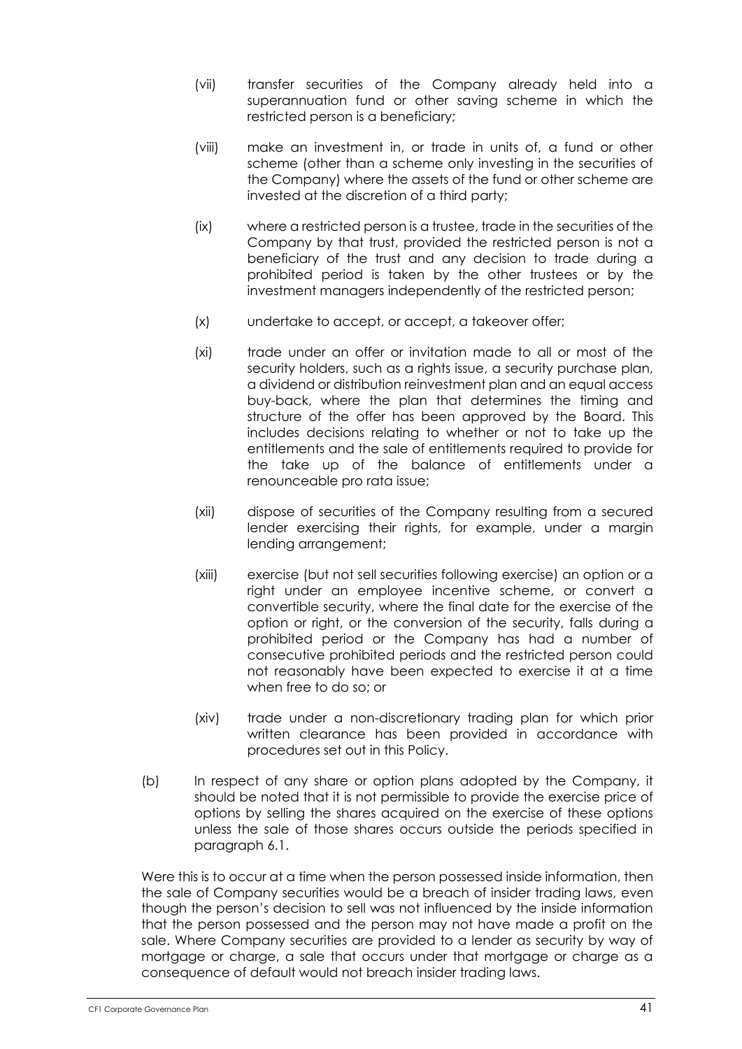(vii) transfer securities of the Company already held into a superannuation fund or other saving scheme in which the restricted person is a beneficiary;

(viii) make an investment in, or trade in units of, a fund or other scheme (other than a scheme only investing in the securities of the Company) where the assets of the fund or other scheme are invested at the discretion of a third party;

(ix) where a restricted person is a trustee, trade in the securities of the Company by that trust, provided the restricted person is not a beneficiary of the trust and any decision to trade during a prohibited period is taken by the other trustees or by the investment managers independently of the restricted person;

(x) undertake to accept, or accept, a takeover offer;

(xi) trade under an offer or invitation made to all or most of the security holders, such as a rights issue, a security purchase plan, a dividend or distribution reinvestment plan and an equal access buy-back, where the plan that determines the timing and structure of the offer has been approved by the Board. This includes decisions relating to whether or not to take up the entitlements and the sale of entitlements required to provide for the take up of the balance of entitlements under a renounceable pro rata issue;

(xii) dispose of securities of the Company resulting from a secured lender exercising their rights, for example, under a margin lending arrangement;

(xiii) exercise (but not sell securities following exercise) an option or a right under an employee incentive scheme, or convert a convertible security, where the final date for the exercise of the option or right, or the conversion of the security, falls during a prohibited period or the Company has had a number of consecutive prohibited periods and the restricted person could not reasonably have been expected to exercise it at a time when free to do so; or

(xiv) trade under a non-discretionary trading plan for which prior written clearance has been provided in accordance with procedures set out in this Policy.

(b) In respect of any share or option plans adopted by the Company, it should be noted that it is not permissible to provide the exercise price of options by selling the shares acquired on the exercise of these options unless the sale of those shares occurs outside the periods specified in paragraph 6.1.

Were this is to occur at a time when the person possessed inside information, then the sale of Company securities would be a breach of insider trading laws, even though the person's decision to sell was not influenced by the inside information that the person possessed and the person may not have made a profit on the sale. Where Company securities are provided to a lender as security by way of mortgage or charge, a sale that occurs under that mortgage or charge as a consequence of default would not breach insider trading laws.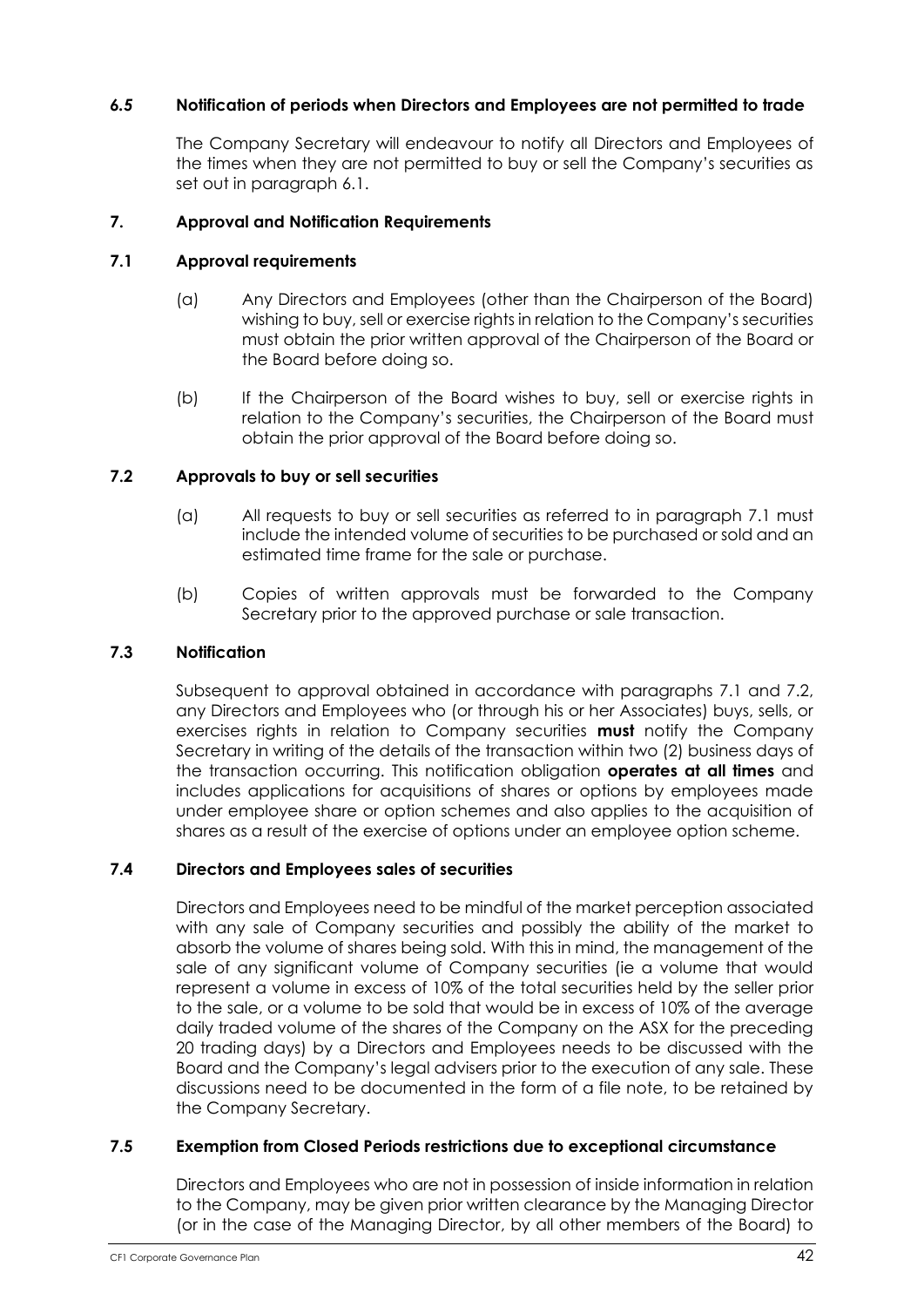### *6.5* Notification of periods when Directors and Employees are not permitted to trade

The Company Secretary will endeavour to notify all Directors and Employees of the times when they are not permitted to buy or sell the Company's securities as set out in paragraph 6.1.

## 7. Approval and Notification Requirements

### 7.1 Approval requirements

(a) Any Directors and Employees (other than the Chairperson of the Board) wishing to buy, sell or exercise rights in relation to the Company's securities must obtain the prior written approval of the Chairperson of the Board or the Board before doing so.

(b) If the Chairperson of the Board wishes to buy, sell or exercise rights in relation to the Company's securities, the Chairperson of the Board must obtain the prior approval of the Board before doing so.

### 7.2 Approvals to buy or sell securities

(a) All requests to buy or sell securities as referred to in paragraph 7.1 must include the intended volume of securities to be purchased or sold and an estimated time frame for the sale or purchase.

(b) Copies of written approvals must be forwarded to the Company Secretary prior to the approved purchase or sale transaction.

### 7.3 Notification

Subsequent to approval obtained in accordance with paragraphs 7.1 and 7.2, any Directors and Employees who (or through his or her Associates) buys, sells, or exercises rights in relation to Company securities **must** notify the Company Secretary in writing of the details of the transaction within two (2) business days of the transaction occurring. This notification obligation **operates at all times** and includes applications for acquisitions of shares or options by employees made under employee share or option schemes and also applies to the acquisition of shares as a result of the exercise of options under an employee option scheme.

### 7.4 Directors and Employees sales of securities

Directors and Employees need to be mindful of the market perception associated with any sale of Company securities and possibly the ability of the market to absorb the volume of shares being sold. With this in mind, the management of the sale of any significant volume of Company securities (ie a volume that would represent a volume in excess of 10% of the total securities held by the seller prior to the sale, or a volume to be sold that would be in excess of 10% of the average daily traded volume of the shares of the Company on the ASX for the preceding 20 trading days) by a Directors and Employees needs to be discussed with the Board and the Company's legal advisers prior to the execution of any sale. These discussions need to be documented in the form of a file note, to be retained by the Company Secretary.

### 7.5 Exemption from Closed Periods restrictions due to exceptional circumstance

Directors and Employees who are not in possession of inside information in relation to the Company, may be given prior written clearance by the Managing Director (or in the case of the Managing Director, by all other members of the Board) to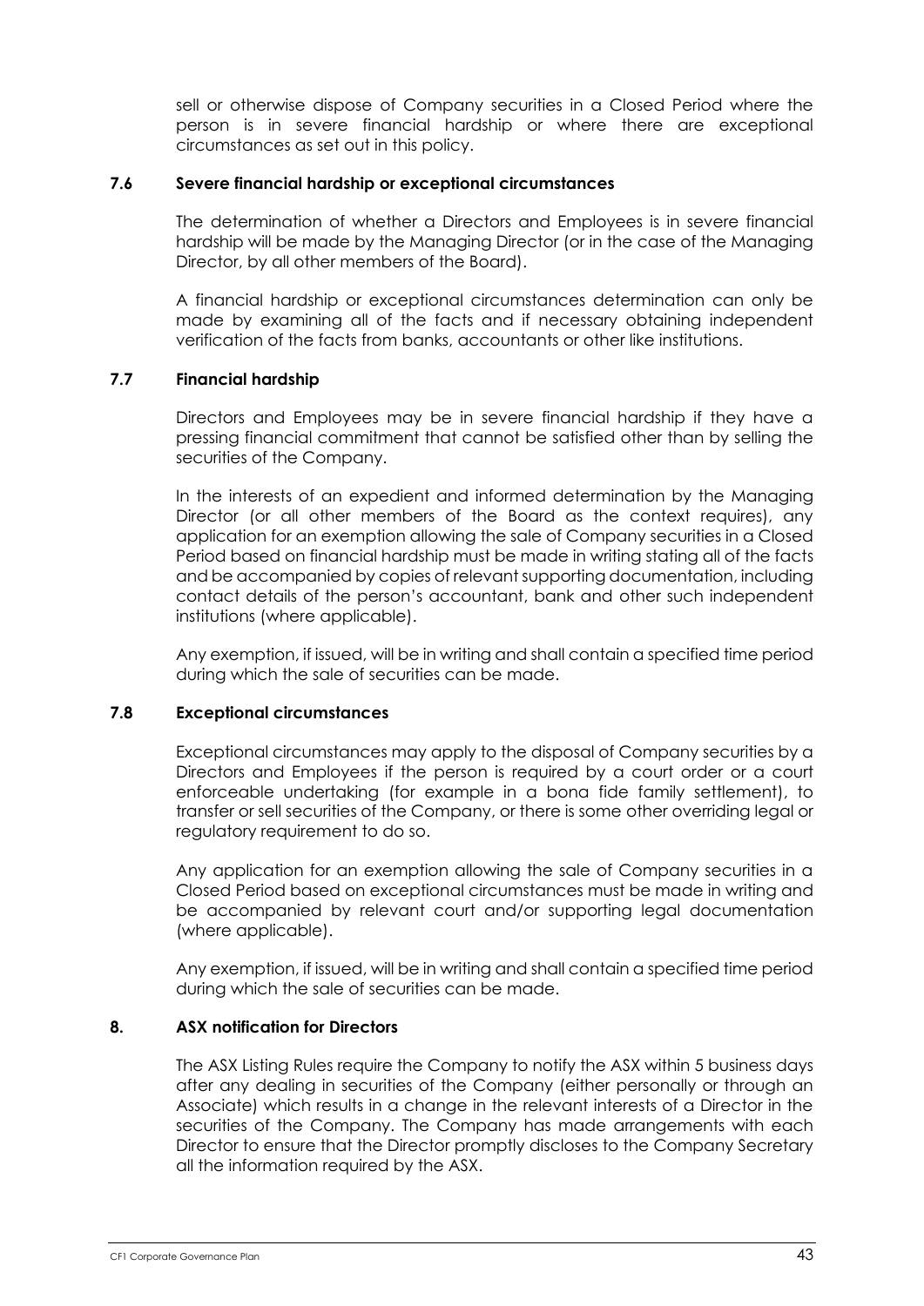sell or otherwise dispose of Company securities in a Closed Period where the person is in severe financial hardship or where there are exceptional circumstances as set out in this policy.

### 7.6 Severe financial hardship or exceptional circumstances

The determination of whether a Directors and Employees is in severe financial hardship will be made by the Managing Director (or in the case of the Managing Director, by all other members of the Board).

A financial hardship or exceptional circumstances determination can only be made by examining all of the facts and if necessary obtaining independent verification of the facts from banks, accountants or other like institutions.

### 7.7 Financial hardship

Directors and Employees may be in severe financial hardship if they have a pressing financial commitment that cannot be satisfied other than by selling the securities of the Company.

In the interests of an expedient and informed determination by the Managing Director (or all other members of the Board as the context requires), any application for an exemption allowing the sale of Company securities in a Closed Period based on financial hardship must be made in writing stating all of the facts and be accompanied by copies of relevant supporting documentation, including contact details of the person's accountant, bank and other such independent institutions (where applicable).

Any exemption, if issued, will be in writing and shall contain a specified time period during which the sale of securities can be made.

### 7.8 Exceptional circumstances

Exceptional circumstances may apply to the disposal of Company securities by a Directors and Employees if the person is required by a court order or a court enforceable undertaking (for example in a bona fide family settlement), to transfer or sell securities of the Company, or there is some other overriding legal or regulatory requirement to do so.

Any application for an exemption allowing the sale of Company securities in a Closed Period based on exceptional circumstances must be made in writing and be accompanied by relevant court and/or supporting legal documentation (where applicable).

Any exemption, if issued, will be in writing and shall contain a specified time period during which the sale of securities can be made.

## 8. ASX notification for Directors

The ASX Listing Rules require the Company to notify the ASX within 5 business days after any dealing in securities of the Company (either personally or through an Associate) which results in a change in the relevant interests of a Director in the securities of the Company. The Company has made arrangements with each Director to ensure that the Director promptly discloses to the Company Secretary all the information required by the ASX.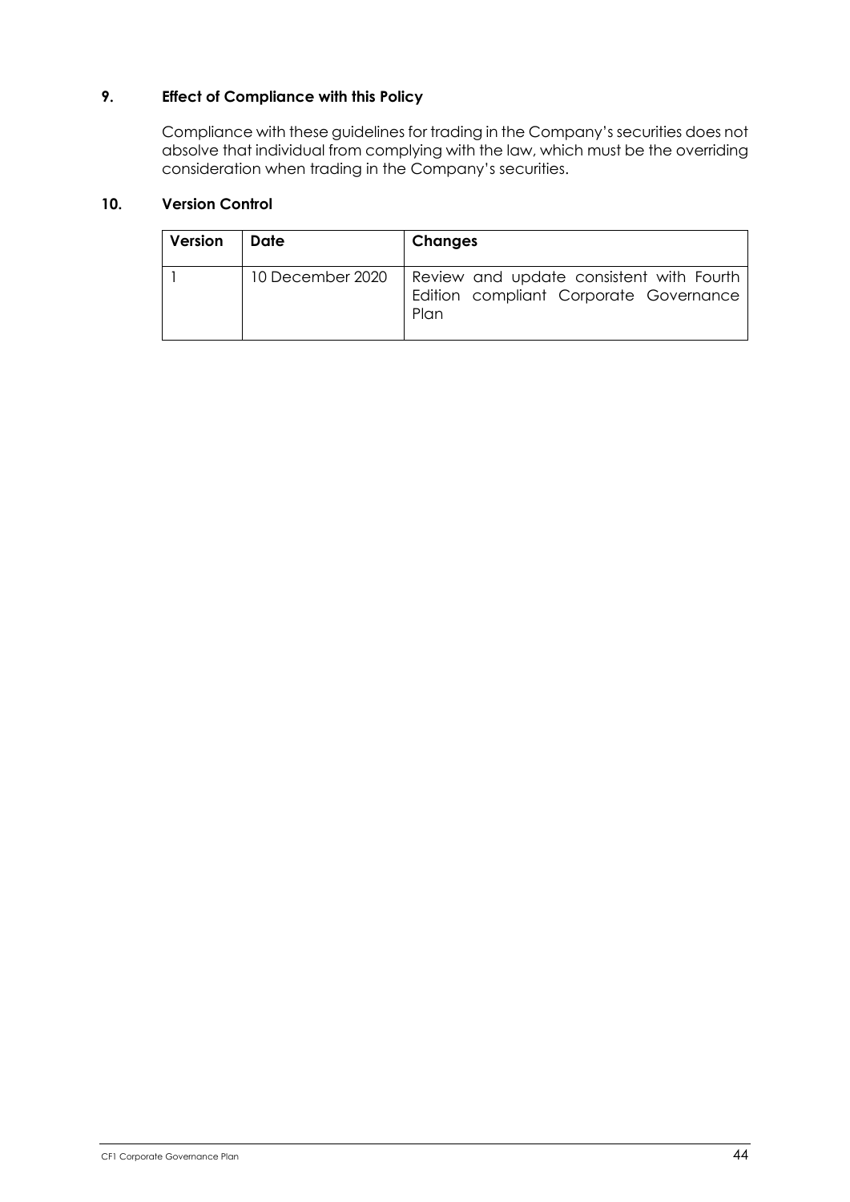### 9. Effect of Compliance with this Policy

Compliance with these guidelines for trading in the Company's securities does not absolve that individual from complying with the law, which must be the overriding consideration when trading in the Company's securities.

### 10. Version Control

| Version | Date | Changes |
| --- | --- | --- |
| 1 | 10 December 2020 | Review and update consistent with Fourth Edition compliant Corporate Governance Plan |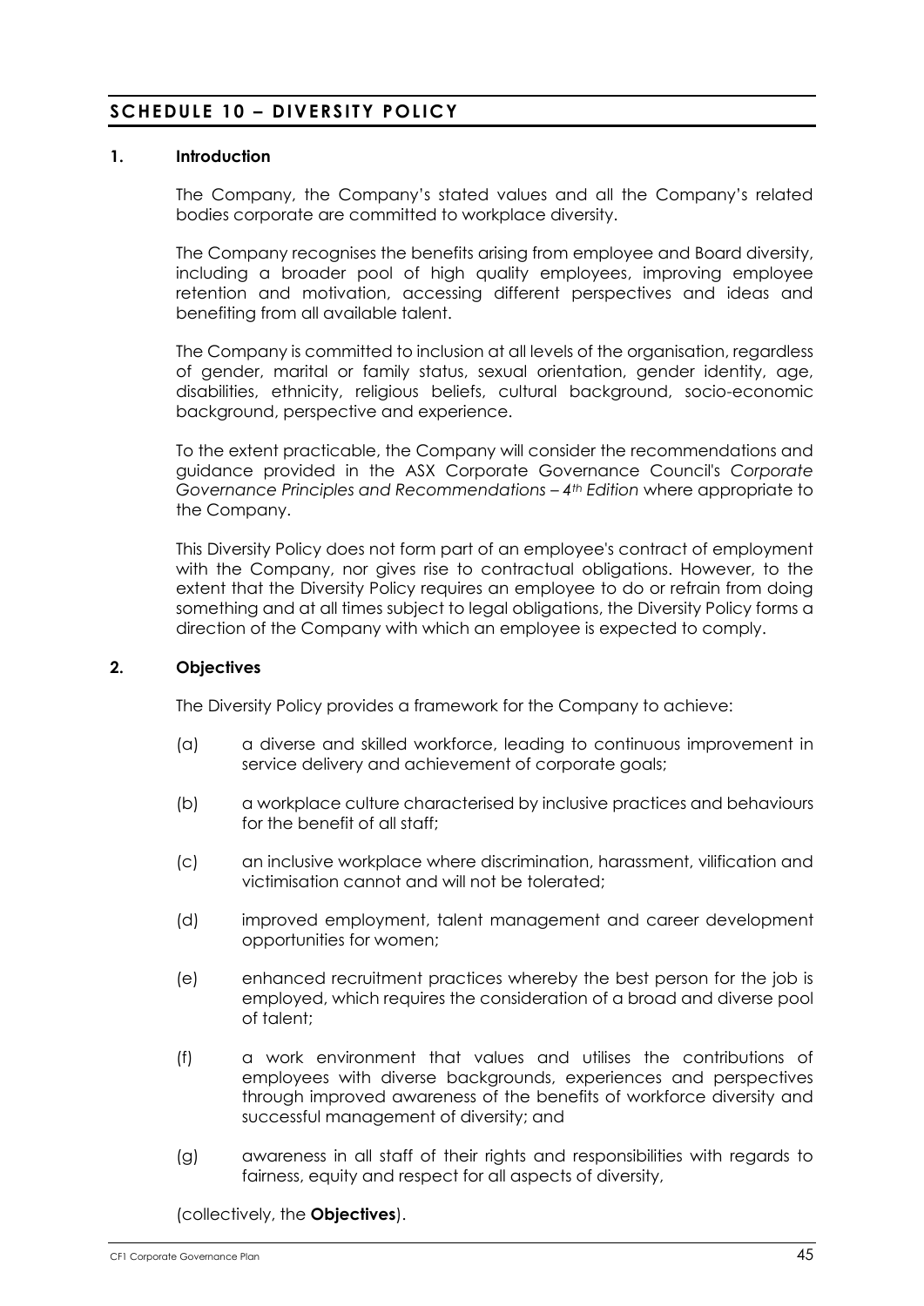## SCHEDULE 10 – DIVERSITY POLICY

### 1. Introduction

The Company, the Company's stated values and all the Company's related bodies corporate are committed to workplace diversity.

The Company recognises the benefits arising from employee and Board diversity, including a broader pool of high quality employees, improving employee retention and motivation, accessing different perspectives and ideas and benefiting from all available talent.

The Company is committed to inclusion at all levels of the organisation, regardless of gender, marital or family status, sexual orientation, gender identity, age, disabilities, ethnicity, religious beliefs, cultural background, socio-economic background, perspective and experience.

To the extent practicable, the Company will consider the recommendations and guidance provided in the ASX Corporate Governance Council's *Corporate Governance Principles and Recommendations – 4th Edition* where appropriate to the Company.

This Diversity Policy does not form part of an employee's contract of employment with the Company, nor gives rise to contractual obligations. However, to the extent that the Diversity Policy requires an employee to do or refrain from doing something and at all times subject to legal obligations, the Diversity Policy forms a direction of the Company with which an employee is expected to comply.

### 2. Objectives

The Diversity Policy provides a framework for the Company to achieve:

(a) a diverse and skilled workforce, leading to continuous improvement in service delivery and achievement of corporate goals;

(b) a workplace culture characterised by inclusive practices and behaviours for the benefit of all staff;

(c) an inclusive workplace where discrimination, harassment, vilification and victimisation cannot and will not be tolerated;

(d) improved employment, talent management and career development opportunities for women;

(e) enhanced recruitment practices whereby the best person for the job is employed, which requires the consideration of a broad and diverse pool of talent;

(f) a work environment that values and utilises the contributions of employees with diverse backgrounds, experiences and perspectives through improved awareness of the benefits of workforce diversity and successful management of diversity; and

(g) awareness in all staff of their rights and responsibilities with regards to fairness, equity and respect for all aspects of diversity,

(collectively, the **Objectives**).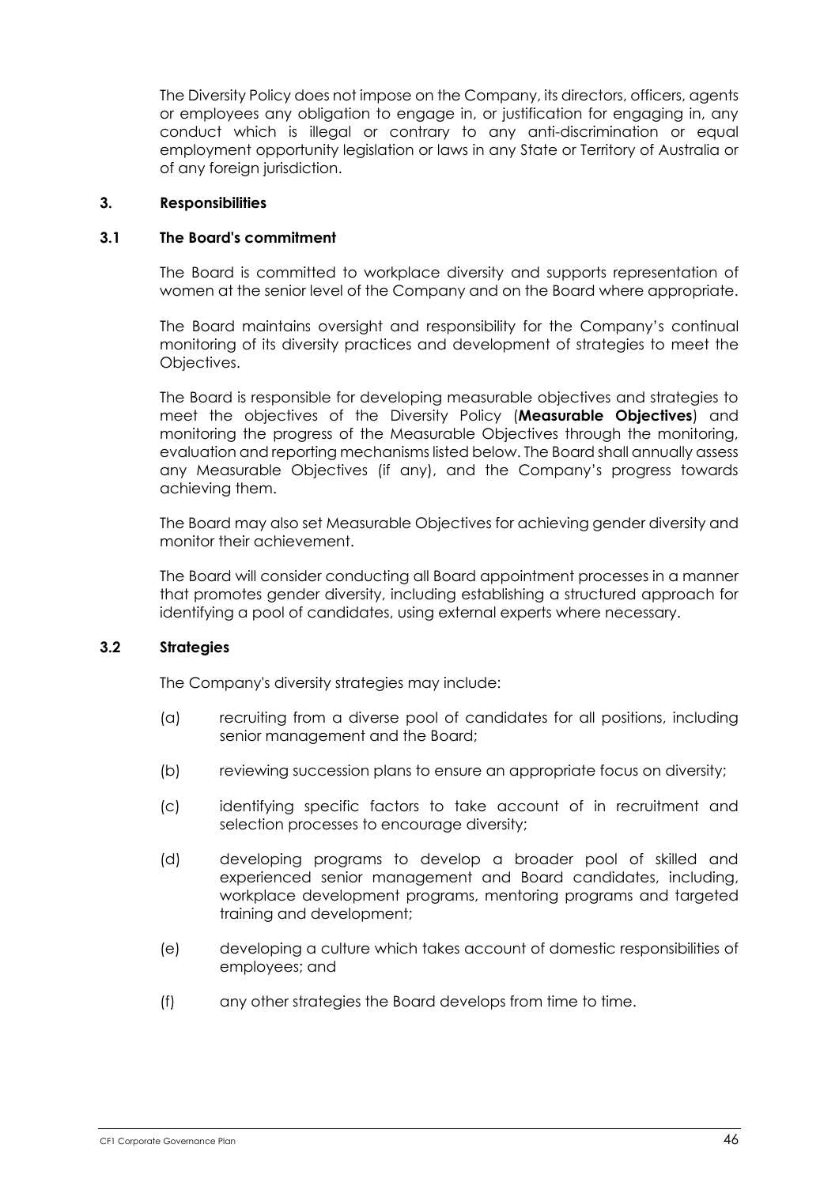The Diversity Policy does not impose on the Company, its directors, officers, agents or employees any obligation to engage in, or justification for engaging in, any conduct which is illegal or contrary to any anti-discrimination or equal employment opportunity legislation or laws in any State or Territory of Australia or of any foreign jurisdiction.

## 3. Responsibilities

### 3.1 The Board's commitment

The Board is committed to workplace diversity and supports representation of women at the senior level of the Company and on the Board where appropriate.

The Board maintains oversight and responsibility for the Company's continual monitoring of its diversity practices and development of strategies to meet the Objectives.

The Board is responsible for developing measurable objectives and strategies to meet the objectives of the Diversity Policy (**Measurable Objectives**) and monitoring the progress of the Measurable Objectives through the monitoring, evaluation and reporting mechanisms listed below. The Board shall annually assess any Measurable Objectives (if any), and the Company's progress towards achieving them.

The Board may also set Measurable Objectives for achieving gender diversity and monitor their achievement.

The Board will consider conducting all Board appointment processes in a manner that promotes gender diversity, including establishing a structured approach for identifying a pool of candidates, using external experts where necessary.

### 3.2 Strategies

The Company's diversity strategies may include:

(a) recruiting from a diverse pool of candidates for all positions, including senior management and the Board;

(b) reviewing succession plans to ensure an appropriate focus on diversity;

(c) identifying specific factors to take account of in recruitment and selection processes to encourage diversity;

(d) developing programs to develop a broader pool of skilled and experienced senior management and Board candidates, including, workplace development programs, mentoring programs and targeted training and development;

(e) developing a culture which takes account of domestic responsibilities of employees; and

(f) any other strategies the Board develops from time to time.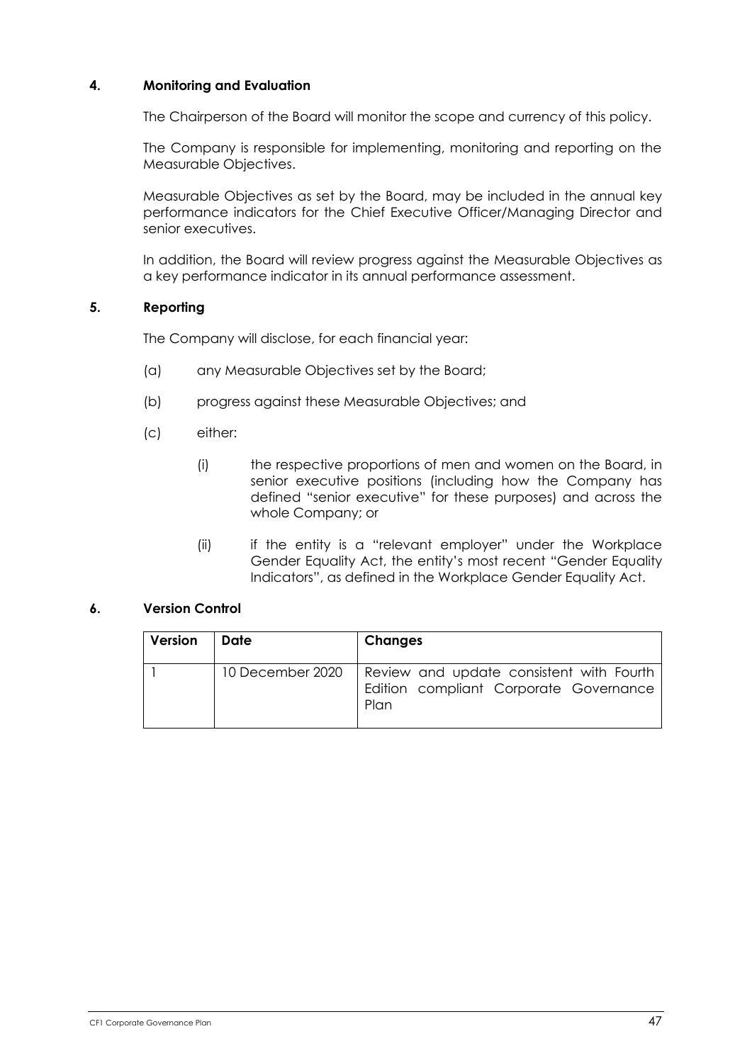## 4. Monitoring and Evaluation

The Chairperson of the Board will monitor the scope and currency of this policy.

The Company is responsible for implementing, monitoring and reporting on the Measurable Objectives.

Measurable Objectives as set by the Board, may be included in the annual key performance indicators for the Chief Executive Officer/Managing Director and senior executives.

In addition, the Board will review progress against the Measurable Objectives as a key performance indicator in its annual performance assessment.

## 5. Reporting

The Company will disclose, for each financial year:

(a) any Measurable Objectives set by the Board;

(b) progress against these Measurable Objectives; and

(c) either:

   (i) the respective proportions of men and women on the Board, in senior executive positions (including how the Company has defined "senior executive" for these purposes) and across the whole Company; or

   (ii) if the entity is a "relevant employer" under the Workplace Gender Equality Act, the entity's most recent "Gender Equality Indicators", as defined in the Workplace Gender Equality Act.

## 6. Version Control

| Version | Date | Changes |
|---|---|---|
| 1 | 10 December 2020 | Review and update consistent with Fourth Edition compliant Corporate Governance Plan |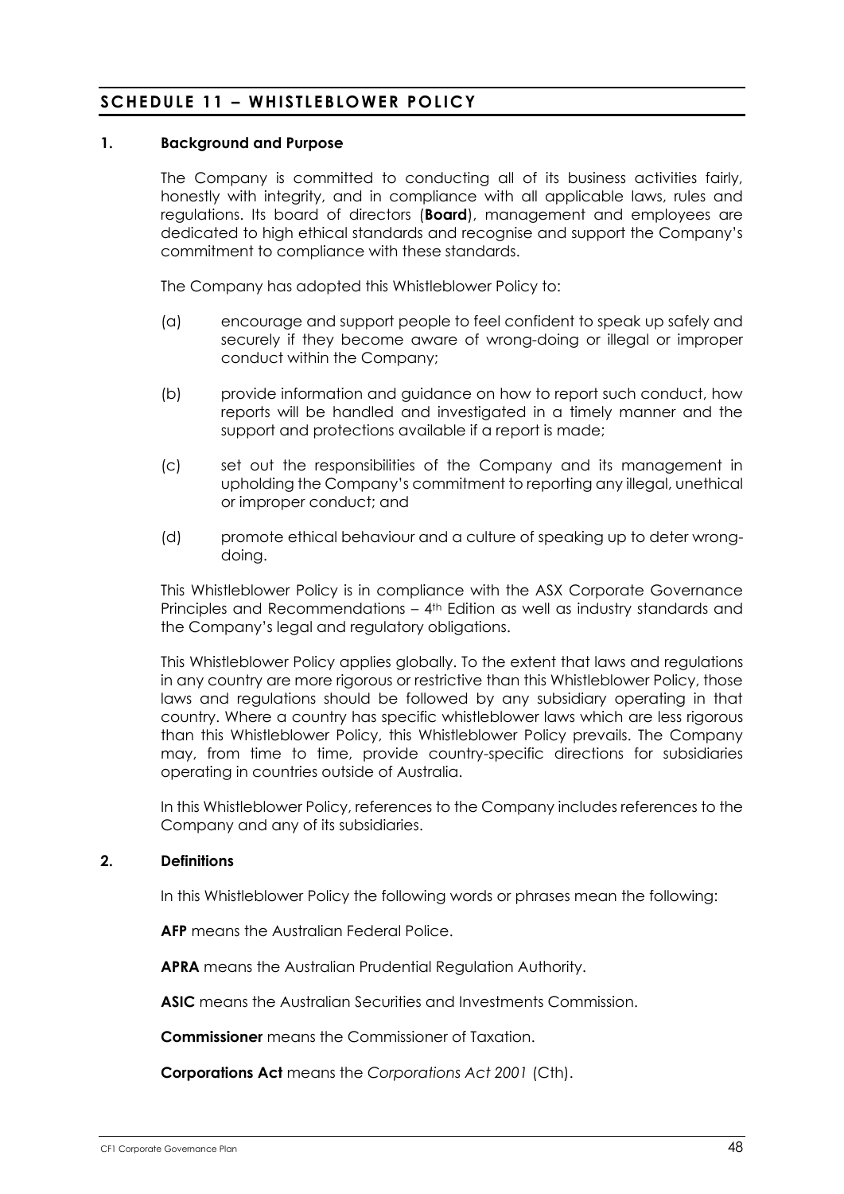## SCHEDULE 11 – WHISTLEBLOWER POLICY

### 1. Background and Purpose

The Company is committed to conducting all of its business activities fairly, honestly with integrity, and in compliance with all applicable laws, rules and regulations. Its board of directors (**Board**), management and employees are dedicated to high ethical standards and recognise and support the Company's commitment to compliance with these standards.

The Company has adopted this Whistleblower Policy to:

(a) encourage and support people to feel confident to speak up safely and securely if they become aware of wrong-doing or illegal or improper conduct within the Company;

(b) provide information and guidance on how to report such conduct, how reports will be handled and investigated in a timely manner and the support and protections available if a report is made;

(c) set out the responsibilities of the Company and its management in upholding the Company's commitment to reporting any illegal, unethical or improper conduct; and

(d) promote ethical behaviour and a culture of speaking up to deter wrong-doing.

This Whistleblower Policy is in compliance with the ASX Corporate Governance Principles and Recommendations – 4th Edition as well as industry standards and the Company's legal and regulatory obligations.

This Whistleblower Policy applies globally. To the extent that laws and regulations in any country are more rigorous or restrictive than this Whistleblower Policy, those laws and regulations should be followed by any subsidiary operating in that country. Where a country has specific whistleblower laws which are less rigorous than this Whistleblower Policy, this Whistleblower Policy prevails. The Company may, from time to time, provide country-specific directions for subsidiaries operating in countries outside of Australia.

In this Whistleblower Policy, references to the Company includes references to the Company and any of its subsidiaries.

### 2. Definitions

In this Whistleblower Policy the following words or phrases mean the following:

**AFP** means the Australian Federal Police.

**APRA** means the Australian Prudential Regulation Authority.

**ASIC** means the Australian Securities and Investments Commission.

**Commissioner** means the Commissioner of Taxation.

**Corporations Act** means the *Corporations Act 2001* (Cth).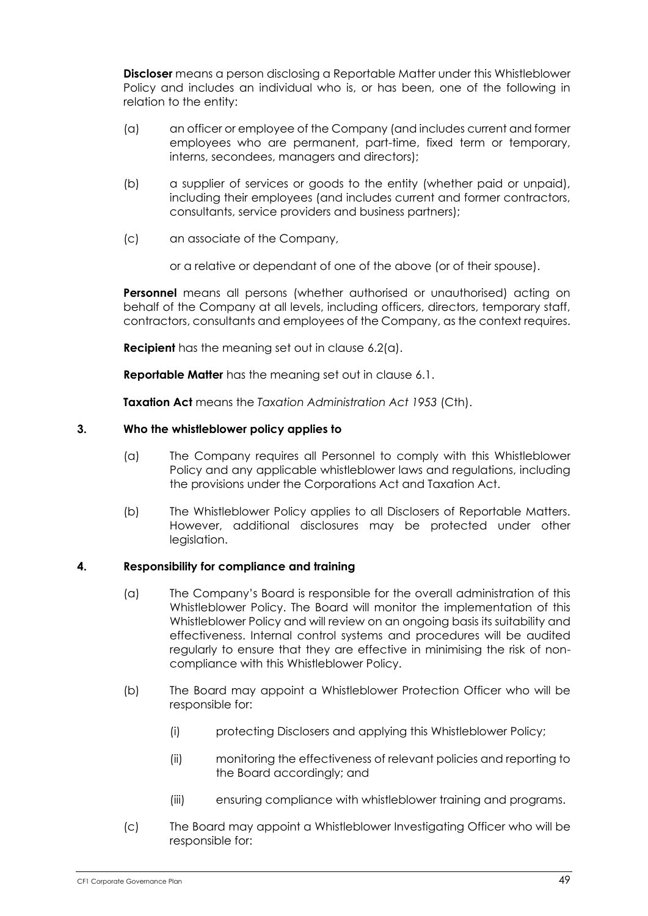**Discloser** means a person disclosing a Reportable Matter under this Whistleblower Policy and includes an individual who is, or has been, one of the following in relation to the entity:

(a) an officer or employee of the Company (and includes current and former employees who are permanent, part-time, fixed term or temporary, interns, secondees, managers and directors);

(b) a supplier of services or goods to the entity (whether paid or unpaid), including their employees (and includes current and former contractors, consultants, service providers and business partners);

(c) an associate of the Company,

or a relative or dependant of one of the above (or of their spouse).

**Personnel** means all persons (whether authorised or unauthorised) acting on behalf of the Company at all levels, including officers, directors, temporary staff, contractors, consultants and employees of the Company, as the context requires.

**Recipient** has the meaning set out in clause 6.2(a).

**Reportable Matter** has the meaning set out in clause 6.1.

**Taxation Act** means the *Taxation Administration Act 1953* (Cth).

## 3. Who the whistleblower policy applies to

(a) The Company requires all Personnel to comply with this Whistleblower Policy and any applicable whistleblower laws and regulations, including the provisions under the Corporations Act and Taxation Act.

(b) The Whistleblower Policy applies to all Disclosers of Reportable Matters. However, additional disclosures may be protected under other legislation.

## 4. Responsibility for compliance and training

(a) The Company's Board is responsible for the overall administration of this Whistleblower Policy. The Board will monitor the implementation of this Whistleblower Policy and will review on an ongoing basis its suitability and effectiveness. Internal control systems and procedures will be audited regularly to ensure that they are effective in minimising the risk of non-compliance with this Whistleblower Policy.

(b) The Board may appoint a Whistleblower Protection Officer who will be responsible for:

   (i) protecting Disclosers and applying this Whistleblower Policy;

   (ii) monitoring the effectiveness of relevant policies and reporting to the Board accordingly; and

   (iii) ensuring compliance with whistleblower training and programs.

(c) The Board may appoint a Whistleblower Investigating Officer who will be responsible for: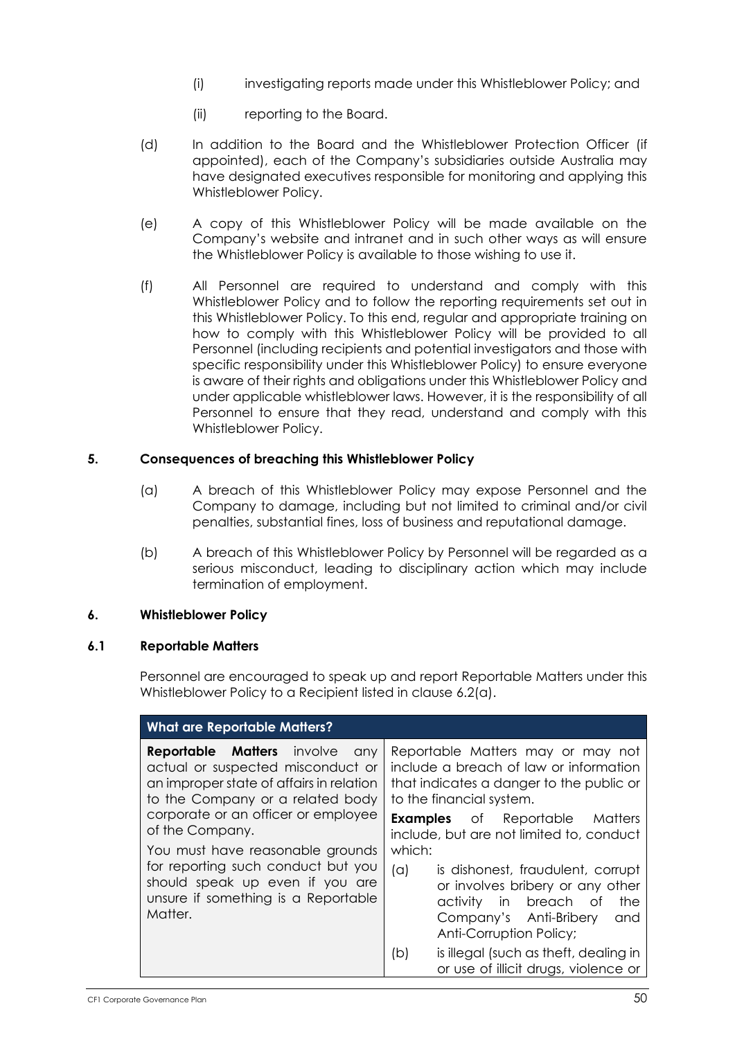(i) investigating reports made under this Whistleblower Policy; and

(ii) reporting to the Board.

(d) In addition to the Board and the Whistleblower Protection Officer (if appointed), each of the Company's subsidiaries outside Australia may have designated executives responsible for monitoring and applying this Whistleblower Policy.

(e) A copy of this Whistleblower Policy will be made available on the Company's website and intranet and in such other ways as will ensure the Whistleblower Policy is available to those wishing to use it.

(f) All Personnel are required to understand and comply with this Whistleblower Policy and to follow the reporting requirements set out in this Whistleblower Policy. To this end, regular and appropriate training on how to comply with this Whistleblower Policy will be provided to all Personnel (including recipients and potential investigators and those with specific responsibility under this Whistleblower Policy) to ensure everyone is aware of their rights and obligations under this Whistleblower Policy and under applicable whistleblower laws. However, it is the responsibility of all Personnel to ensure that they read, understand and comply with this Whistleblower Policy.

## 5. Consequences of breaching this Whistleblower Policy

(a) A breach of this Whistleblower Policy may expose Personnel and the Company to damage, including but not limited to criminal and/or civil penalties, substantial fines, loss of business and reputational damage.

(b) A breach of this Whistleblower Policy by Personnel will be regarded as a serious misconduct, leading to disciplinary action which may include termination of employment.

## 6. Whistleblower Policy

### 6.1 Reportable Matters

Personnel are encouraged to speak up and report Reportable Matters under this Whistleblower Policy to a Recipient listed in clause 6.2(a).

| What are Reportable Matters? | |
|---|---|
| **Reportable Matters** involve any actual or suspected misconduct or an improper state of affairs in relation to the Company or a related body corporate or an officer or employee of the Company.<br><br>You must have reasonable grounds for reporting such conduct but you should speak up even if you are unsure if something is a Reportable Matter. | Reportable Matters may or may not include a breach of law or information that indicates a danger to the public or to the financial system.<br><br>**Examples** of Reportable Matters include, but are not limited to, conduct which:<br><br>(a) is dishonest, fraudulent, corrupt or involves bribery or any other activity in breach of the Company's Anti-Bribery and Anti-Corruption Policy;<br><br>(b) is illegal (such as theft, dealing in or use of illicit drugs, violence or |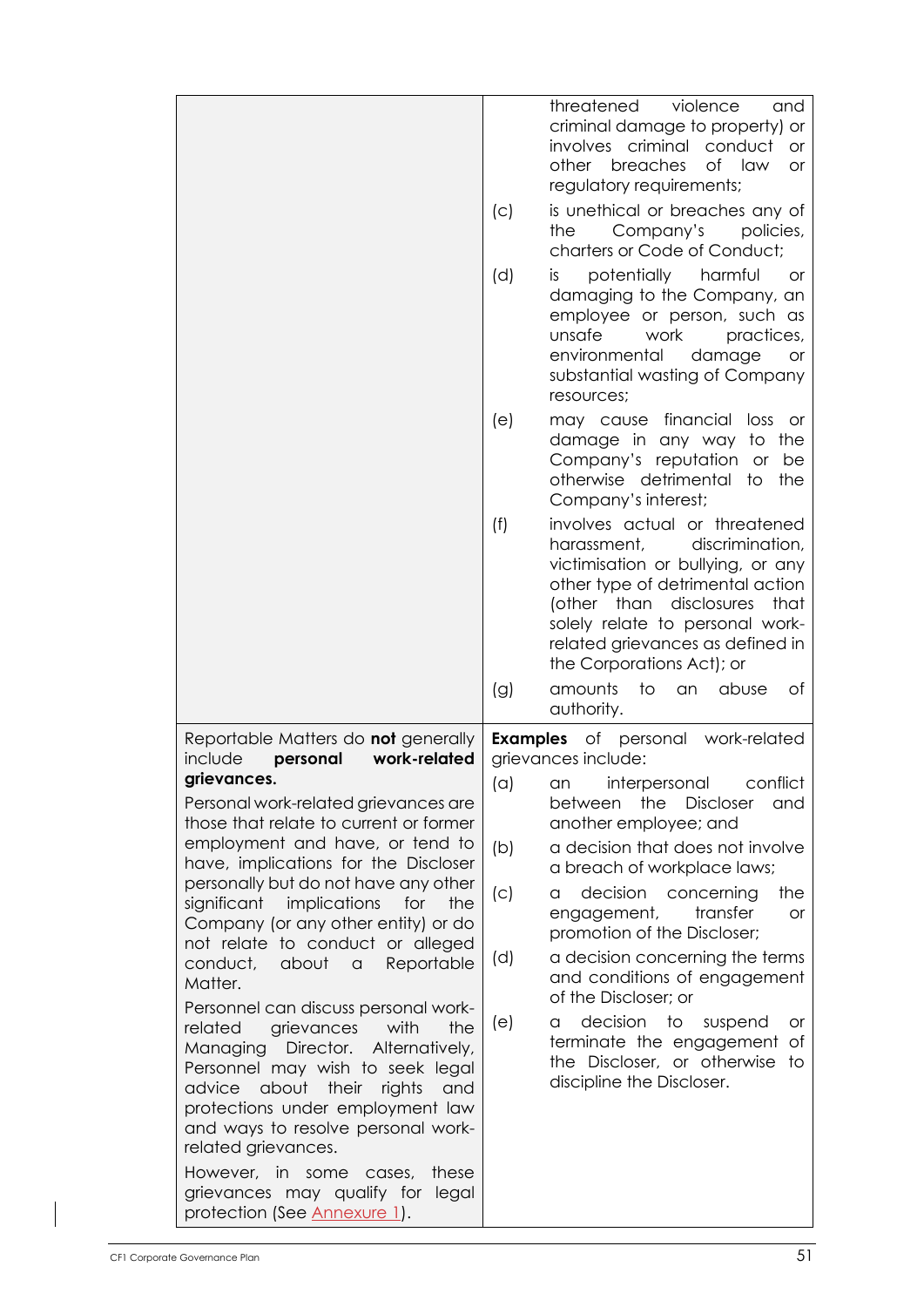| | |
|---|---|
| | threatened violence and criminal damage to property) or involves criminal conduct or other breaches of law or regulatory requirements;<br>(c) is unethical or breaches any of the Company's policies, charters or Code of Conduct;<br>(d) is potentially harmful or damaging to the Company, an employee or person, such as unsafe work practices, environmental damage or substantial wasting of Company resources;<br>(e) may cause financial loss or damage in any way to the Company's reputation or be otherwise detrimental to the Company's interest;<br>(f) involves actual or threatened harassment, discrimination, victimisation or bullying, or any other type of detrimental action (other than disclosures that solely relate to personal work-related grievances as defined in the Corporations Act); or<br>(g) amounts to an abuse of authority. |
| Reportable Matters do **not** generally include **personal work-related grievances.**<br><br>Personal work-related grievances are those that relate to current or former employment and have, or tend to have, implications for the Discloser personally but do not have any other significant implications for the Company (or any other entity) or do not relate to conduct or alleged conduct, about a Reportable Matter.<br><br>Personnel can discuss personal work-related grievances with the Managing Director. Alternatively, Personnel may wish to seek legal advice about their rights and protections under employment law and ways to resolve personal work-related grievances.<br><br>However, in some cases, these grievances may qualify for legal protection (See Annexure 1). | **Examples** of personal work-related grievances include:<br>(a) an interpersonal conflict between the Discloser and another employee; and<br>(b) a decision that does not involve a breach of workplace laws;<br>(c) a decision concerning the engagement, transfer or promotion of the Discloser;<br>(d) a decision concerning the terms and conditions of engagement of the Discloser; or<br>(e) a decision to suspend or terminate the engagement of the Discloser, or otherwise to discipline the Discloser. |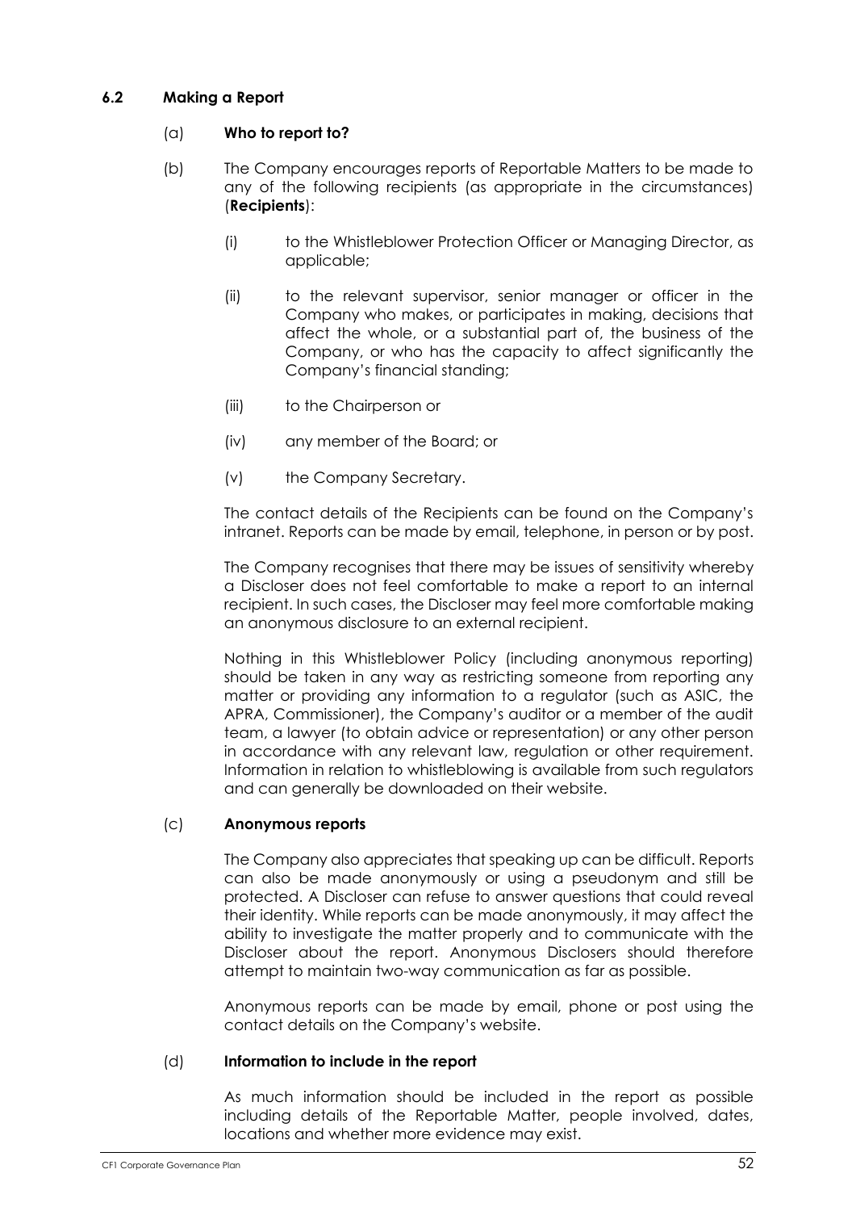### 6.2 Making a Report

(a) **Who to report to?**

(b) The Company encourages reports of Reportable Matters to be made to any of the following recipients (as appropriate in the circumstances) (**Recipients**):

- (i) to the Whistleblower Protection Officer or Managing Director, as applicable;
- (ii) to the relevant supervisor, senior manager or officer in the Company who makes, or participates in making, decisions that affect the whole, or a substantial part of, the business of the Company, or who has the capacity to affect significantly the Company's financial standing;
- (iii) to the Chairperson or
- (iv) any member of the Board; or
- (v) the Company Secretary.

The contact details of the Recipients can be found on the Company's intranet. Reports can be made by email, telephone, in person or by post.

The Company recognises that there may be issues of sensitivity whereby a Discloser does not feel comfortable to make a report to an internal recipient. In such cases, the Discloser may feel more comfortable making an anonymous disclosure to an external recipient.

Nothing in this Whistleblower Policy (including anonymous reporting) should be taken in any way as restricting someone from reporting any matter or providing any information to a regulator (such as ASIC, the APRA, Commissioner), the Company's auditor or a member of the audit team, a lawyer (to obtain advice or representation) or any other person in accordance with any relevant law, regulation or other requirement. Information in relation to whistleblowing is available from such regulators and can generally be downloaded on their website.

(c) **Anonymous reports**

The Company also appreciates that speaking up can be difficult. Reports can also be made anonymously or using a pseudonym and still be protected. A Discloser can refuse to answer questions that could reveal their identity. While reports can be made anonymously, it may affect the ability to investigate the matter properly and to communicate with the Discloser about the report. Anonymous Disclosers should therefore attempt to maintain two-way communication as far as possible.

Anonymous reports can be made by email, phone or post using the contact details on the Company's website.

(d) **Information to include in the report**

As much information should be included in the report as possible including details of the Reportable Matter, people involved, dates, locations and whether more evidence may exist.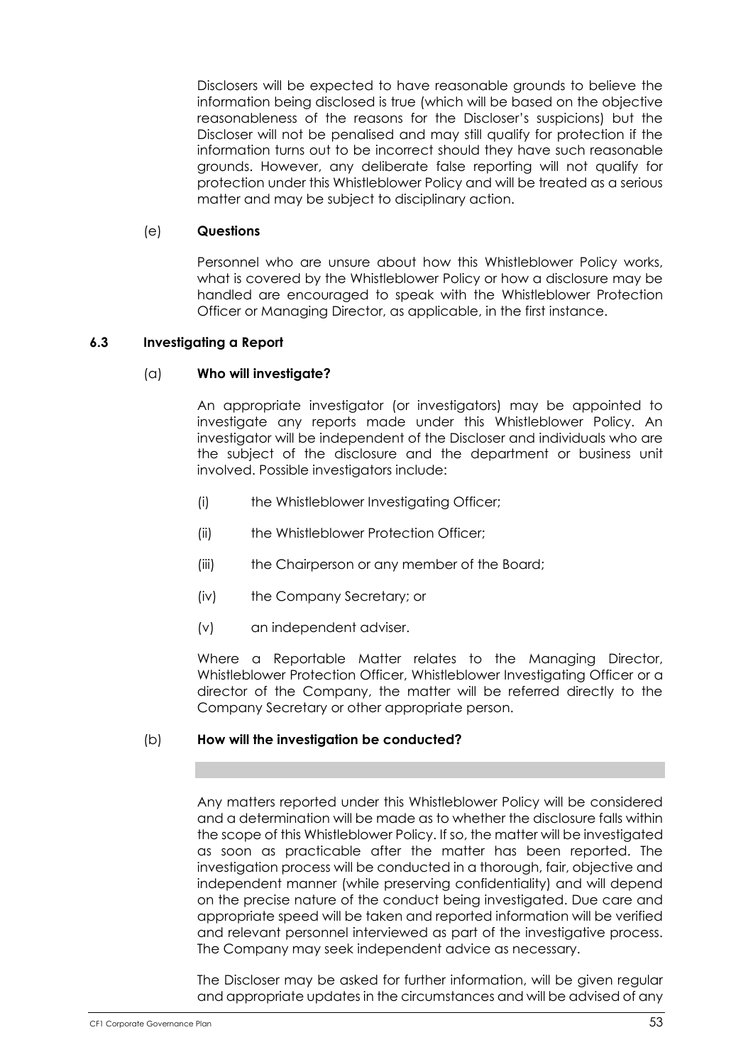Disclosers will be expected to have reasonable grounds to believe the information being disclosed is true (which will be based on the objective reasonableness of the reasons for the Discloser's suspicions) but the Discloser will not be penalised and may still qualify for protection if the information turns out to be incorrect should they have such reasonable grounds. However, any deliberate false reporting will not qualify for protection under this Whistleblower Policy and will be treated as a serious matter and may be subject to disciplinary action.

(e) **Questions**

Personnel who are unsure about how this Whistleblower Policy works, what is covered by the Whistleblower Policy or how a disclosure may be handled are encouraged to speak with the Whistleblower Protection Officer or Managing Director, as applicable, in the first instance.

### 6.3 Investigating a Report

(a) **Who will investigate?**

An appropriate investigator (or investigators) may be appointed to investigate any reports made under this Whistleblower Policy. An investigator will be independent of the Discloser and individuals who are the subject of the disclosure and the department or business unit involved. Possible investigators include:

(i) the Whistleblower Investigating Officer;

(ii) the Whistleblower Protection Officer;

(iii) the Chairperson or any member of the Board;

(iv) the Company Secretary; or

(v) an independent adviser.

Where a Reportable Matter relates to the Managing Director, Whistleblower Protection Officer, Whistleblower Investigating Officer or a director of the Company, the matter will be referred directly to the Company Secretary or other appropriate person.

(b) **How will the investigation be conducted?**

Any matters reported under this Whistleblower Policy will be considered and a determination will be made as to whether the disclosure falls within the scope of this Whistleblower Policy. If so, the matter will be investigated as soon as practicable after the matter has been reported. The investigation process will be conducted in a thorough, fair, objective and independent manner (while preserving confidentiality) and will depend on the precise nature of the conduct being investigated. Due care and appropriate speed will be taken and reported information will be verified and relevant personnel interviewed as part of the investigative process. The Company may seek independent advice as necessary.

The Discloser may be asked for further information, will be given regular and appropriate updates in the circumstances and will be advised of any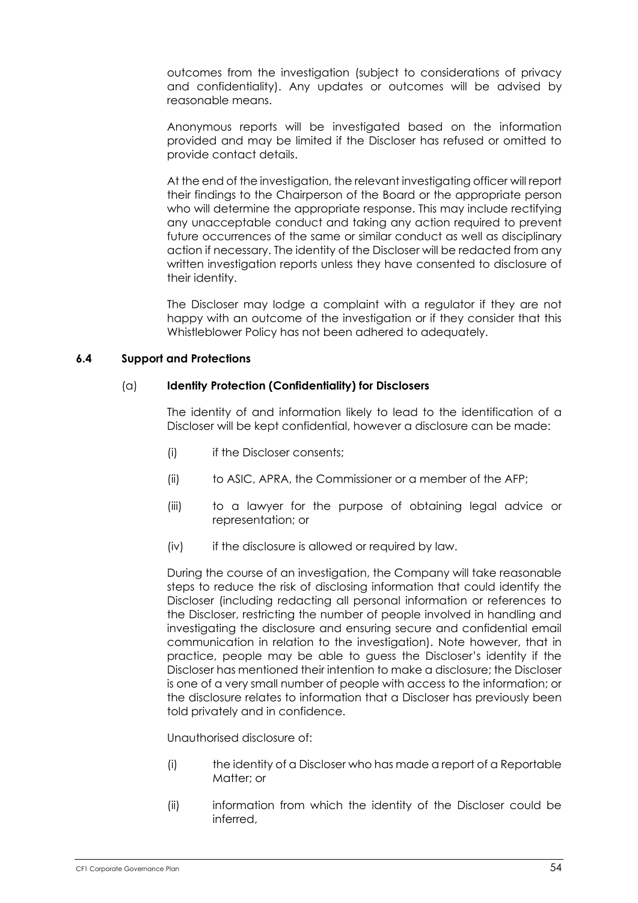outcomes from the investigation (subject to considerations of privacy and confidentiality). Any updates or outcomes will be advised by reasonable means.

Anonymous reports will be investigated based on the information provided and may be limited if the Discloser has refused or omitted to provide contact details.

At the end of the investigation, the relevant investigating officer will report their findings to the Chairperson of the Board or the appropriate person who will determine the appropriate response. This may include rectifying any unacceptable conduct and taking any action required to prevent future occurrences of the same or similar conduct as well as disciplinary action if necessary. The identity of the Discloser will be redacted from any written investigation reports unless they have consented to disclosure of their identity.

The Discloser may lodge a complaint with a regulator if they are not happy with an outcome of the investigation or if they consider that this Whistleblower Policy has not been adhered to adequately.

### 6.4 Support and Protections

#### (a) Identity Protection (Confidentiality) for Disclosers

The identity of and information likely to lead to the identification of a Discloser will be kept confidential, however a disclosure can be made:

(i) if the Discloser consents;

(ii) to ASIC, APRA, the Commissioner or a member of the AFP;

(iii) to a lawyer for the purpose of obtaining legal advice or representation; or

(iv) if the disclosure is allowed or required by law.

During the course of an investigation, the Company will take reasonable steps to reduce the risk of disclosing information that could identify the Discloser (including redacting all personal information or references to the Discloser, restricting the number of people involved in handling and investigating the disclosure and ensuring secure and confidential email communication in relation to the investigation). Note however, that in practice, people may be able to guess the Discloser's identity if the Discloser has mentioned their intention to make a disclosure; the Discloser is one of a very small number of people with access to the information; or the disclosure relates to information that a Discloser has previously been told privately and in confidence.

Unauthorised disclosure of:

(i) the identity of a Discloser who has made a report of a Reportable Matter; or

(ii) information from which the identity of the Discloser could be inferred,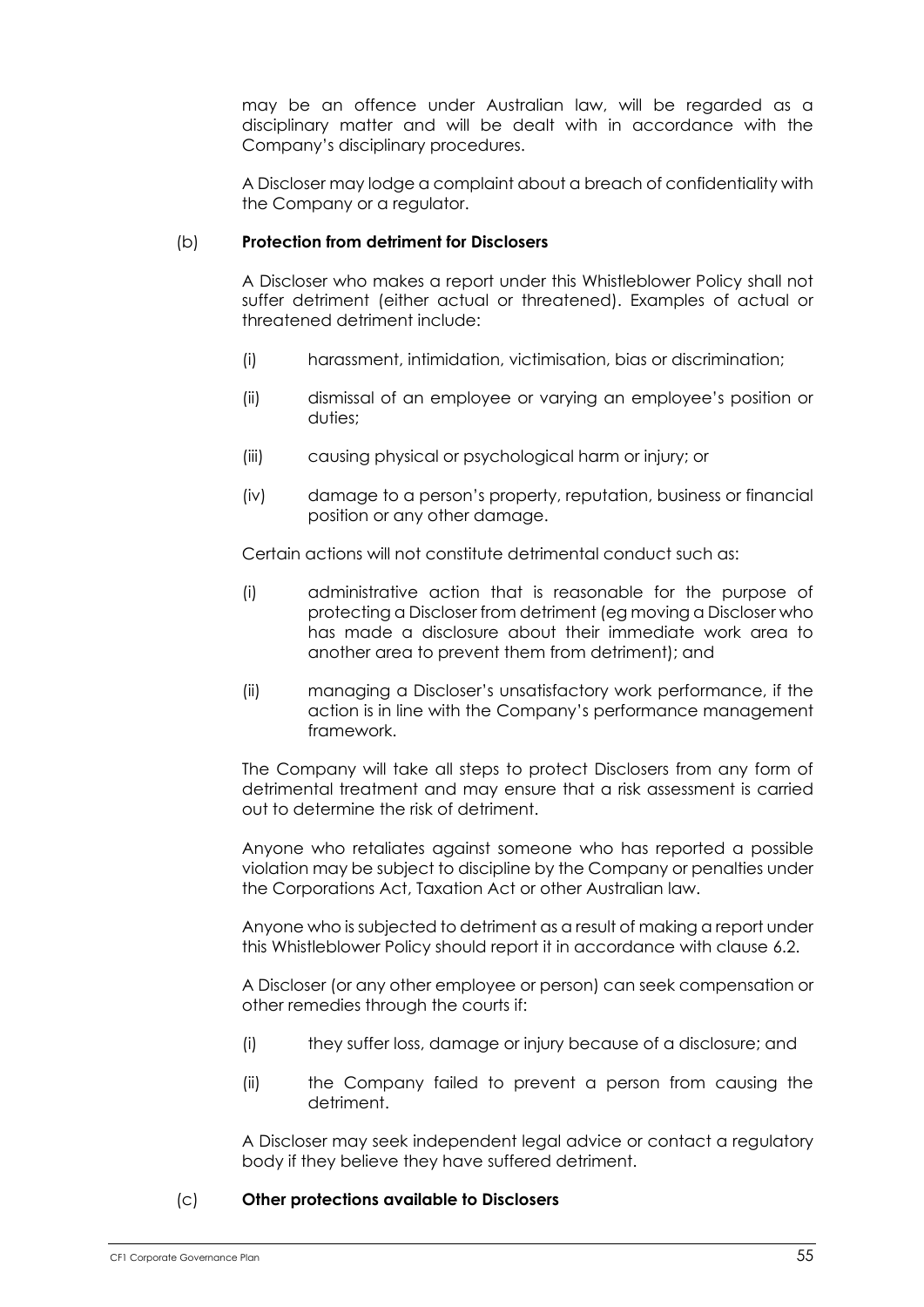may be an offence under Australian law, will be regarded as a disciplinary matter and will be dealt with in accordance with the Company's disciplinary procedures.

A Discloser may lodge a complaint about a breach of confidentiality with the Company or a regulator.

(b) **Protection from detriment for Disclosers**

A Discloser who makes a report under this Whistleblower Policy shall not suffer detriment (either actual or threatened). Examples of actual or threatened detriment include:

(i) harassment, intimidation, victimisation, bias or discrimination;

(ii) dismissal of an employee or varying an employee's position or duties;

(iii) causing physical or psychological harm or injury; or

(iv) damage to a person's property, reputation, business or financial position or any other damage.

Certain actions will not constitute detrimental conduct such as:

(i) administrative action that is reasonable for the purpose of protecting a Discloser from detriment (eg moving a Discloser who has made a disclosure about their immediate work area to another area to prevent them from detriment); and

(ii) managing a Discloser's unsatisfactory work performance, if the action is in line with the Company's performance management framework.

The Company will take all steps to protect Disclosers from any form of detrimental treatment and may ensure that a risk assessment is carried out to determine the risk of detriment.

Anyone who retaliates against someone who has reported a possible violation may be subject to discipline by the Company or penalties under the Corporations Act, Taxation Act or other Australian law.

Anyone who is subjected to detriment as a result of making a report under this Whistleblower Policy should report it in accordance with clause 6.2.

A Discloser (or any other employee or person) can seek compensation or other remedies through the courts if:

(i) they suffer loss, damage or injury because of a disclosure; and

(ii) the Company failed to prevent a person from causing the detriment.

A Discloser may seek independent legal advice or contact a regulatory body if they believe they have suffered detriment.

(c) **Other protections available to Disclosers**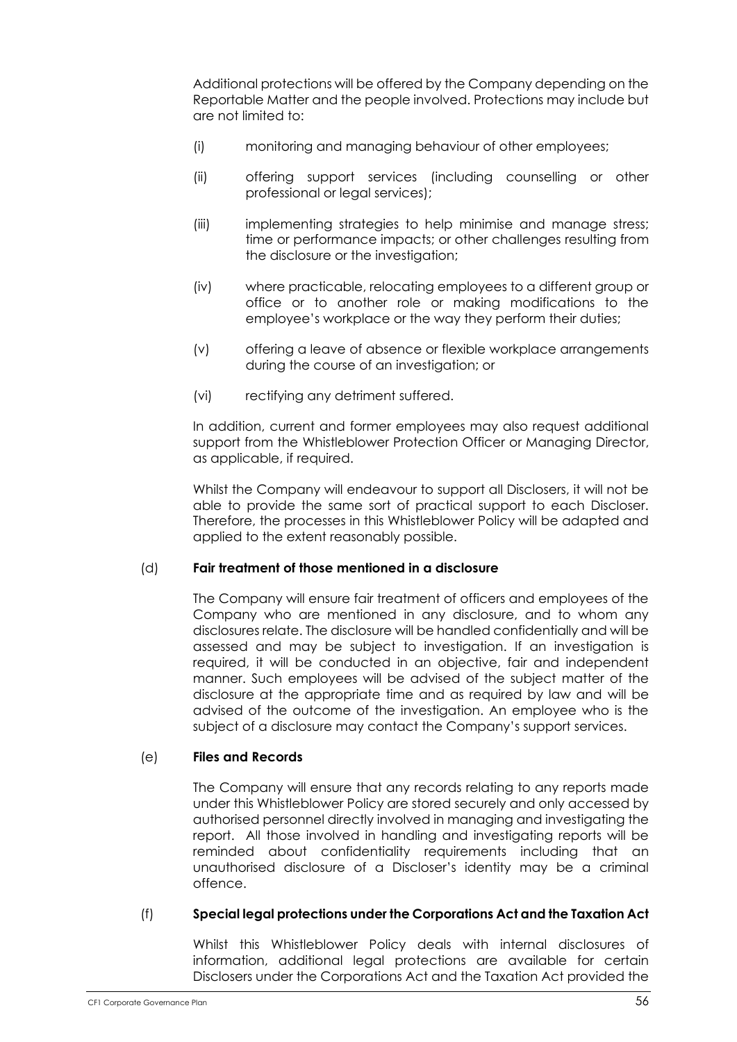Additional protections will be offered by the Company depending on the Reportable Matter and the people involved. Protections may include but are not limited to:

(i) monitoring and managing behaviour of other employees;

(ii) offering support services (including counselling or other professional or legal services);

(iii) implementing strategies to help minimise and manage stress; time or performance impacts; or other challenges resulting from the disclosure or the investigation;

(iv) where practicable, relocating employees to a different group or office or to another role or making modifications to the employee's workplace or the way they perform their duties;

(v) offering a leave of absence or flexible workplace arrangements during the course of an investigation; or

(vi) rectifying any detriment suffered.

In addition, current and former employees may also request additional support from the Whistleblower Protection Officer or Managing Director, as applicable, if required.

Whilst the Company will endeavour to support all Disclosers, it will not be able to provide the same sort of practical support to each Discloser. Therefore, the processes in this Whistleblower Policy will be adapted and applied to the extent reasonably possible.

(d) **Fair treatment of those mentioned in a disclosure**

The Company will ensure fair treatment of officers and employees of the Company who are mentioned in any disclosure, and to whom any disclosures relate. The disclosure will be handled confidentially and will be assessed and may be subject to investigation. If an investigation is required, it will be conducted in an objective, fair and independent manner. Such employees will be advised of the subject matter of the disclosure at the appropriate time and as required by law and will be advised of the outcome of the investigation. An employee who is the subject of a disclosure may contact the Company's support services.

(e) **Files and Records**

The Company will ensure that any records relating to any reports made under this Whistleblower Policy are stored securely and only accessed by authorised personnel directly involved in managing and investigating the report. All those involved in handling and investigating reports will be reminded about confidentiality requirements including that an unauthorised disclosure of a Discloser's identity may be a criminal offence.

(f) **Special legal protections under the Corporations Act and the Taxation Act**

Whilst this Whistleblower Policy deals with internal disclosures of information, additional legal protections are available for certain Disclosers under the Corporations Act and the Taxation Act provided the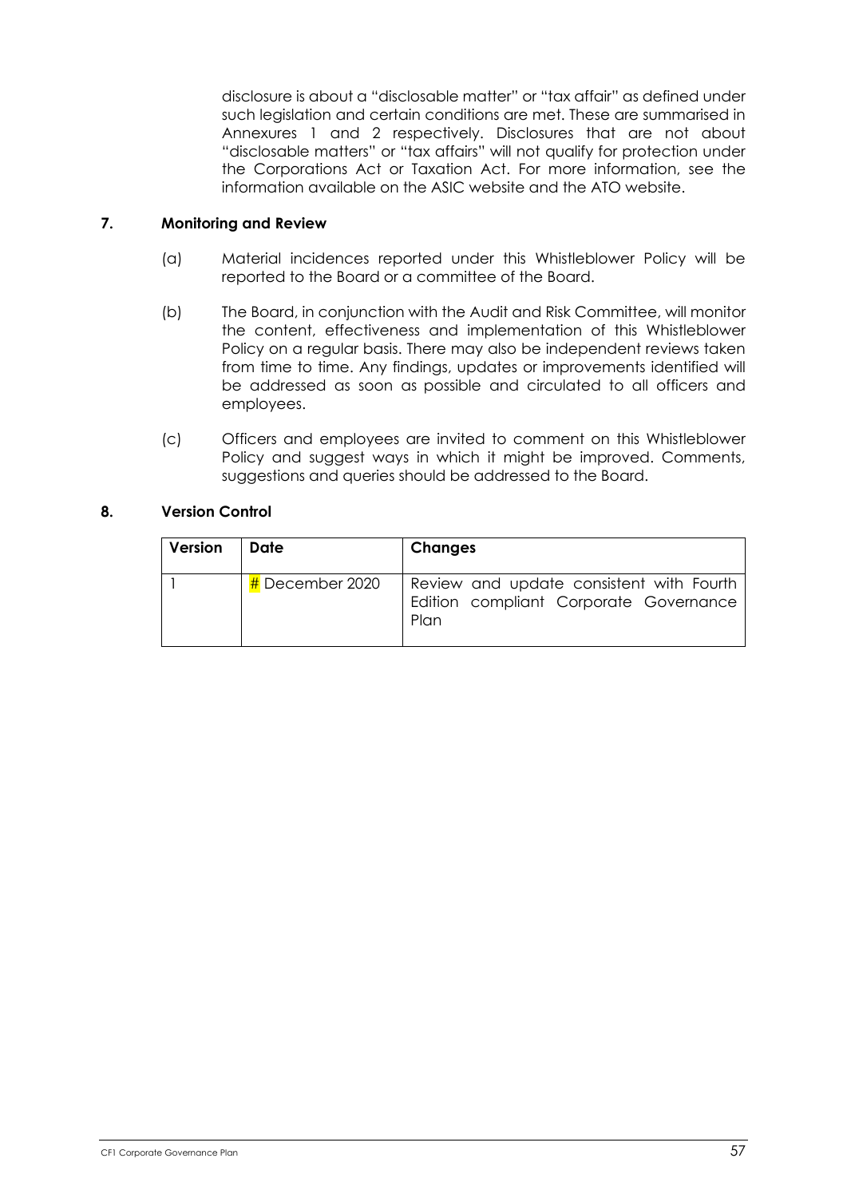disclosure is about a "disclosable matter" or "tax affair" as defined under such legislation and certain conditions are met. These are summarised in Annexures 1 and 2 respectively. Disclosures that are not about "disclosable matters" or "tax affairs" will not qualify for protection under the Corporations Act or Taxation Act. For more information, see the information available on the ASIC website and the ATO website.

## 7. Monitoring and Review

(a) Material incidences reported under this Whistleblower Policy will be reported to the Board or a committee of the Board.

(b) The Board, in conjunction with the Audit and Risk Committee, will monitor the content, effectiveness and implementation of this Whistleblower Policy on a regular basis. There may also be independent reviews taken from time to time. Any findings, updates or improvements identified will be addressed as soon as possible and circulated to all officers and employees.

(c) Officers and employees are invited to comment on this Whistleblower Policy and suggest ways in which it might be improved. Comments, suggestions and queries should be addressed to the Board.

## 8. Version Control

| Version | Date | Changes |
|---|---|---|
| 1 | # December 2020 | Review and update consistent with Fourth Edition compliant Corporate Governance Plan |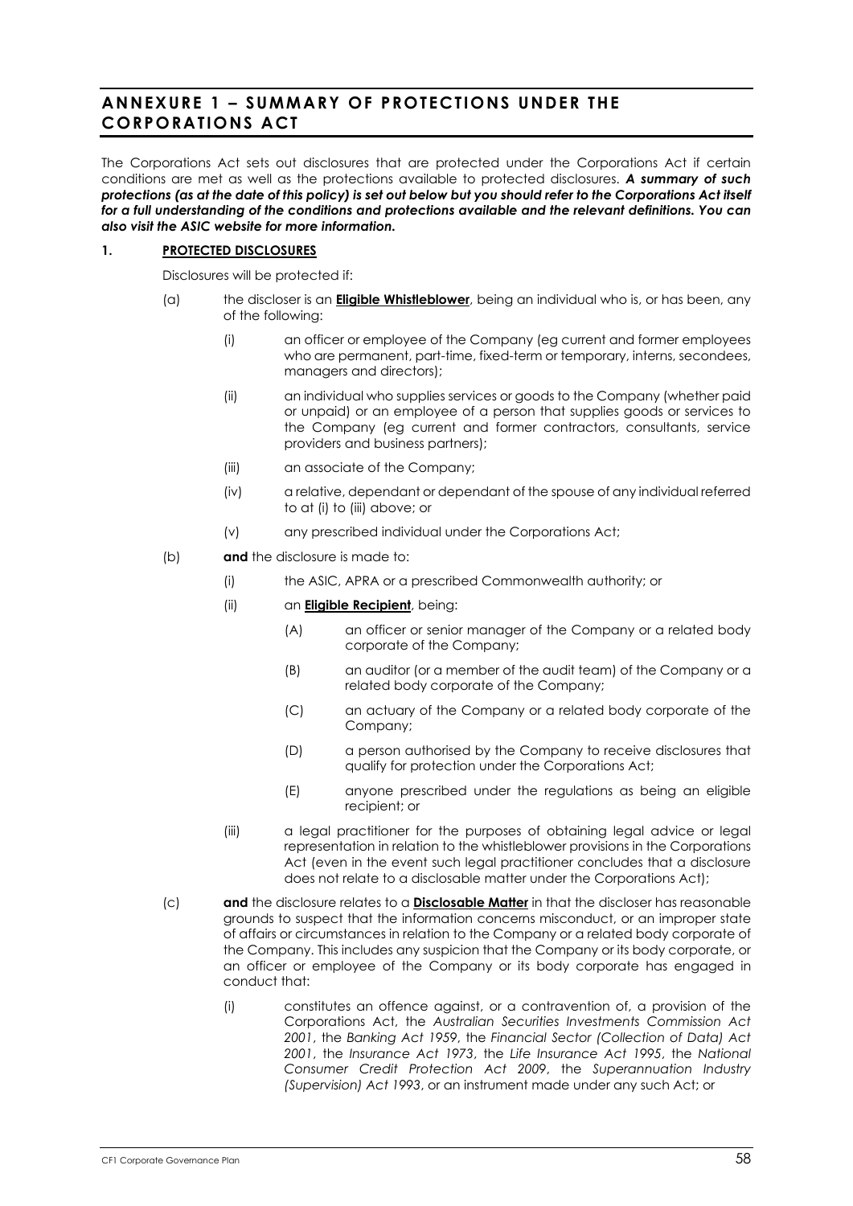# ANNEXURE 1 – SUMMARY OF PROTECTIONS UNDER THE CORPORATIONS ACT

The Corporations Act sets out disclosures that are protected under the Corporations Act if certain conditions are met as well as the protections available to protected disclosures. ***A summary of such protections (as at the date of this policy) is set out below but you should refer to the Corporations Act itself for a full understanding of the conditions and protections available and the relevant definitions. You can also visit the ASIC website for more information.***

## 1. PROTECTED DISCLOSURES

Disclosures will be protected if:

(a) the discloser is an **Eligible Whistleblower**, being an individual who is, or has been, any of the following:

  (i) an officer or employee of the Company (eg current and former employees who are permanent, part-time, fixed-term or temporary, interns, secondees, managers and directors);

  (ii) an individual who supplies services or goods to the Company (whether paid or unpaid) or an employee of a person that supplies goods or services to the Company (eg current and former contractors, consultants, service providers and business partners);

  (iii) an associate of the Company;

  (iv) a relative, dependant or dependant of the spouse of any individual referred to at (i) to (iii) above; or

  (v) any prescribed individual under the Corporations Act;

(b) **and** the disclosure is made to:

  (i) the ASIC, APRA or a prescribed Commonwealth authority; or

  (ii) an **Eligible Recipient**, being:

    (A) an officer or senior manager of the Company or a related body corporate of the Company;

    (B) an auditor (or a member of the audit team) of the Company or a related body corporate of the Company;

    (C) an actuary of the Company or a related body corporate of the Company;

    (D) a person authorised by the Company to receive disclosures that qualify for protection under the Corporations Act;

    (E) anyone prescribed under the regulations as being an eligible recipient; or

  (iii) a legal practitioner for the purposes of obtaining legal advice or legal representation in relation to the whistleblower provisions in the Corporations Act (even in the event such legal practitioner concludes that a disclosure does not relate to a disclosable matter under the Corporations Act);

(c) **and** the disclosure relates to a **Disclosable Matter** in that the discloser has reasonable grounds to suspect that the information concerns misconduct, or an improper state of affairs or circumstances in relation to the Company or a related body corporate of the Company. This includes any suspicion that the Company or its body corporate, or an officer or employee of the Company or its body corporate has engaged in conduct that:

  (i) constitutes an offence against, or a contravention of, a provision of the Corporations Act, the *Australian Securities Investments Commission Act 2001*, the *Banking Act 1959*, the *Financial Sector (Collection of Data) Act 2001*, the *Insurance Act 1973*, the *Life Insurance Act 1995*, the *National Consumer Credit Protection Act 2009*, the *Superannuation Industry (Supervision) Act 1993*, or an instrument made under any such Act; or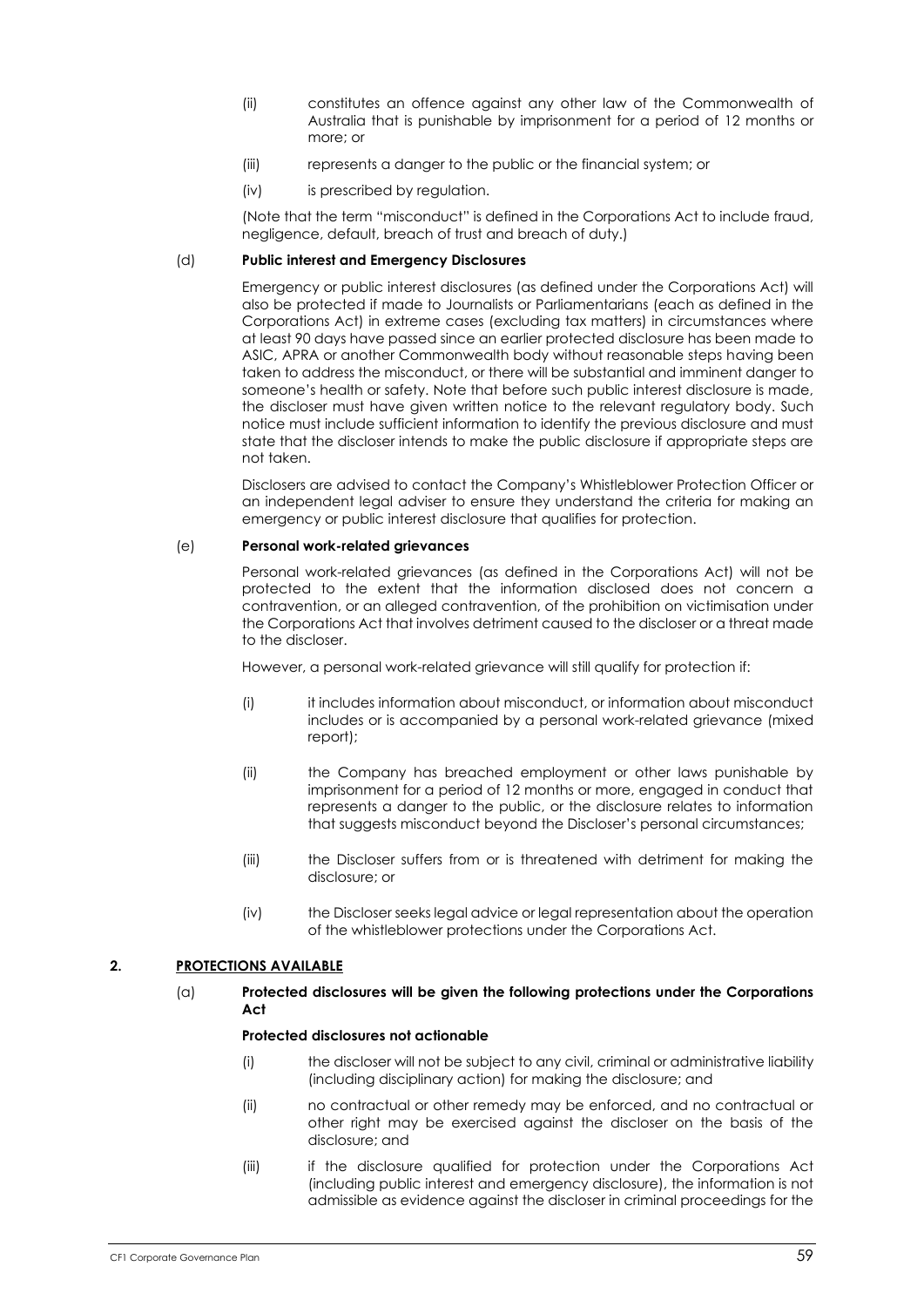(ii) constitutes an offence against any other law of the Commonwealth of Australia that is punishable by imprisonment for a period of 12 months or more; or

(iii) represents a danger to the public or the financial system; or

(iv) is prescribed by regulation.

(Note that the term "misconduct" is defined in the Corporations Act to include fraud, negligence, default, breach of trust and breach of duty.)

(d) **Public interest and Emergency Disclosures**

Emergency or public interest disclosures (as defined under the Corporations Act) will also be protected if made to Journalists or Parliamentarians (each as defined in the Corporations Act) in extreme cases (excluding tax matters) in circumstances where at least 90 days have passed since an earlier protected disclosure has been made to ASIC, APRA or another Commonwealth body without reasonable steps having been taken to address the misconduct, or there will be substantial and imminent danger to someone's health or safety. Note that before such public interest disclosure is made, the discloser must have given written notice to the relevant regulatory body. Such notice must include sufficient information to identify the previous disclosure and must state that the discloser intends to make the public disclosure if appropriate steps are not taken.

Disclosers are advised to contact the Company's Whistleblower Protection Officer or an independent legal adviser to ensure they understand the criteria for making an emergency or public interest disclosure that qualifies for protection.

(e) **Personal work-related grievances**

Personal work-related grievances (as defined in the Corporations Act) will not be protected to the extent that the information disclosed does not concern a contravention, or an alleged contravention, of the prohibition on victimisation under the Corporations Act that involves detriment caused to the discloser or a threat made to the discloser.

However, a personal work-related grievance will still qualify for protection if:

(i) it includes information about misconduct, or information about misconduct includes or is accompanied by a personal work-related grievance (mixed report);

(ii) the Company has breached employment or other laws punishable by imprisonment for a period of 12 months or more, engaged in conduct that represents a danger to the public, or the disclosure relates to information that suggests misconduct beyond the Discloser's personal circumstances;

(iii) the Discloser suffers from or is threatened with detriment for making the disclosure; or

(iv) the Discloser seeks legal advice or legal representation about the operation of the whistleblower protections under the Corporations Act.

## 2. PROTECTIONS AVAILABLE

(a) **Protected disclosures will be given the following protections under the Corporations Act**

**Protected disclosures not actionable**

(i) the discloser will not be subject to any civil, criminal or administrative liability (including disciplinary action) for making the disclosure; and

(ii) no contractual or other remedy may be enforced, and no contractual or other right may be exercised against the discloser on the basis of the disclosure; and

(iii) if the disclosure qualified for protection under the Corporations Act (including public interest and emergency disclosure), the information is not admissible as evidence against the discloser in criminal proceedings for the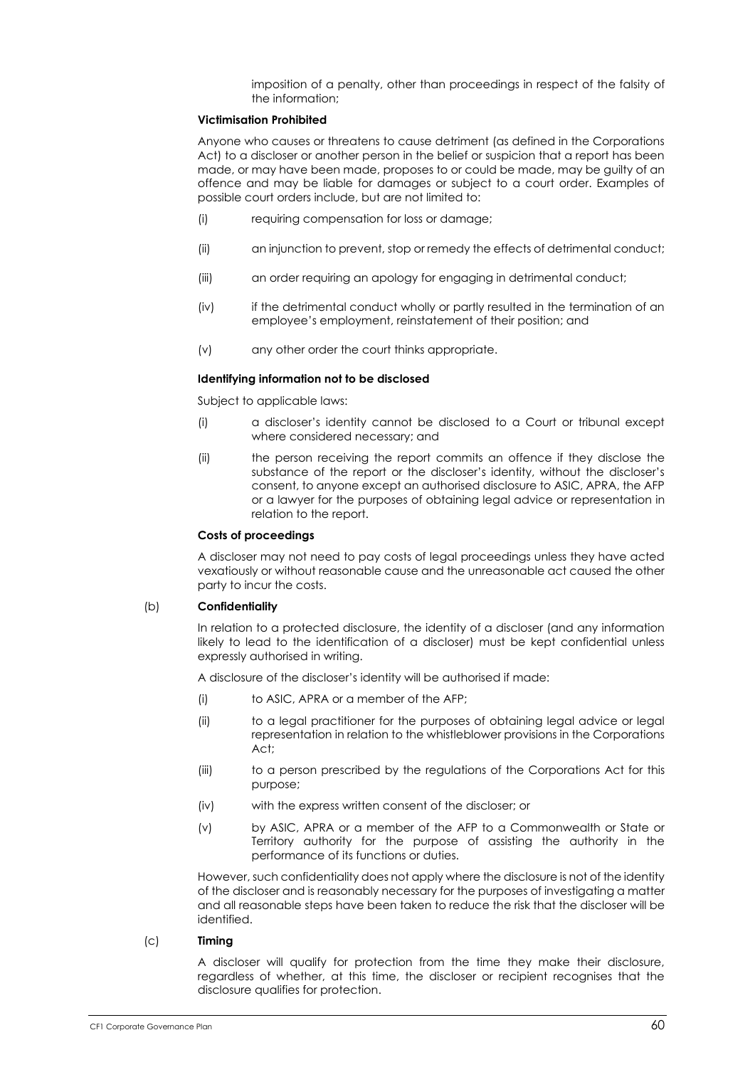imposition of a penalty, other than proceedings in respect of the falsity of the information;

**Victimisation Prohibited**

Anyone who causes or threatens to cause detriment (as defined in the Corporations Act) to a discloser or another person in the belief or suspicion that a report has been made, or may have been made, proposes to or could be made, may be guilty of an offence and may be liable for damages or subject to a court order. Examples of possible court orders include, but are not limited to:

(i) requiring compensation for loss or damage;

(ii) an injunction to prevent, stop or remedy the effects of detrimental conduct;

(iii) an order requiring an apology for engaging in detrimental conduct;

(iv) if the detrimental conduct wholly or partly resulted in the termination of an employee's employment, reinstatement of their position; and

(v) any other order the court thinks appropriate.

**Identifying information not to be disclosed**

Subject to applicable laws:

(i) a discloser's identity cannot be disclosed to a Court or tribunal except where considered necessary; and

(ii) the person receiving the report commits an offence if they disclose the substance of the report or the discloser's identity, without the discloser's consent, to anyone except an authorised disclosure to ASIC, APRA, the AFP or a lawyer for the purposes of obtaining legal advice or representation in relation to the report.

**Costs of proceedings**

A discloser may not need to pay costs of legal proceedings unless they have acted vexatiously or without reasonable cause and the unreasonable act caused the other party to incur the costs.

(b) **Confidentiality**

In relation to a protected disclosure, the identity of a discloser (and any information likely to lead to the identification of a discloser) must be kept confidential unless expressly authorised in writing.

A disclosure of the discloser's identity will be authorised if made:

(i) to ASIC, APRA or a member of the AFP;

(ii) to a legal practitioner for the purposes of obtaining legal advice or legal representation in relation to the whistleblower provisions in the Corporations Act;

(iii) to a person prescribed by the regulations of the Corporations Act for this purpose;

(iv) with the express written consent of the discloser; or

(v) by ASIC, APRA or a member of the AFP to a Commonwealth or State or Territory authority for the purpose of assisting the authority in the performance of its functions or duties.

However, such confidentiality does not apply where the disclosure is not of the identity of the discloser and is reasonably necessary for the purposes of investigating a matter and all reasonable steps have been taken to reduce the risk that the discloser will be identified.

(c) **Timing**

A discloser will qualify for protection from the time they make their disclosure, regardless of whether, at this time, the discloser or recipient recognises that the disclosure qualifies for protection.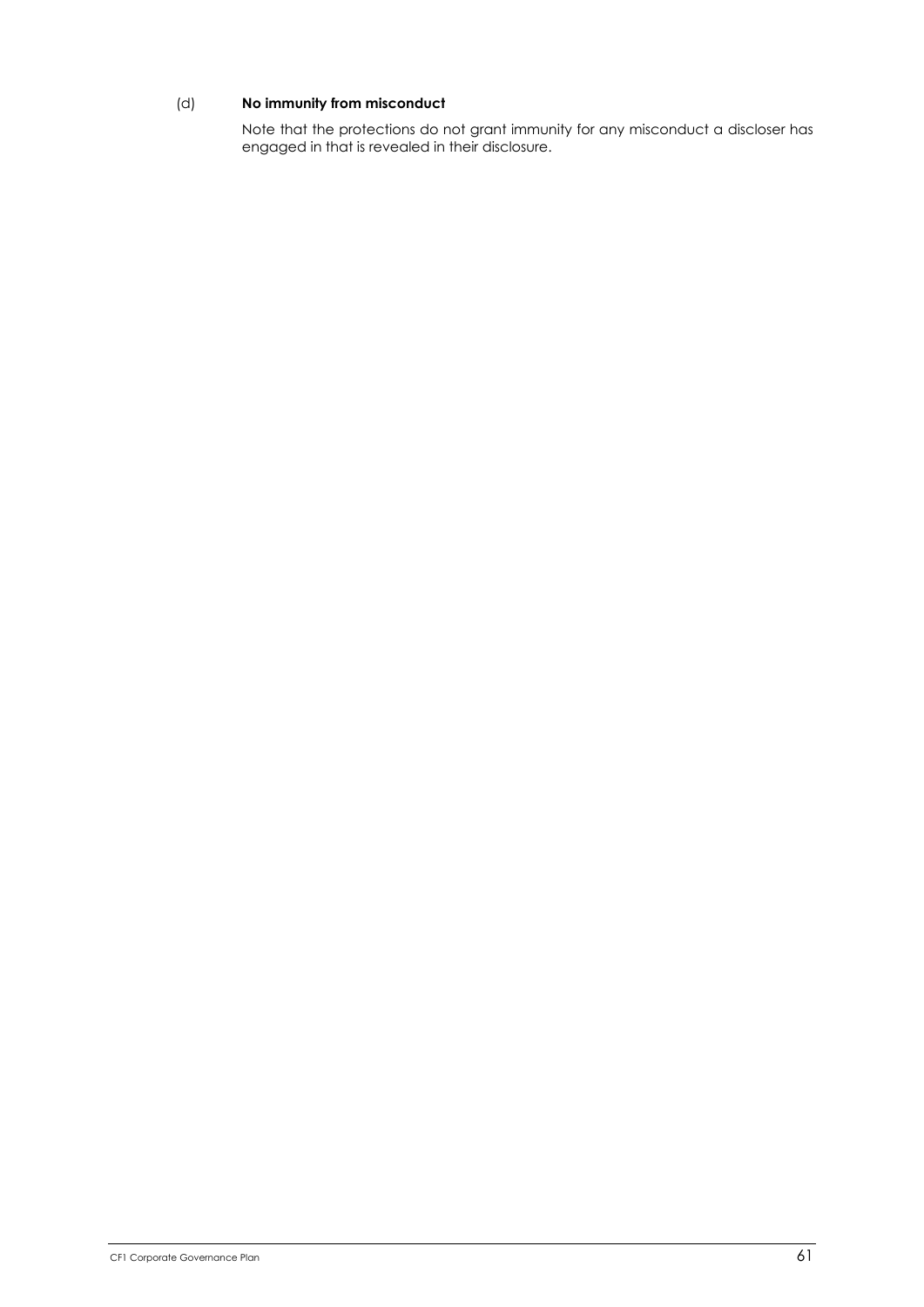(d) **No immunity from misconduct**

Note that the protections do not grant immunity for any misconduct a discloser has engaged in that is revealed in their disclosure.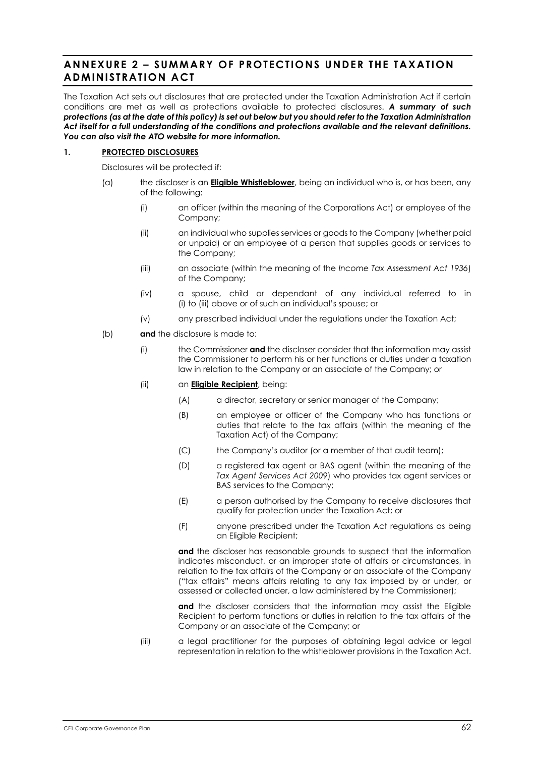# ANNEXURE 2 – SUMMARY OF PROTECTIONS UNDER THE TAXATION ADMINISTRATION ACT

The Taxation Act sets out disclosures that are protected under the Taxation Administration Act if certain conditions are met as well as protections available to protected disclosures. ***A summary of such protections (as at the date of this policy) is set out below but you should refer to the Taxation Administration Act itself for a full understanding of the conditions and protections available and the relevant definitions. You can also visit the ATO website for more information.***

## 1. PROTECTED DISCLOSURES

Disclosures will be protected if:

(a) the discloser is an **Eligible Whistleblower**, being an individual who is, or has been, any of the following:

  (i) an officer (within the meaning of the Corporations Act) or employee of the Company;

  (ii) an individual who supplies services or goods to the Company (whether paid or unpaid) or an employee of a person that supplies goods or services to the Company;

  (iii) an associate (within the meaning of the *Income Tax Assessment Act 1936*) of the Company;

  (iv) a spouse, child or dependant of any individual referred to in (i) to (iii) above or of such an individual's spouse; or

  (v) any prescribed individual under the regulations under the Taxation Act;

(b) **and** the disclosure is made to:

  (i) the Commissioner **and** the discloser consider that the information may assist the Commissioner to perform his or her functions or duties under a taxation law in relation to the Company or an associate of the Company; or

  (ii) an **Eligible Recipient**, being:

    (A) a director, secretary or senior manager of the Company;

    (B) an employee or officer of the Company who has functions or duties that relate to the tax affairs (within the meaning of the Taxation Act) of the Company;

    (C) the Company's auditor (or a member of that audit team);

    (D) a registered tax agent or BAS agent (within the meaning of the *Tax Agent Services Act 2009*) who provides tax agent services or BAS services to the Company;

    (E) a person authorised by the Company to receive disclosures that qualify for protection under the Taxation Act; or

    (F) anyone prescribed under the Taxation Act regulations as being an Eligible Recipient;

  **and** the discloser has reasonable grounds to suspect that the information indicates misconduct, or an improper state of affairs or circumstances, in relation to the tax affairs of the Company or an associate of the Company ("tax affairs" means affairs relating to any tax imposed by or under, or assessed or collected under, a law administered by the Commissioner);

  **and** the discloser considers that the information may assist the Eligible Recipient to perform functions or duties in relation to the tax affairs of the Company or an associate of the Company; or

  (iii) a legal practitioner for the purposes of obtaining legal advice or legal representation in relation to the whistleblower provisions in the Taxation Act.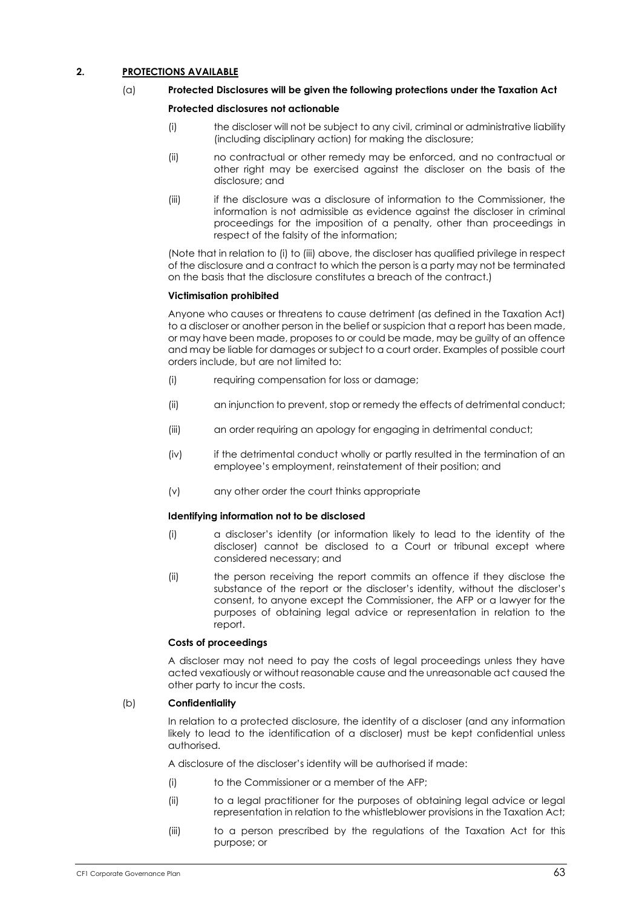## 2. PROTECTIONS AVAILABLE

(a) **Protected Disclosures will be given the following protections under the Taxation Act**

**Protected disclosures not actionable**

(i) the discloser will not be subject to any civil, criminal or administrative liability (including disciplinary action) for making the disclosure;

(ii) no contractual or other remedy may be enforced, and no contractual or other right may be exercised against the discloser on the basis of the disclosure; and

(iii) if the disclosure was a disclosure of information to the Commissioner, the information is not admissible as evidence against the discloser in criminal proceedings for the imposition of a penalty, other than proceedings in respect of the falsity of the information;

(Note that in relation to (i) to (iii) above, the discloser has qualified privilege in respect of the disclosure and a contract to which the person is a party may not be terminated on the basis that the disclosure constitutes a breach of the contract.)

**Victimisation prohibited**

Anyone who causes or threatens to cause detriment (as defined in the Taxation Act) to a discloser or another person in the belief or suspicion that a report has been made, or may have been made, proposes to or could be made, may be guilty of an offence and may be liable for damages or subject to a court order. Examples of possible court orders include, but are not limited to:

(i) requiring compensation for loss or damage;

(ii) an injunction to prevent, stop or remedy the effects of detrimental conduct;

(iii) an order requiring an apology for engaging in detrimental conduct;

(iv) if the detrimental conduct wholly or partly resulted in the termination of an employee's employment, reinstatement of their position; and

(v) any other order the court thinks appropriate

**Identifying information not to be disclosed**

(i) a discloser's identity (or information likely to lead to the identity of the discloser) cannot be disclosed to a Court or tribunal except where considered necessary; and

(ii) the person receiving the report commits an offence if they disclose the substance of the report or the discloser's identity, without the discloser's consent, to anyone except the Commissioner, the AFP or a lawyer for the purposes of obtaining legal advice or representation in relation to the report.

**Costs of proceedings**

A discloser may not need to pay the costs of legal proceedings unless they have acted vexatiously or without reasonable cause and the unreasonable act caused the other party to incur the costs.

(b) **Confidentiality**

In relation to a protected disclosure, the identity of a discloser (and any information likely to lead to the identification of a discloser) must be kept confidential unless authorised.

A disclosure of the discloser's identity will be authorised if made:

(i) to the Commissioner or a member of the AFP;

(ii) to a legal practitioner for the purposes of obtaining legal advice or legal representation in relation to the whistleblower provisions in the Taxation Act;

(iii) to a person prescribed by the regulations of the Taxation Act for this purpose; or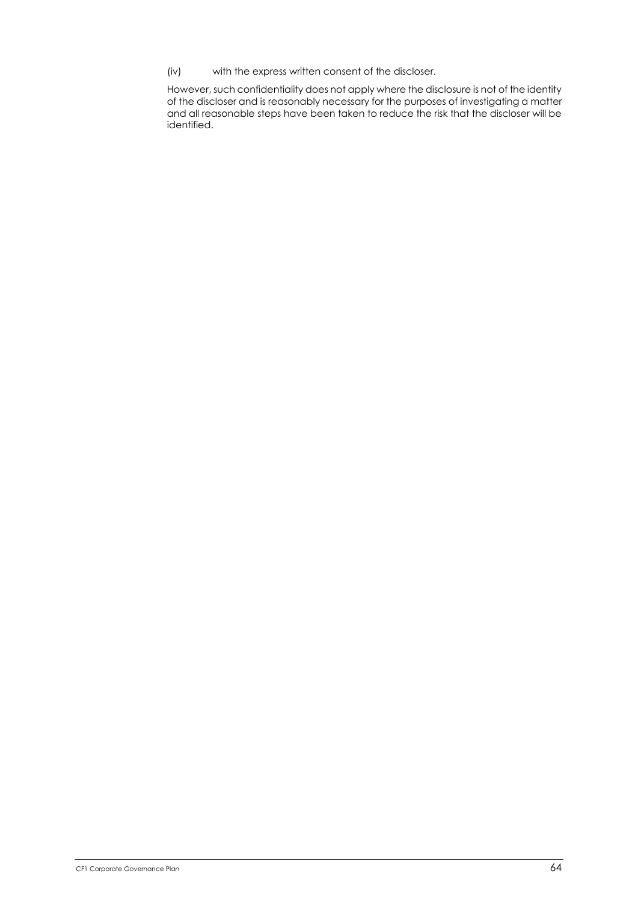(iv) with the express written consent of the discloser.

However, such confidentiality does not apply where the disclosure is not of the identity of the discloser and is reasonably necessary for the purposes of investigating a matter and all reasonable steps have been taken to reduce the risk that the discloser will be identified.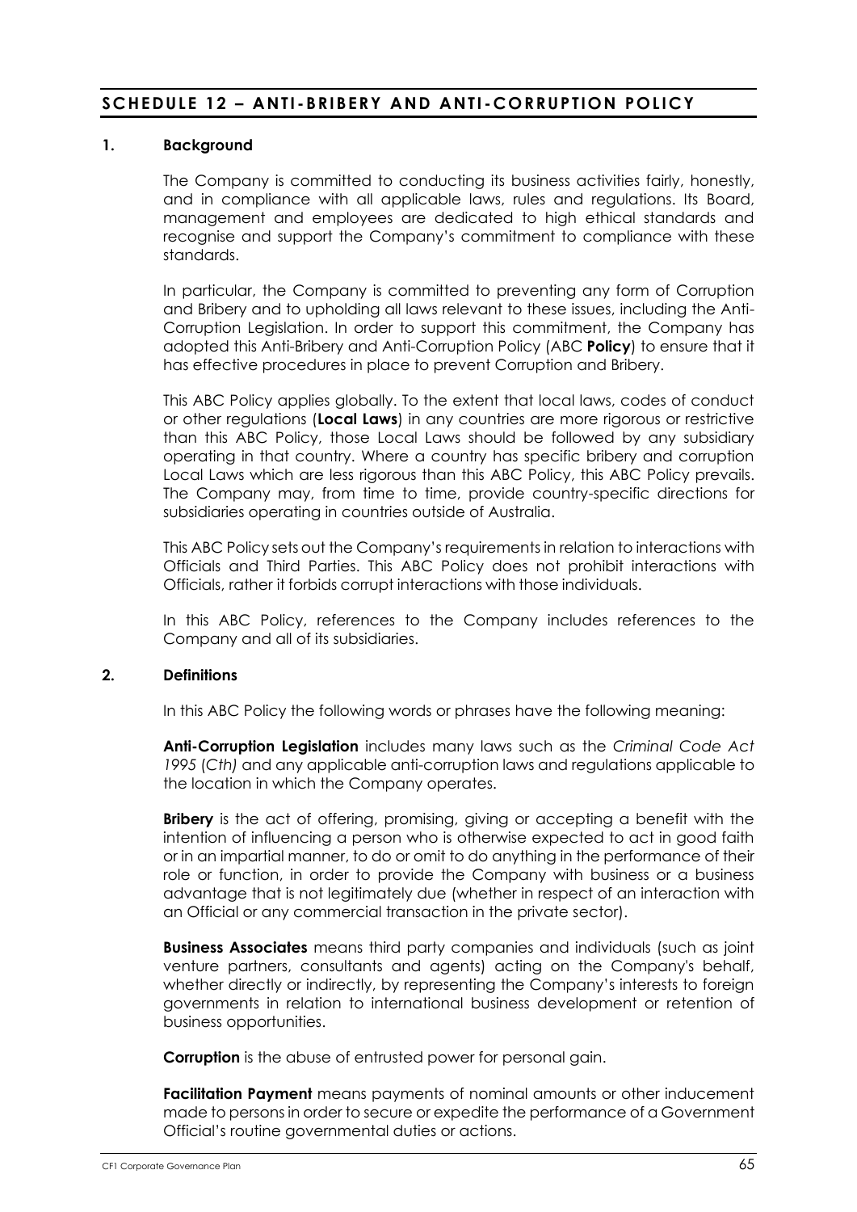# SCHEDULE 12 – ANTI-BRIBERY AND ANTI-CORRUPTION POLICY

## 1. Background

The Company is committed to conducting its business activities fairly, honestly, and in compliance with all applicable laws, rules and regulations. Its Board, management and employees are dedicated to high ethical standards and recognise and support the Company's commitment to compliance with these standards.

In particular, the Company is committed to preventing any form of Corruption and Bribery and to upholding all laws relevant to these issues, including the Anti-Corruption Legislation. In order to support this commitment, the Company has adopted this Anti-Bribery and Anti-Corruption Policy (ABC **Policy**) to ensure that it has effective procedures in place to prevent Corruption and Bribery.

This ABC Policy applies globally. To the extent that local laws, codes of conduct or other regulations (**Local Laws**) in any countries are more rigorous or restrictive than this ABC Policy, those Local Laws should be followed by any subsidiary operating in that country. Where a country has specific bribery and corruption Local Laws which are less rigorous than this ABC Policy, this ABC Policy prevails. The Company may, from time to time, provide country-specific directions for subsidiaries operating in countries outside of Australia.

This ABC Policy sets out the Company's requirements in relation to interactions with Officials and Third Parties. This ABC Policy does not prohibit interactions with Officials, rather it forbids corrupt interactions with those individuals.

In this ABC Policy, references to the Company includes references to the Company and all of its subsidiaries.

## 2. Definitions

In this ABC Policy the following words or phrases have the following meaning:

**Anti-Corruption Legislation** includes many laws such as the *Criminal Code Act 1995 (Cth)* and any applicable anti-corruption laws and regulations applicable to the location in which the Company operates.

**Bribery** is the act of offering, promising, giving or accepting a benefit with the intention of influencing a person who is otherwise expected to act in good faith or in an impartial manner, to do or omit to do anything in the performance of their role or function, in order to provide the Company with business or a business advantage that is not legitimately due (whether in respect of an interaction with an Official or any commercial transaction in the private sector).

**Business Associates** means third party companies and individuals (such as joint venture partners, consultants and agents) acting on the Company's behalf, whether directly or indirectly, by representing the Company's interests to foreign governments in relation to international business development or retention of business opportunities.

**Corruption** is the abuse of entrusted power for personal gain.

**Facilitation Payment** means payments of nominal amounts or other inducement made to persons in order to secure or expedite the performance of a Government Official's routine governmental duties or actions.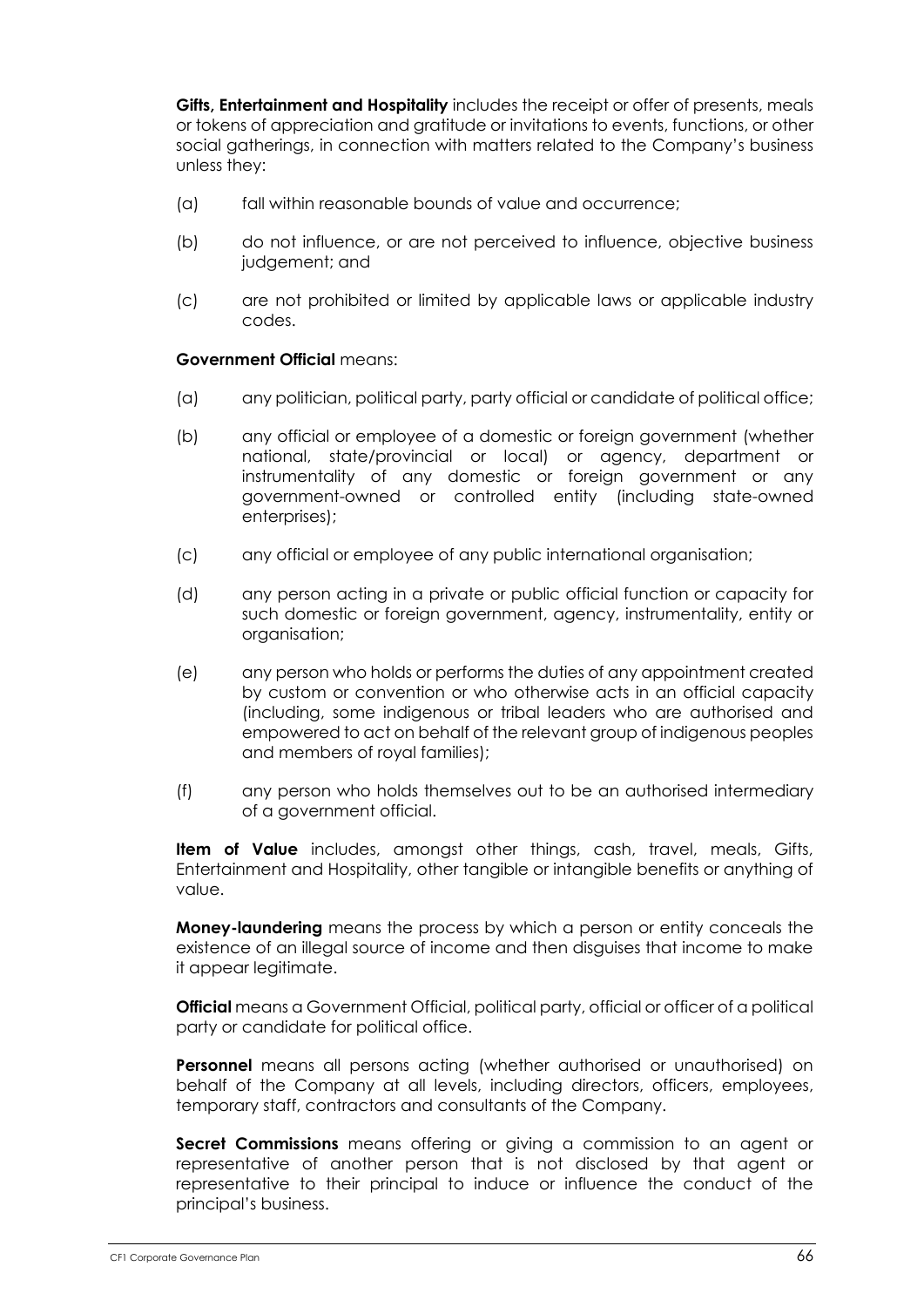**Gifts, Entertainment and Hospitality** includes the receipt or offer of presents, meals or tokens of appreciation and gratitude or invitations to events, functions, or other social gatherings, in connection with matters related to the Company's business unless they:

(a) fall within reasonable bounds of value and occurrence;

(b) do not influence, or are not perceived to influence, objective business judgement; and

(c) are not prohibited or limited by applicable laws or applicable industry codes.

**Government Official** means:

(a) any politician, political party, party official or candidate of political office;

(b) any official or employee of a domestic or foreign government (whether national, state/provincial or local) or agency, department or instrumentality of any domestic or foreign government or any government-owned or controlled entity (including state-owned enterprises);

(c) any official or employee of any public international organisation;

(d) any person acting in a private or public official function or capacity for such domestic or foreign government, agency, instrumentality, entity or organisation;

(e) any person who holds or performs the duties of any appointment created by custom or convention or who otherwise acts in an official capacity (including, some indigenous or tribal leaders who are authorised and empowered to act on behalf of the relevant group of indigenous peoples and members of royal families);

(f) any person who holds themselves out to be an authorised intermediary of a government official.

**Item of Value** includes, amongst other things, cash, travel, meals, Gifts, Entertainment and Hospitality, other tangible or intangible benefits or anything of value.

**Money-laundering** means the process by which a person or entity conceals the existence of an illegal source of income and then disguises that income to make it appear legitimate.

**Official** means a Government Official, political party, official or officer of a political party or candidate for political office.

**Personnel** means all persons acting (whether authorised or unauthorised) on behalf of the Company at all levels, including directors, officers, employees, temporary staff, contractors and consultants of the Company.

**Secret Commissions** means offering or giving a commission to an agent or representative of another person that is not disclosed by that agent or representative to their principal to induce or influence the conduct of the principal's business.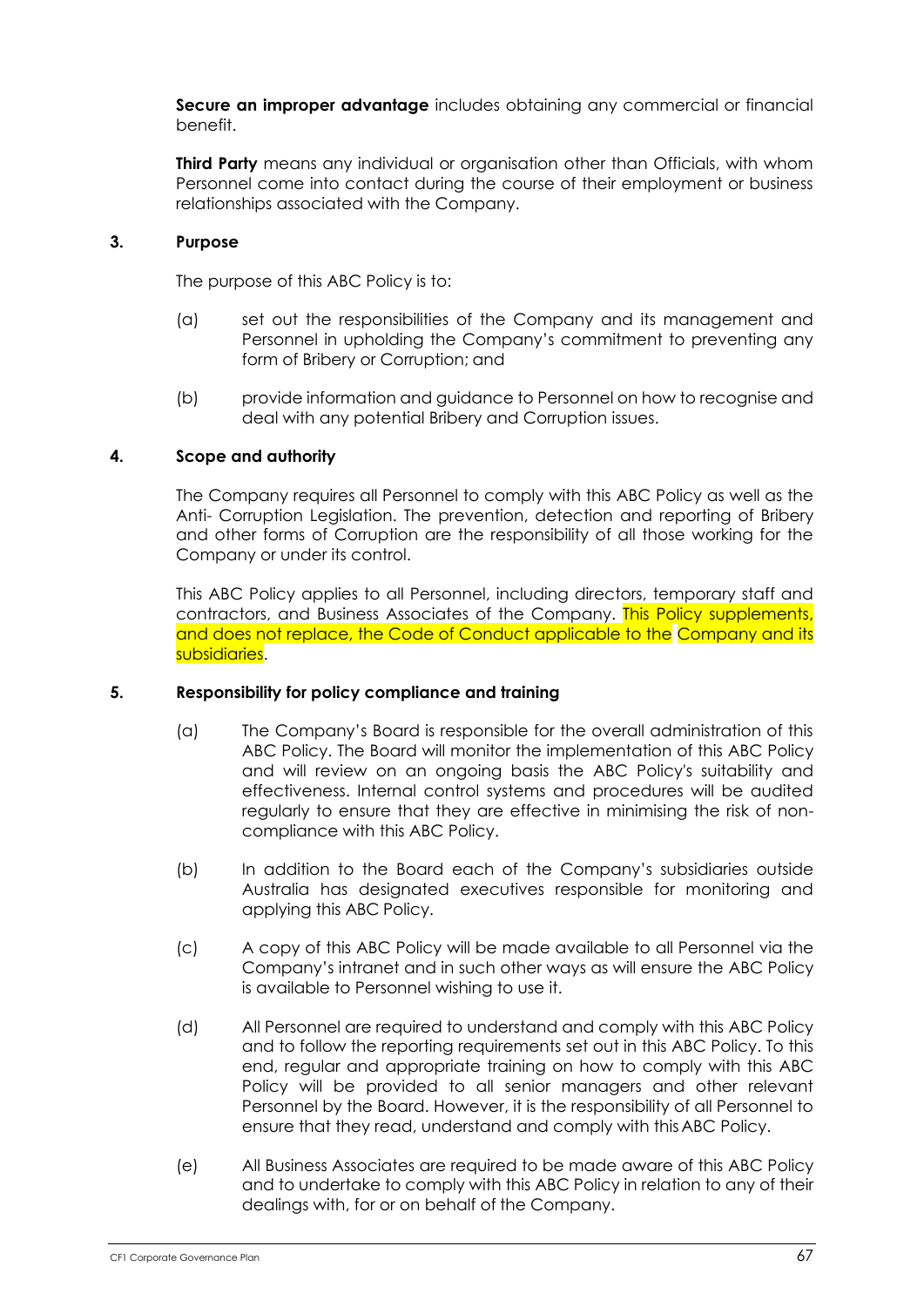**Secure an improper advantage** includes obtaining any commercial or financial benefit.

**Third Party** means any individual or organisation other than Officials, with whom Personnel come into contact during the course of their employment or business relationships associated with the Company.

## 3. Purpose

The purpose of this ABC Policy is to:

(a) set out the responsibilities of the Company and its management and Personnel in upholding the Company's commitment to preventing any form of Bribery or Corruption; and

(b) provide information and guidance to Personnel on how to recognise and deal with any potential Bribery and Corruption issues.

## 4. Scope and authority

The Company requires all Personnel to comply with this ABC Policy as well as the Anti- Corruption Legislation. The prevention, detection and reporting of Bribery and other forms of Corruption are the responsibility of all those working for the Company or under its control.

This ABC Policy applies to all Personnel, including directors, temporary staff and contractors, and Business Associates of the Company. This Policy supplements, and does not replace, the Code of Conduct applicable to the Company and its subsidiaries.

## 5. Responsibility for policy compliance and training

(a) The Company's Board is responsible for the overall administration of this ABC Policy. The Board will monitor the implementation of this ABC Policy and will review on an ongoing basis the ABC Policy's suitability and effectiveness. Internal control systems and procedures will be audited regularly to ensure that they are effective in minimising the risk of non-compliance with this ABC Policy.

(b) In addition to the Board each of the Company's subsidiaries outside Australia has designated executives responsible for monitoring and applying this ABC Policy.

(c) A copy of this ABC Policy will be made available to all Personnel via the Company's intranet and in such other ways as will ensure the ABC Policy is available to Personnel wishing to use it.

(d) All Personnel are required to understand and comply with this ABC Policy and to follow the reporting requirements set out in this ABC Policy. To this end, regular and appropriate training on how to comply with this ABC Policy will be provided to all senior managers and other relevant Personnel by the Board. However, it is the responsibility of all Personnel to ensure that they read, understand and comply with this ABC Policy.

(e) All Business Associates are required to be made aware of this ABC Policy and to undertake to comply with this ABC Policy in relation to any of their dealings with, for or on behalf of the Company.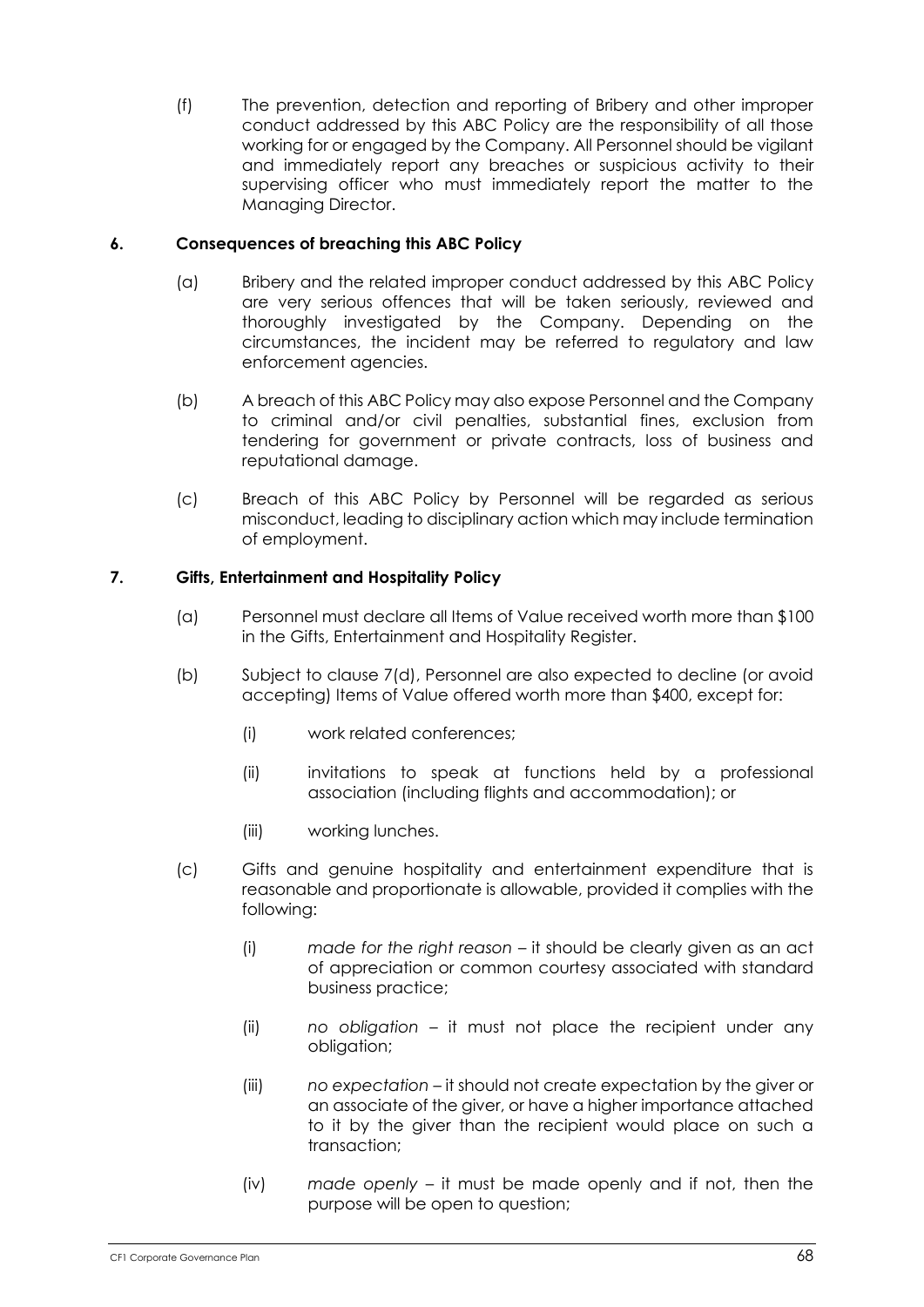(f) The prevention, detection and reporting of Bribery and other improper conduct addressed by this ABC Policy are the responsibility of all those working for or engaged by the Company. All Personnel should be vigilant and immediately report any breaches or suspicious activity to their supervising officer who must immediately report the matter to the Managing Director.

### 6. Consequences of breaching this ABC Policy

(a) Bribery and the related improper conduct addressed by this ABC Policy are very serious offences that will be taken seriously, reviewed and thoroughly investigated by the Company. Depending on the circumstances, the incident may be referred to regulatory and law enforcement agencies.

(b) A breach of this ABC Policy may also expose Personnel and the Company to criminal and/or civil penalties, substantial fines, exclusion from tendering for government or private contracts, loss of business and reputational damage.

(c) Breach of this ABC Policy by Personnel will be regarded as serious misconduct, leading to disciplinary action which may include termination of employment.

### 7. Gifts, Entertainment and Hospitality Policy

(a) Personnel must declare all Items of Value received worth more than $100 in the Gifts, Entertainment and Hospitality Register.

(b) Subject to clause 7(d), Personnel are also expected to decline (or avoid accepting) Items of Value offered worth more than $400, except for:

  (i) work related conferences;

  (ii) invitations to speak at functions held by a professional association (including flights and accommodation); or

  (iii) working lunches.

(c) Gifts and genuine hospitality and entertainment expenditure that is reasonable and proportionate is allowable, provided it complies with the following:

  (i) *made for the right reason* – it should be clearly given as an act of appreciation or common courtesy associated with standard business practice;

  (ii) *no obligation* – it must not place the recipient under any obligation;

  (iii) *no expectation* – it should not create expectation by the giver or an associate of the giver, or have a higher importance attached to it by the giver than the recipient would place on such a transaction;

  (iv) *made openly* – it must be made openly and if not, then the purpose will be open to question;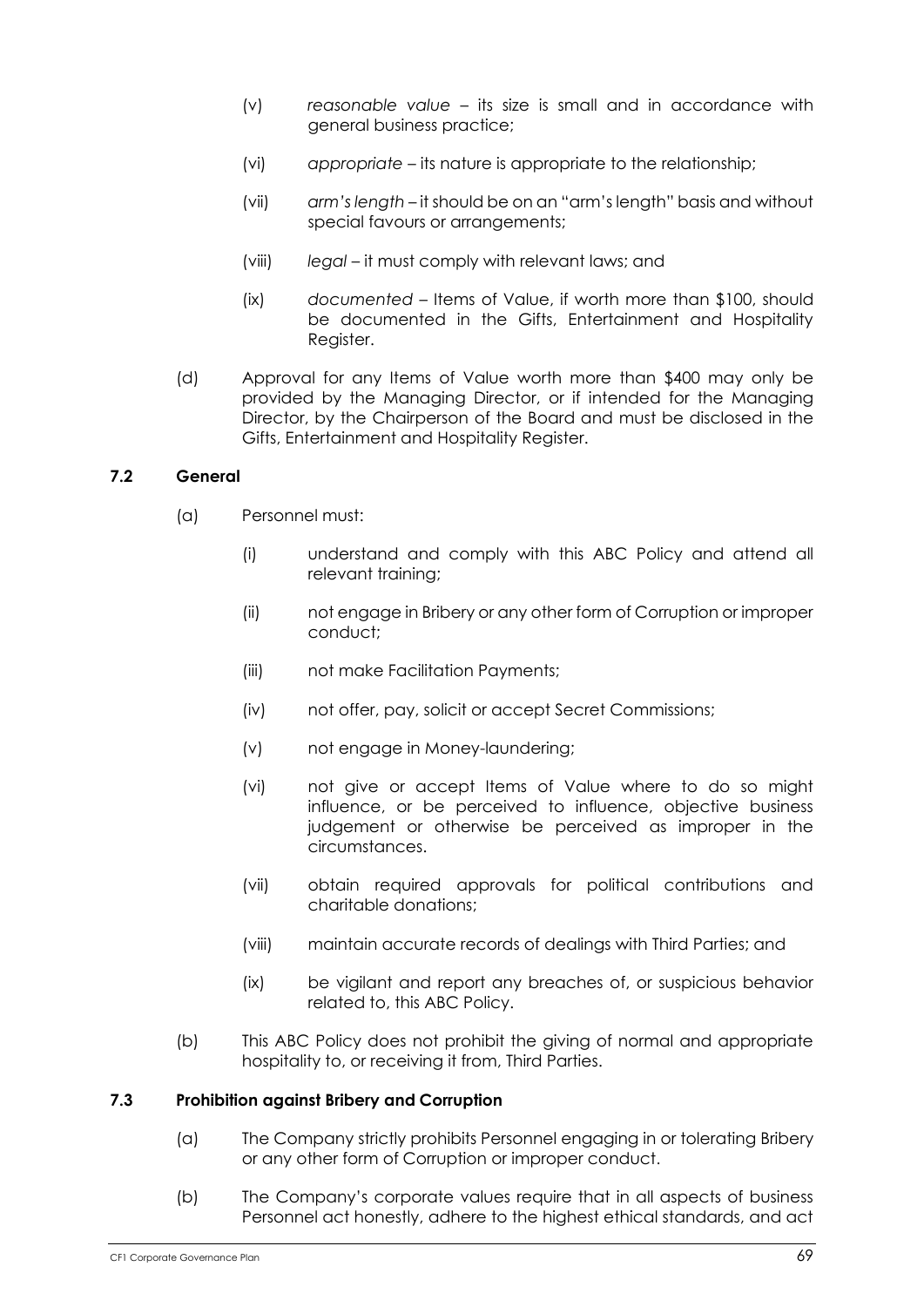(v) *reasonable value* – its size is small and in accordance with general business practice;

(vi) *appropriate* – its nature is appropriate to the relationship;

(vii) *arm's length* – it should be on an "arm's length" basis and without special favours or arrangements;

(viii) *legal* – it must comply with relevant laws; and

(ix) *documented* – Items of Value, if worth more than $100, should be documented in the Gifts, Entertainment and Hospitality Register.

(d) Approval for any Items of Value worth more than $400 may only be provided by the Managing Director, or if intended for the Managing Director, by the Chairperson of the Board and must be disclosed in the Gifts, Entertainment and Hospitality Register.

### 7.2 General

(a) Personnel must:

(i) understand and comply with this ABC Policy and attend all relevant training;

(ii) not engage in Bribery or any other form of Corruption or improper conduct;

(iii) not make Facilitation Payments;

(iv) not offer, pay, solicit or accept Secret Commissions;

(v) not engage in Money-laundering;

(vi) not give or accept Items of Value where to do so might influence, or be perceived to influence, objective business judgement or otherwise be perceived as improper in the circumstances.

(vii) obtain required approvals for political contributions and charitable donations;

(viii) maintain accurate records of dealings with Third Parties; and

(ix) be vigilant and report any breaches of, or suspicious behavior related to, this ABC Policy.

(b) This ABC Policy does not prohibit the giving of normal and appropriate hospitality to, or receiving it from, Third Parties.

### 7.3 Prohibition against Bribery and Corruption

(a) The Company strictly prohibits Personnel engaging in or tolerating Bribery or any other form of Corruption or improper conduct.

(b) The Company's corporate values require that in all aspects of business Personnel act honestly, adhere to the highest ethical standards, and act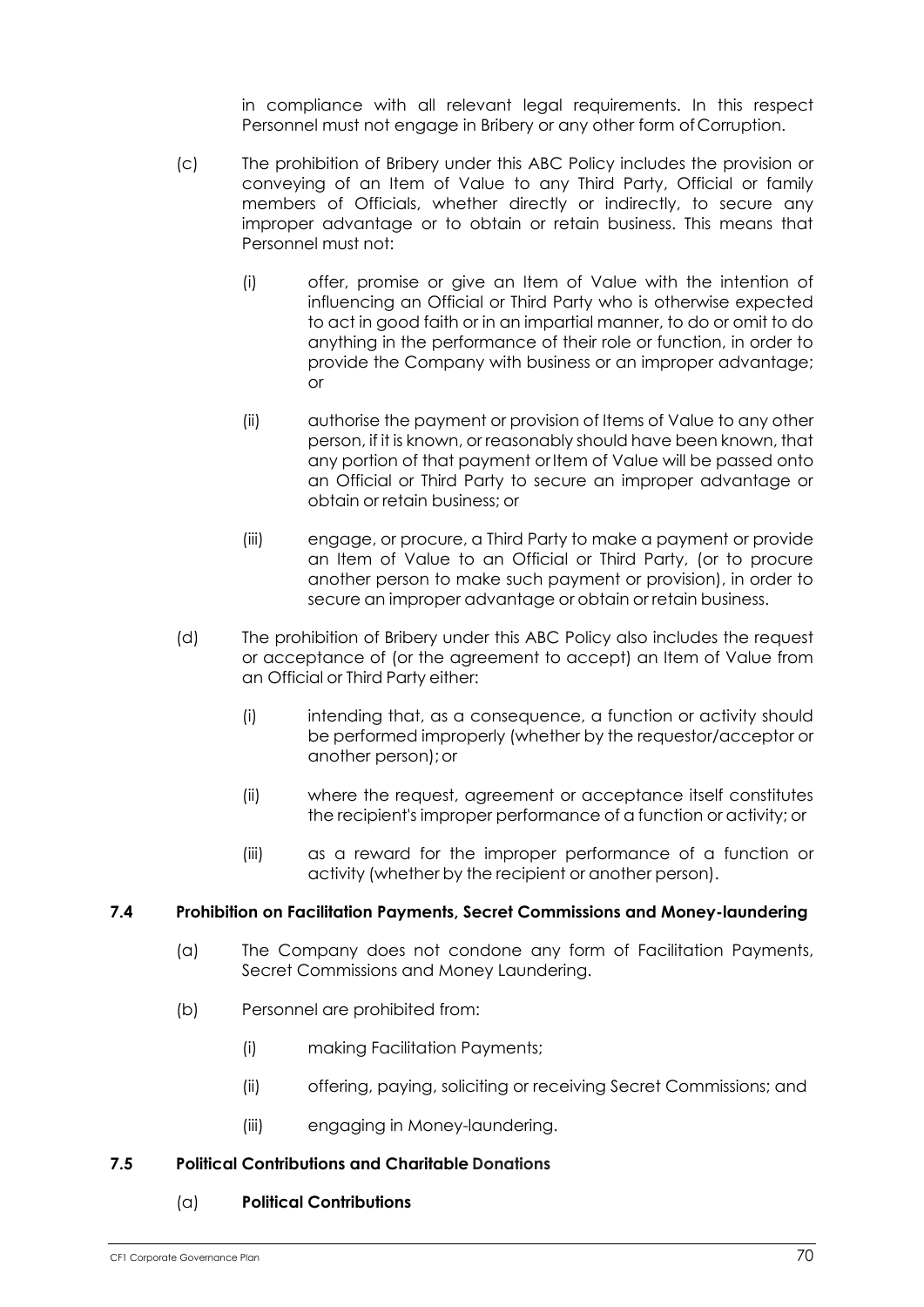in compliance with all relevant legal requirements. In this respect Personnel must not engage in Bribery or any other form of Corruption.

(c) The prohibition of Bribery under this ABC Policy includes the provision or conveying of an Item of Value to any Third Party, Official or family members of Officials, whether directly or indirectly, to secure any improper advantage or to obtain or retain business. This means that Personnel must not:

   (i) offer, promise or give an Item of Value with the intention of influencing an Official or Third Party who is otherwise expected to act in good faith or in an impartial manner, to do or omit to do anything in the performance of their role or function, in order to provide the Company with business or an improper advantage; or

   (ii) authorise the payment or provision of Items of Value to any other person, if it is known, or reasonably should have been known, that any portion of that payment or Item of Value will be passed onto an Official or Third Party to secure an improper advantage or obtain or retain business; or

   (iii) engage, or procure, a Third Party to make a payment or provide an Item of Value to an Official or Third Party, (or to procure another person to make such payment or provision), in order to secure an improper advantage or obtain or retain business.

(d) The prohibition of Bribery under this ABC Policy also includes the request or acceptance of (or the agreement to accept) an Item of Value from an Official or Third Party either:

   (i) intending that, as a consequence, a function or activity should be performed improperly (whether by the requestor/acceptor or another person); or

   (ii) where the request, agreement or acceptance itself constitutes the recipient's improper performance of a function or activity; or

   (iii) as a reward for the improper performance of a function or activity (whether by the recipient or another person).

**7.4 Prohibition on Facilitation Payments, Secret Commissions and Money-laundering**

(a) The Company does not condone any form of Facilitation Payments, Secret Commissions and Money Laundering.

(b) Personnel are prohibited from:

   (i) making Facilitation Payments;

   (ii) offering, paying, soliciting or receiving Secret Commissions; and

   (iii) engaging in Money-laundering.

**7.5 Political Contributions and Charitable Donations**

(a) **Political Contributions**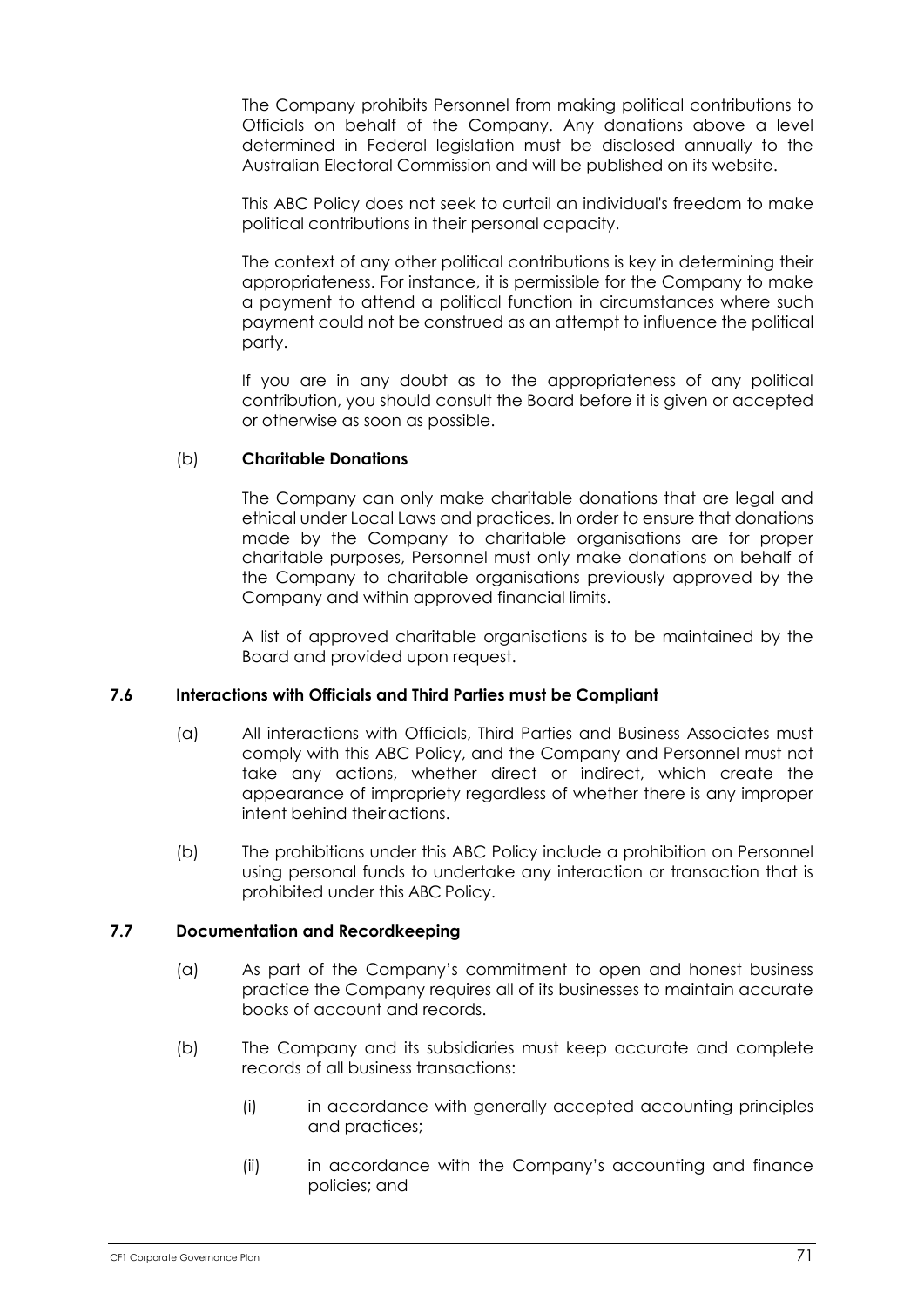The Company prohibits Personnel from making political contributions to Officials on behalf of the Company. Any donations above a level determined in Federal legislation must be disclosed annually to the Australian Electoral Commission and will be published on its website.

This ABC Policy does not seek to curtail an individual's freedom to make political contributions in their personal capacity.

The context of any other political contributions is key in determining their appropriateness. For instance, it is permissible for the Company to make a payment to attend a political function in circumstances where such payment could not be construed as an attempt to influence the political party.

If you are in any doubt as to the appropriateness of any political contribution, you should consult the Board before it is given or accepted or otherwise as soon as possible.

(b) **Charitable Donations**

The Company can only make charitable donations that are legal and ethical under Local Laws and practices. In order to ensure that donations made by the Company to charitable organisations are for proper charitable purposes, Personnel must only make donations on behalf of the Company to charitable organisations previously approved by the Company and within approved financial limits.

A list of approved charitable organisations is to be maintained by the Board and provided upon request.

### 7.6 Interactions with Officials and Third Parties must be Compliant

(a) All interactions with Officials, Third Parties and Business Associates must comply with this ABC Policy, and the Company and Personnel must not take any actions, whether direct or indirect, which create the appearance of impropriety regardless of whether there is any improper intent behind their actions.

(b) The prohibitions under this ABC Policy include a prohibition on Personnel using personal funds to undertake any interaction or transaction that is prohibited under this ABC Policy.

### 7.7 Documentation and Recordkeeping

(a) As part of the Company's commitment to open and honest business practice the Company requires all of its businesses to maintain accurate books of account and records.

(b) The Company and its subsidiaries must keep accurate and complete records of all business transactions:

(i) in accordance with generally accepted accounting principles and practices;

(ii) in accordance with the Company's accounting and finance policies; and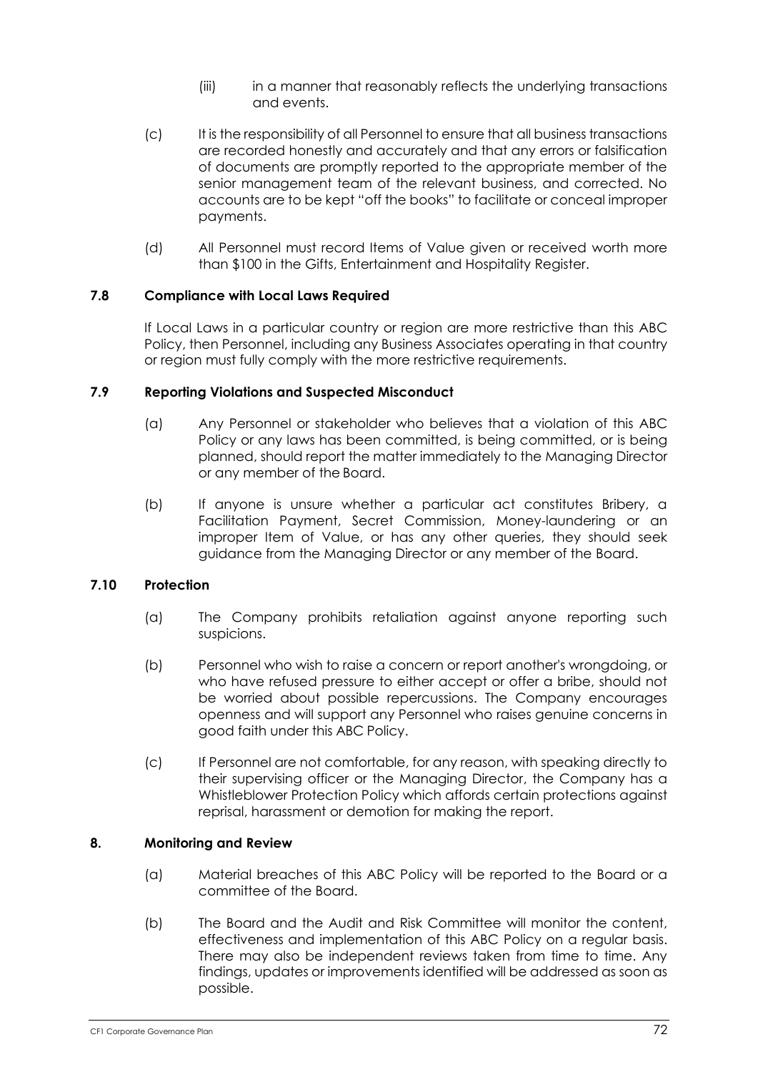(iii) in a manner that reasonably reflects the underlying transactions and events.

(c) It is the responsibility of all Personnel to ensure that all business transactions are recorded honestly and accurately and that any errors or falsification of documents are promptly reported to the appropriate member of the senior management team of the relevant business, and corrected. No accounts are to be kept "off the books" to facilitate or conceal improper payments.

(d) All Personnel must record Items of Value given or received worth more than $100 in the Gifts, Entertainment and Hospitality Register.

### 7.8 Compliance with Local Laws Required

If Local Laws in a particular country or region are more restrictive than this ABC Policy, then Personnel, including any Business Associates operating in that country or region must fully comply with the more restrictive requirements.

### 7.9 Reporting Violations and Suspected Misconduct

(a) Any Personnel or stakeholder who believes that a violation of this ABC Policy or any laws has been committed, is being committed, or is being planned, should report the matter immediately to the Managing Director or any member of the Board.

(b) If anyone is unsure whether a particular act constitutes Bribery, a Facilitation Payment, Secret Commission, Money-laundering or an improper Item of Value, or has any other queries, they should seek guidance from the Managing Director or any member of the Board.

### 7.10 Protection

(a) The Company prohibits retaliation against anyone reporting such suspicions.

(b) Personnel who wish to raise a concern or report another's wrongdoing, or who have refused pressure to either accept or offer a bribe, should not be worried about possible repercussions. The Company encourages openness and will support any Personnel who raises genuine concerns in good faith under this ABC Policy.

(c) If Personnel are not comfortable, for any reason, with speaking directly to their supervising officer or the Managing Director, the Company has a Whistleblower Protection Policy which affords certain protections against reprisal, harassment or demotion for making the report.

## 8. Monitoring and Review

(a) Material breaches of this ABC Policy will be reported to the Board or a committee of the Board.

(b) The Board and the Audit and Risk Committee will monitor the content, effectiveness and implementation of this ABC Policy on a regular basis. There may also be independent reviews taken from time to time. Any findings, updates or improvements identified will be addressed as soon as possible.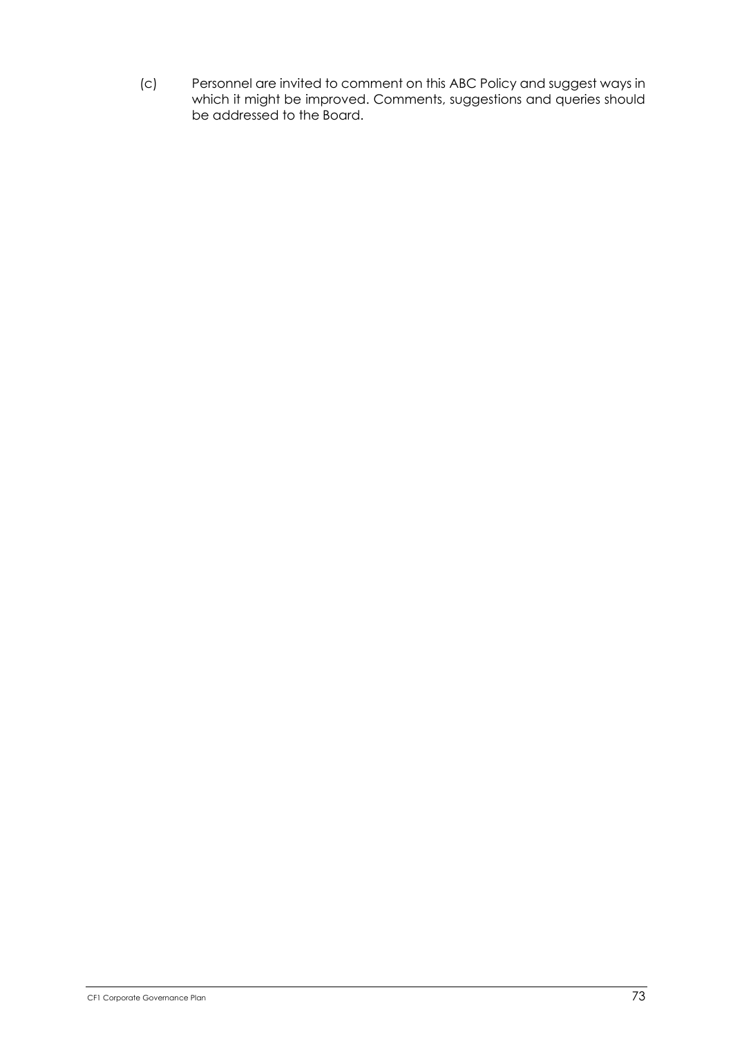(c) Personnel are invited to comment on this ABC Policy and suggest ways in which it might be improved. Comments, suggestions and queries should be addressed to the Board.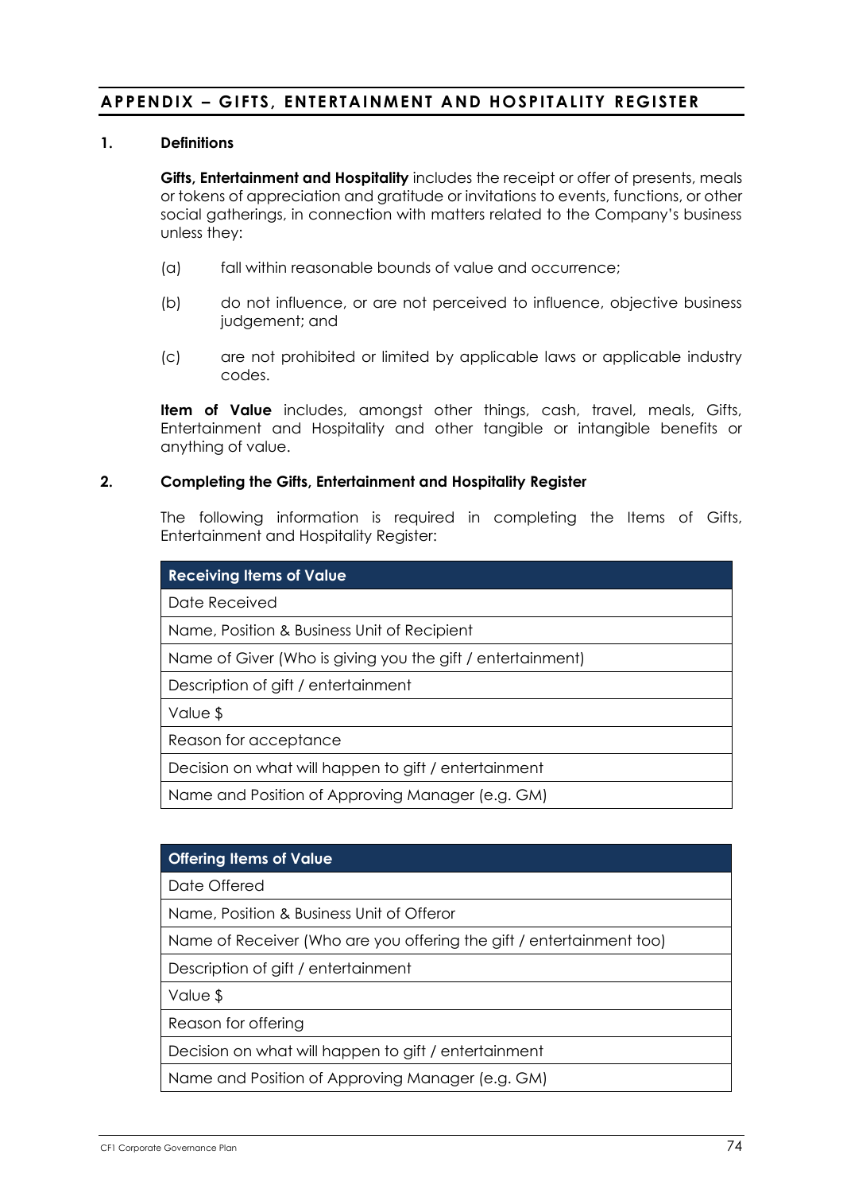## APPENDIX – GIFTS, ENTERTAINMENT AND HOSPITALITY REGISTER

### 1. Definitions

**Gifts, Entertainment and Hospitality** includes the receipt or offer of presents, meals or tokens of appreciation and gratitude or invitations to events, functions, or other social gatherings, in connection with matters related to the Company's business unless they:

(a) fall within reasonable bounds of value and occurrence;

(b) do not influence, or are not perceived to influence, objective business judgement; and

(c) are not prohibited or limited by applicable laws or applicable industry codes.

**Item of Value** includes, amongst other things, cash, travel, meals, Gifts, Entertainment and Hospitality and other tangible or intangible benefits or anything of value.

### 2. Completing the Gifts, Entertainment and Hospitality Register

The following information is required in completing the Items of Gifts, Entertainment and Hospitality Register:

| Receiving Items of Value |
| --- |
| Date Received |
| Name, Position & Business Unit of Recipient |
| Name of Giver (Who is giving you the gift / entertainment) |
| Description of gift / entertainment |
| Value $ |
| Reason for acceptance |
| Decision on what will happen to gift / entertainment |
| Name and Position of Approving Manager (e.g. GM) |

| Offering Items of Value |
| --- |
| Date Offered |
| Name, Position & Business Unit of Offeror |
| Name of Receiver (Who are you offering the gift / entertainment too) |
| Description of gift / entertainment |
| Value $ |
| Reason for offering |
| Decision on what will happen to gift / entertainment |
| Name and Position of Approving Manager (e.g. GM) |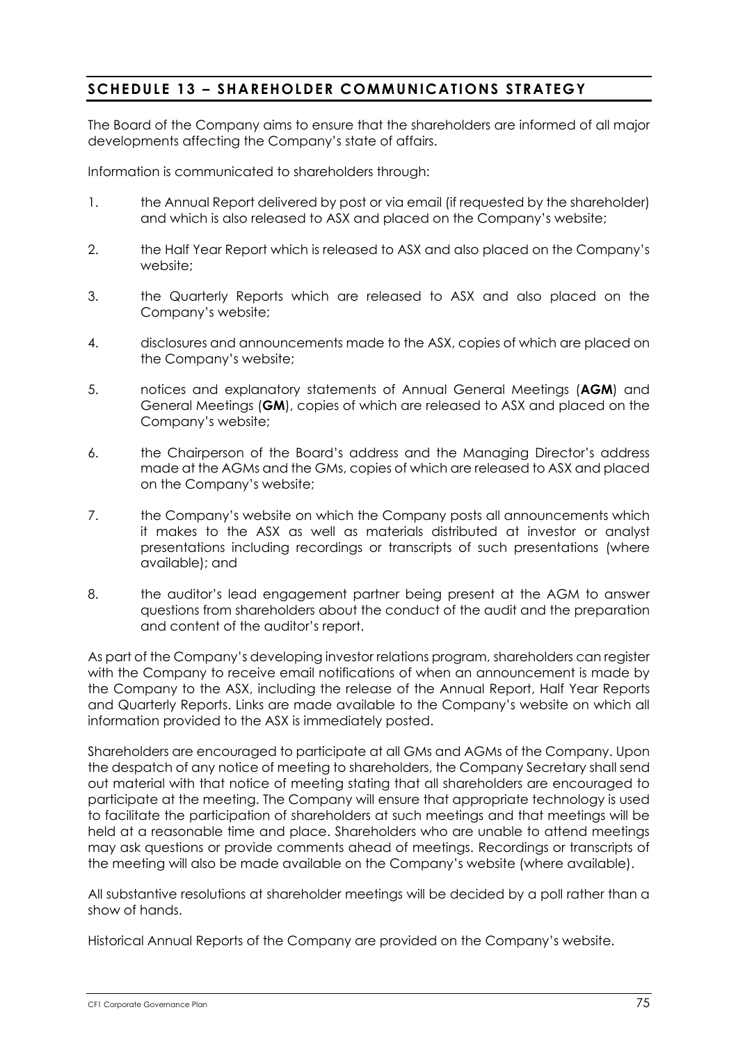## SCHEDULE 13 – SHAREHOLDER COMMUNICATIONS STRATEGY

The Board of the Company aims to ensure that the shareholders are informed of all major developments affecting the Company's state of affairs.

Information is communicated to shareholders through:

1. the Annual Report delivered by post or via email (if requested by the shareholder) and which is also released to ASX and placed on the Company's website;
2. the Half Year Report which is released to ASX and also placed on the Company's website;
3. the Quarterly Reports which are released to ASX and also placed on the Company's website;
4. disclosures and announcements made to the ASX, copies of which are placed on the Company's website;
5. notices and explanatory statements of Annual General Meetings (**AGM**) and General Meetings (**GM**), copies of which are released to ASX and placed on the Company's website;
6. the Chairperson of the Board's address and the Managing Director's address made at the AGMs and the GMs, copies of which are released to ASX and placed on the Company's website;
7. the Company's website on which the Company posts all announcements which it makes to the ASX as well as materials distributed at investor or analyst presentations including recordings or transcripts of such presentations (where available); and
8. the auditor's lead engagement partner being present at the AGM to answer questions from shareholders about the conduct of the audit and the preparation and content of the auditor's report.

As part of the Company's developing investor relations program, shareholders can register with the Company to receive email notifications of when an announcement is made by the Company to the ASX, including the release of the Annual Report, Half Year Reports and Quarterly Reports. Links are made available to the Company's website on which all information provided to the ASX is immediately posted.

Shareholders are encouraged to participate at all GMs and AGMs of the Company. Upon the despatch of any notice of meeting to shareholders, the Company Secretary shall send out material with that notice of meeting stating that all shareholders are encouraged to participate at the meeting. The Company will ensure that appropriate technology is used to facilitate the participation of shareholders at such meetings and that meetings will be held at a reasonable time and place. Shareholders who are unable to attend meetings may ask questions or provide comments ahead of meetings. Recordings or transcripts of the meeting will also be made available on the Company's website (where available).

All substantive resolutions at shareholder meetings will be decided by a poll rather than a show of hands.

Historical Annual Reports of the Company are provided on the Company's website.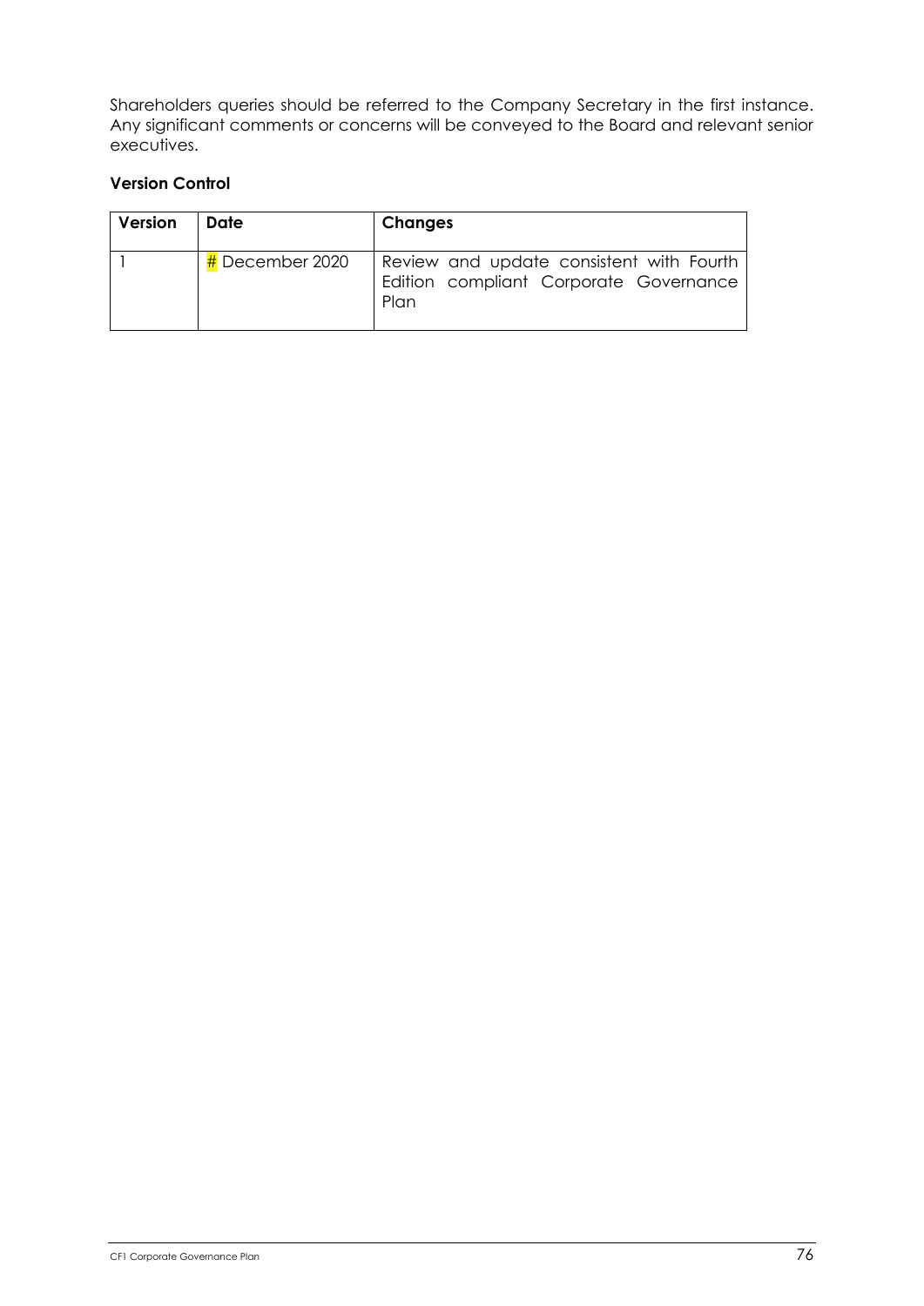Shareholders queries should be referred to the Company Secretary in the first instance. Any significant comments or concerns will be conveyed to the Board and relevant senior executives.

**Version Control**

| Version | Date | Changes |
| --- | --- | --- |
| 1 | # December 2020 | Review and update consistent with Fourth Edition compliant Corporate Governance Plan |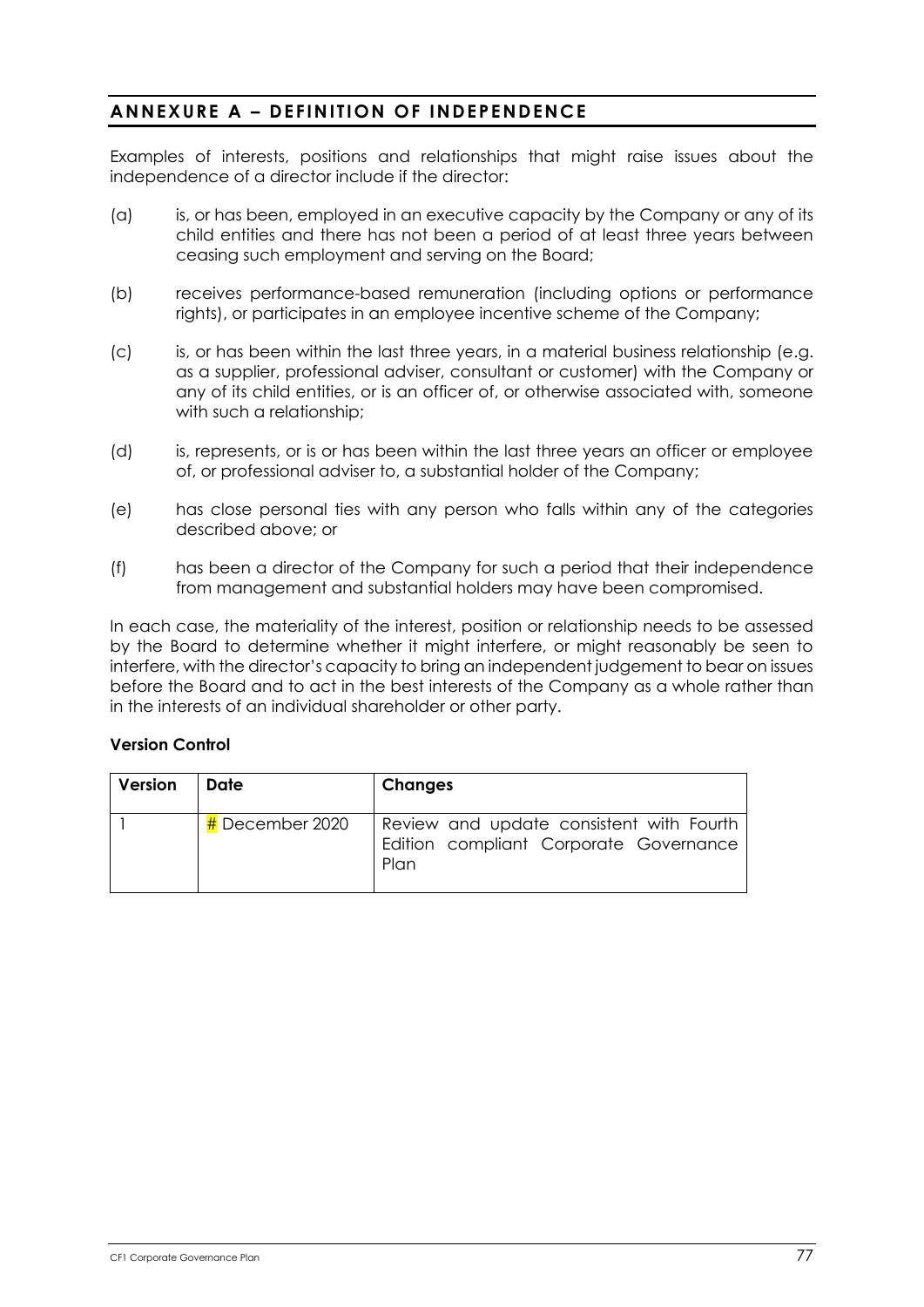## ANNEXURE A – DEFINITION OF INDEPENDENCE

Examples of interests, positions and relationships that might raise issues about the independence of a director include if the director:

(a) is, or has been, employed in an executive capacity by the Company or any of its child entities and there has not been a period of at least three years between ceasing such employment and serving on the Board;

(b) receives performance-based remuneration (including options or performance rights), or participates in an employee incentive scheme of the Company;

(c) is, or has been within the last three years, in a material business relationship (e.g. as a supplier, professional adviser, consultant or customer) with the Company or any of its child entities, or is an officer of, or otherwise associated with, someone with such a relationship;

(d) is, represents, or is or has been within the last three years an officer or employee of, or professional adviser to, a substantial holder of the Company;

(e) has close personal ties with any person who falls within any of the categories described above; or

(f) has been a director of the Company for such a period that their independence from management and substantial holders may have been compromised.

In each case, the materiality of the interest, position or relationship needs to be assessed by the Board to determine whether it might interfere, or might reasonably be seen to interfere, with the director's capacity to bring an independent judgement to bear on issues before the Board and to act in the best interests of the Company as a whole rather than in the interests of an individual shareholder or other party.

**Version Control**

| Version | Date | Changes |
|---|---|---|
| 1 | # December 2020 | Review and update consistent with Fourth Edition compliant Corporate Governance Plan |